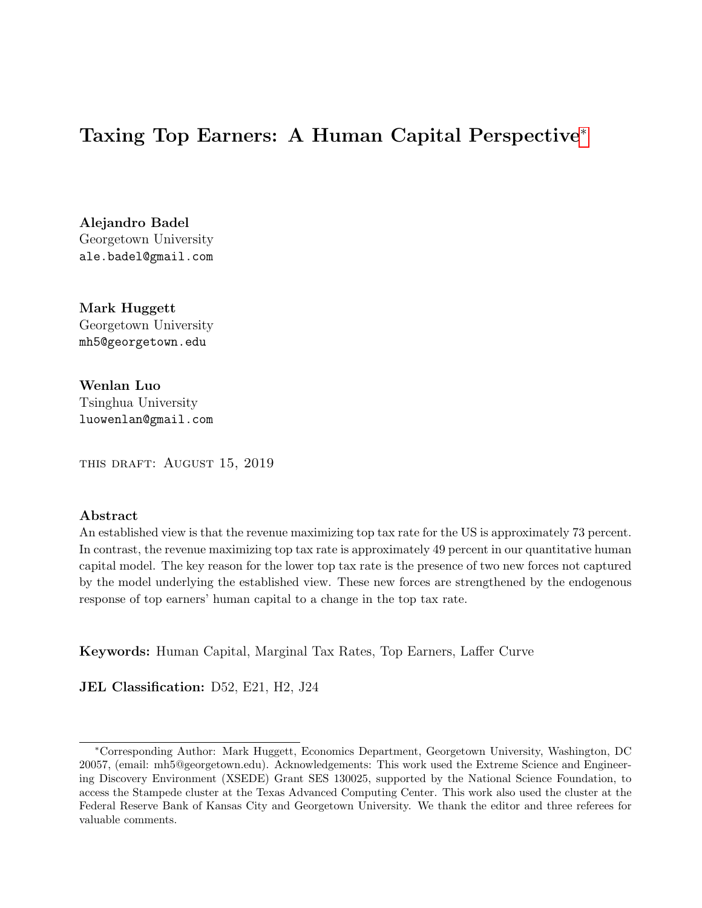# Taxing Top Earners: A Human Capital Perspective[*]

**Alejandro Badel**
Georgetown University
ale.badel@gmail.com

**Mark Huggett**
Georgetown University
mh5@georgetown.edu

**Wenlan Luo**
Tsinghua University
luowenlan@gmail.com

THIS DRAFT: AUGUST 15, 2019

## Abstract

An established view is that the revenue maximizing top tax rate for the US is approximately 73 percent. In contrast, the revenue maximizing top tax rate is approximately 49 percent in our quantitative human capital model. The key reason for the lower top tax rate is the presence of two new forces not captured by the model underlying the established view. These new forces are strengthened by the endogenous response of top earners' human capital to a change in the top tax rate.

**Keywords:** Human Capital, Marginal Tax Rates, Top Earners, Laffer Curve

**JEL Classification:** D52, E21, H2, J24

[*]Corresponding Author: Mark Huggett, Economics Department, Georgetown University, Washington, DC 20057, (email: mh5@georgetown.edu). Acknowledgements: This work used the Extreme Science and Engineering Discovery Environment (XSEDE) Grant SES 130025, supported by the National Science Foundation, to access the Stampede cluster at the Texas Advanced Computing Center. This work also used the cluster at the Federal Reserve Bank of Kansas City and Georgetown University. We thank the editor and three referees for valuable comments.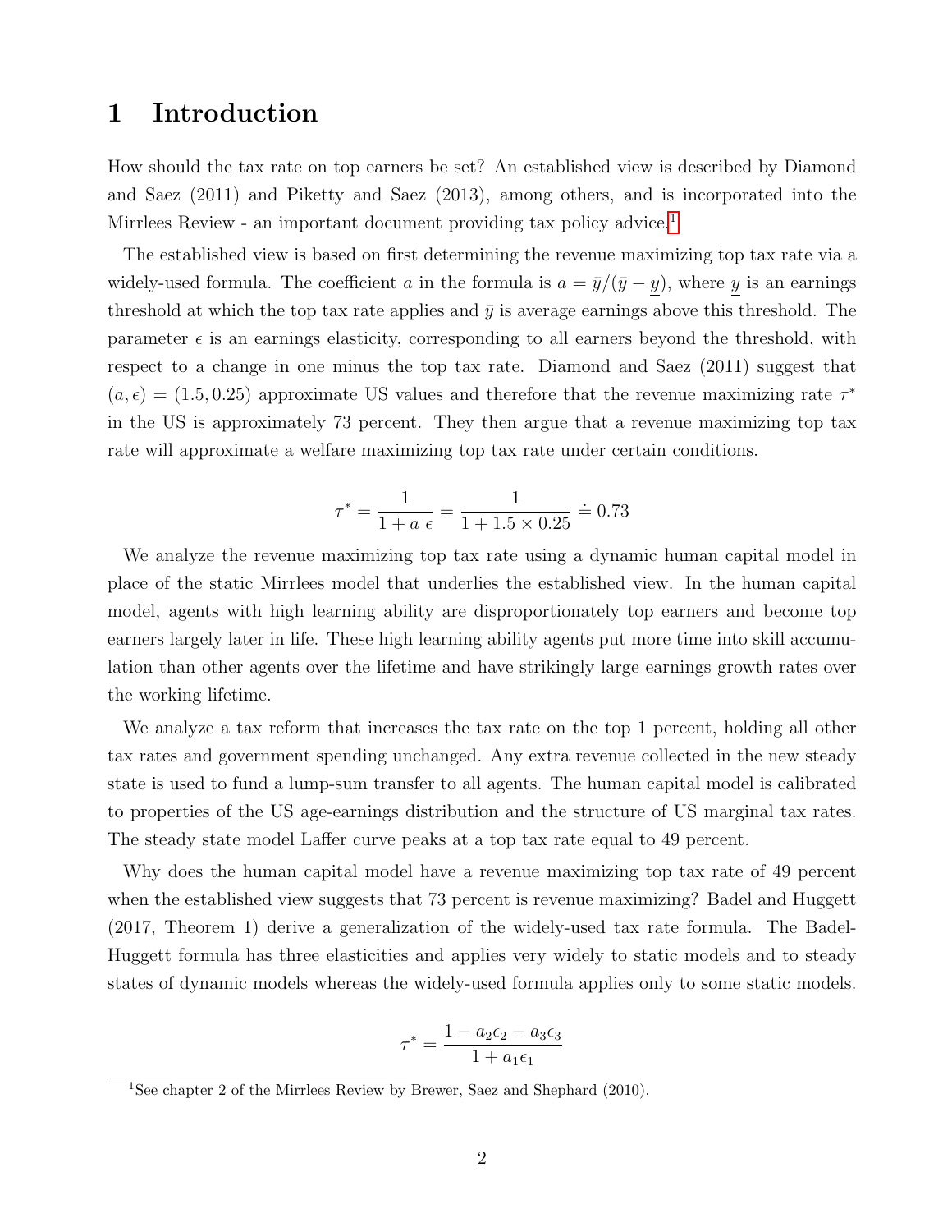# 1 Introduction

How should the tax rate on top earners be set? An established view is described by Diamond and Saez (2011) and Piketty and Saez (2013), among others, and is incorporated into the Mirrlees Review - an important document providing tax policy advice.[1]

The established view is based on first determining the revenue maximizing top tax rate via a widely-used formula. The coefficient $a$ in the formula is $a = \bar{y}/(\bar{y} - \underline{y})$, where $\underline{y}$ is an earnings threshold at which the top tax rate applies and $\bar{y}$ is average earnings above this threshold. The parameter $\epsilon$ is an earnings elasticity, corresponding to all earners beyond the threshold, with respect to a change in one minus the top tax rate. Diamond and Saez (2011) suggest that $(a, \epsilon) = (1.5, 0.25)$ approximate US values and therefore that the revenue maximizing rate $\tau^*$ in the US is approximately 73 percent. They then argue that a revenue maximizing top tax rate will approximate a welfare maximizing top tax rate under certain conditions.

$$\tau^* = \frac{1}{1 + a\ \epsilon} = \frac{1}{1 + 1.5 \times 0.25} \doteq 0.73$$

We analyze the revenue maximizing top tax rate using a dynamic human capital model in place of the static Mirrlees model that underlies the established view. In the human capital model, agents with high learning ability are disproportionately top earners and become top earners largely later in life. These high learning ability agents put more time into skill accumulation than other agents over the lifetime and have strikingly large earnings growth rates over the working lifetime.

We analyze a tax reform that increases the tax rate on the top 1 percent, holding all other tax rates and government spending unchanged. Any extra revenue collected in the new steady state is used to fund a lump-sum transfer to all agents. The human capital model is calibrated to properties of the US age-earnings distribution and the structure of US marginal tax rates. The steady state model Laffer curve peaks at a top tax rate equal to 49 percent.

Why does the human capital model have a revenue maximizing top tax rate of 49 percent when the established view suggests that 73 percent is revenue maximizing? Badel and Huggett (2017, Theorem 1) derive a generalization of the widely-used tax rate formula. The Badel-Huggett formula has three elasticities and applies very widely to static models and to steady states of dynamic models whereas the widely-used formula applies only to some static models.

$$\tau^* = \frac{1 - a_2\epsilon_2 - a_3\epsilon_3}{1 + a_1\epsilon_1}$$

[1] See chapter 2 of the Mirrlees Review by Brewer, Saez and Shephard (2010).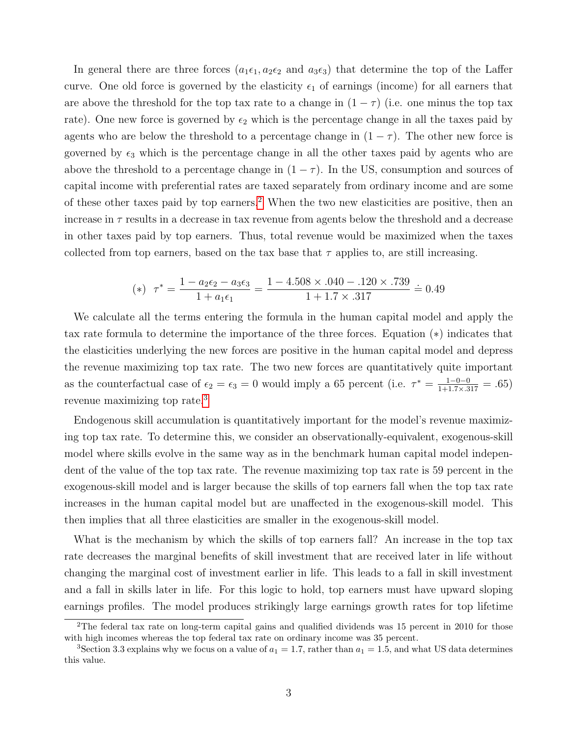In general there are three forces ($a_1\epsilon_1, a_2\epsilon_2$ and $a_3\epsilon_3$) that determine the top of the Laffer curve. One old force is governed by the elasticity $\epsilon_1$ of earnings (income) for all earners that are above the threshold for the top tax rate to a change in $(1-\tau)$ (i.e. one minus the top tax rate). One new force is governed by $\epsilon_2$ which is the percentage change in all the taxes paid by agents who are below the threshold to a percentage change in $(1-\tau)$. The other new force is governed by $\epsilon_3$ which is the percentage change in all the other taxes paid by agents who are above the threshold to a percentage change in $(1-\tau)$. In the US, consumption and sources of capital income with preferential rates are taxed separately from ordinary income and are some of these other taxes paid by top earners.[2] When the two new elasticities are positive, then an increase in $\tau$ results in a decrease in tax revenue from agents below the threshold and a decrease in other taxes paid by top earners. Thus, total revenue would be maximized when the taxes collected from top earners, based on the tax base that $\tau$ applies to, are still increasing.

$$(*) \quad \tau^* = \frac{1 - a_2\epsilon_2 - a_3\epsilon_3}{1 + a_1\epsilon_1} = \frac{1 - 4.508 \times .040 - .120 \times .739}{1 + 1.7 \times .317} \doteq 0.49$$

We calculate all the terms entering the formula in the human capital model and apply the tax rate formula to determine the importance of the three forces. Equation $(*)$ indicates that the elasticities underlying the new forces are positive in the human capital model and depress the revenue maximizing top tax rate. The two new forces are quantitatively quite important as the counterfactual case of $\epsilon_2 = \epsilon_3 = 0$ would imply a 65 percent (i.e. $\tau^* = \frac{1-0-0}{1+1.7\times.317} = .65$) revenue maximizing top rate.[3]

Endogenous skill accumulation is quantitatively important for the model's revenue maximizing top tax rate. To determine this, we consider an observationally-equivalent, exogenous-skill model where skills evolve in the same way as in the benchmark human capital model independent of the value of the top tax rate. The revenue maximizing top tax rate is 59 percent in the exogenous-skill model and is larger because the skills of top earners fall when the top tax rate increases in the human capital model but are unaffected in the exogenous-skill model. This then implies that all three elasticities are smaller in the exogenous-skill model.

What is the mechanism by which the skills of top earners fall? An increase in the top tax rate decreases the marginal benefits of skill investment that are received later in life without changing the marginal cost of investment earlier in life. This leads to a fall in skill investment and a fall in skills later in life. For this logic to hold, top earners must have upward sloping earnings profiles. The model produces strikingly large earnings growth rates for top lifetime

[2] The federal tax rate on long-term capital gains and qualified dividends was 15 percent in 2010 for those with high incomes whereas the top federal tax rate on ordinary income was 35 percent.

[3] Section 3.3 explains why we focus on a value of $a_1 = 1.7$, rather than $a_1 = 1.5$, and what US data determines this value.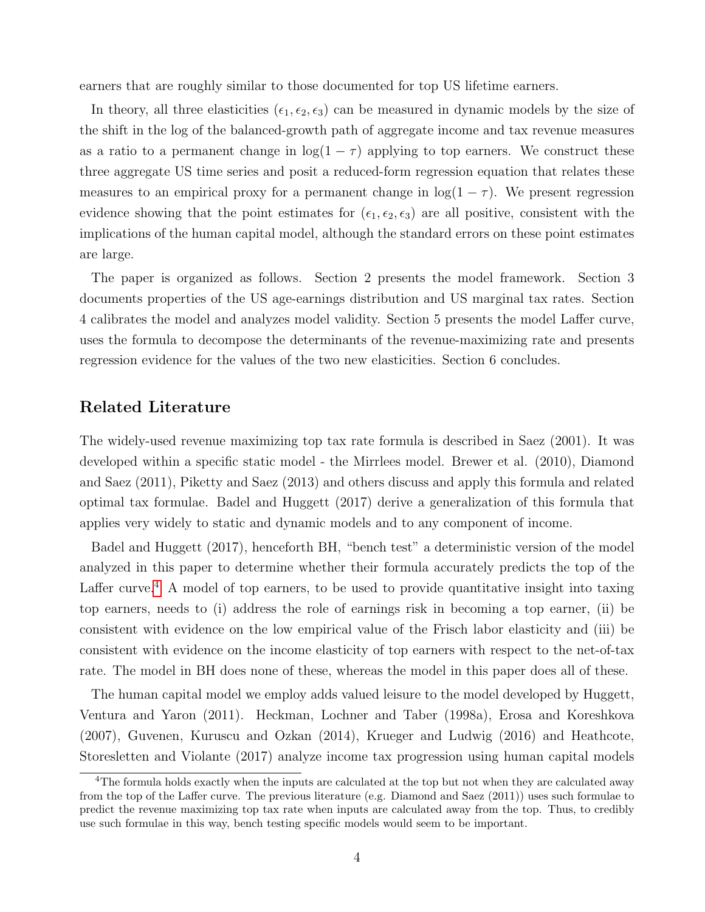earners that are roughly similar to those documented for top US lifetime earners.

In theory, all three elasticities $(\epsilon_1, \epsilon_2, \epsilon_3)$ can be measured in dynamic models by the size of the shift in the log of the balanced-growth path of aggregate income and tax revenue measures as a ratio to a permanent change in $\log(1-\tau)$ applying to top earners. We construct these three aggregate US time series and posit a reduced-form regression equation that relates these measures to an empirical proxy for a permanent change in $\log(1-\tau)$. We present regression evidence showing that the point estimates for $(\epsilon_1, \epsilon_2, \epsilon_3)$ are all positive, consistent with the implications of the human capital model, although the standard errors on these point estimates are large.

The paper is organized as follows. Section 2 presents the model framework. Section 3 documents properties of the US age-earnings distribution and US marginal tax rates. Section 4 calibrates the model and analyzes model validity. Section 5 presents the model Laffer curve, uses the formula to decompose the determinants of the revenue-maximizing rate and presents regression evidence for the values of the two new elasticities. Section 6 concludes.

## Related Literature

The widely-used revenue maximizing top tax rate formula is described in Saez (2001). It was developed within a specific static model - the Mirrlees model. Brewer et al. (2010), Diamond and Saez (2011), Piketty and Saez (2013) and others discuss and apply this formula and related optimal tax formulae. Badel and Huggett (2017) derive a generalization of this formula that applies very widely to static and dynamic models and to any component of income.

Badel and Huggett (2017), henceforth BH, "bench test" a deterministic version of the model analyzed in this paper to determine whether their formula accurately predicts the top of the Laffer curve.[4] A model of top earners, to be used to provide quantitative insight into taxing top earners, needs to (i) address the role of earnings risk in becoming a top earner, (ii) be consistent with evidence on the low empirical value of the Frisch labor elasticity and (iii) be consistent with evidence on the income elasticity of top earners with respect to the net-of-tax rate. The model in BH does none of these, whereas the model in this paper does all of these.

The human capital model we employ adds valued leisure to the model developed by Huggett, Ventura and Yaron (2011). Heckman, Lochner and Taber (1998a), Erosa and Koreshkova (2007), Guvenen, Kuruscu and Ozkan (2014), Krueger and Ludwig (2016) and Heathcote, Storesletten and Violante (2017) analyze income tax progression using human capital models

[4] The formula holds exactly when the inputs are calculated at the top but not when they are calculated away from the top of the Laffer curve. The previous literature (e.g. Diamond and Saez (2011)) uses such formulae to predict the revenue maximizing top tax rate when inputs are calculated away from the top. Thus, to credibly use such formulae in this way, bench testing specific models would seem to be important.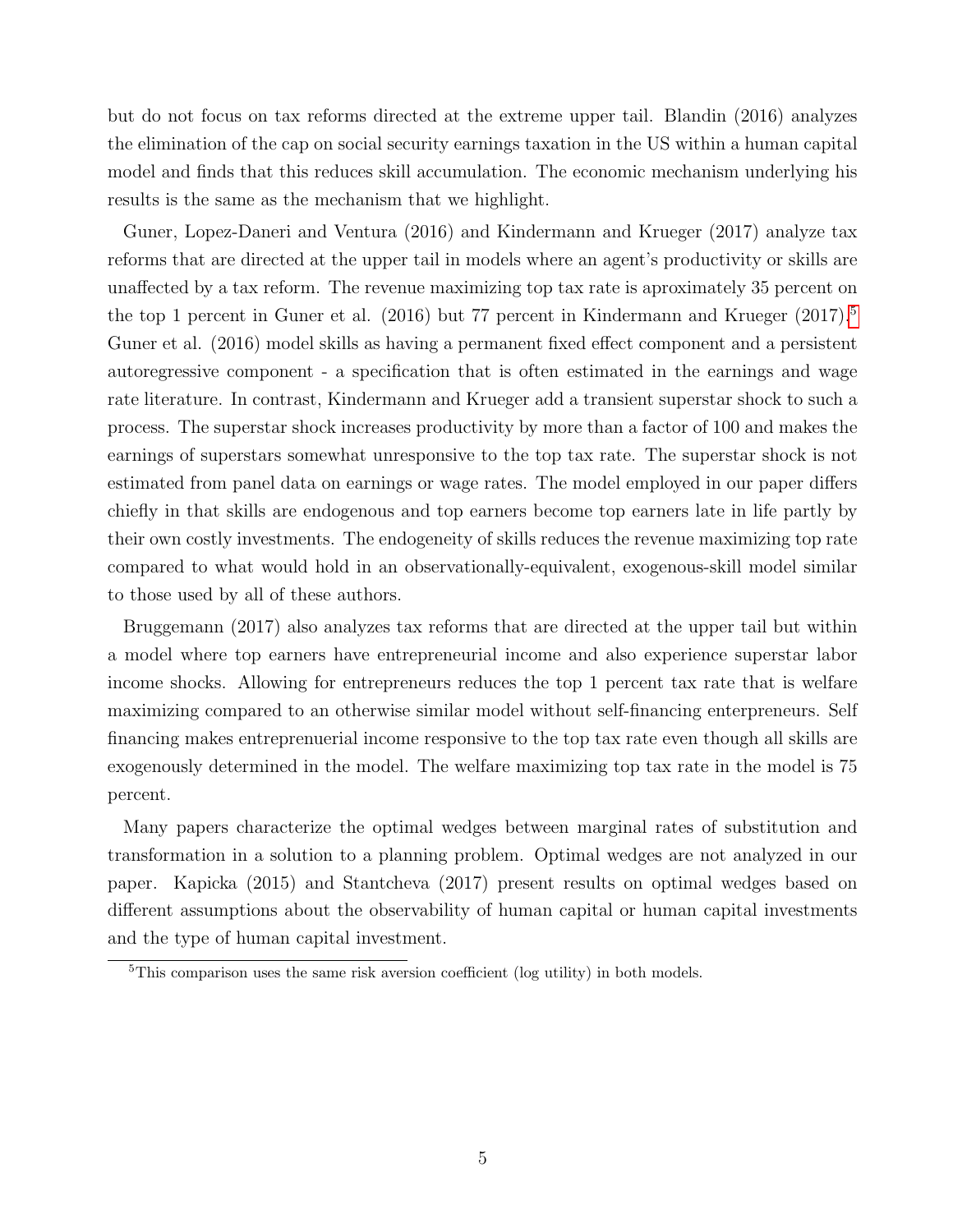but do not focus on tax reforms directed at the extreme upper tail. Blandin (2016) analyzes the elimination of the cap on social security earnings taxation in the US within a human capital model and finds that this reduces skill accumulation. The economic mechanism underlying his results is the same as the mechanism that we highlight.

Guner, Lopez-Daneri and Ventura (2016) and Kindermann and Krueger (2017) analyze tax reforms that are directed at the upper tail in models where an agent's productivity or skills are unaffected by a tax reform. The revenue maximizing top tax rate is aproximately 35 percent on the top 1 percent in Guner et al. (2016) but 77 percent in Kindermann and Krueger (2017).[5] Guner et al. (2016) model skills as having a permanent fixed effect component and a persistent autoregressive component - a specification that is often estimated in the earnings and wage rate literature. In contrast, Kindermann and Krueger add a transient superstar shock to such a process. The superstar shock increases productivity by more than a factor of 100 and makes the earnings of superstars somewhat unresponsive to the top tax rate. The superstar shock is not estimated from panel data on earnings or wage rates. The model employed in our paper differs chiefly in that skills are endogenous and top earners become top earners late in life partly by their own costly investments. The endogeneity of skills reduces the revenue maximizing top rate compared to what would hold in an observationally-equivalent, exogenous-skill model similar to those used by all of these authors.

Bruggemann (2017) also analyzes tax reforms that are directed at the upper tail but within a model where top earners have entrepreneurial income and also experience superstar labor income shocks. Allowing for entrepreneurs reduces the top 1 percent tax rate that is welfare maximizing compared to an otherwise similar model without self-financing enterpreneurs. Self financing makes entreprenuerial income responsive to the top tax rate even though all skills are exogenously determined in the model. The welfare maximizing top tax rate in the model is 75 percent.

Many papers characterize the optimal wedges between marginal rates of substitution and transformation in a solution to a planning problem. Optimal wedges are not analyzed in our paper. Kapicka (2015) and Stantcheva (2017) present results on optimal wedges based on different assumptions about the observability of human capital or human capital investments and the type of human capital investment.

[5] This comparison uses the same risk aversion coefficient (log utility) in both models.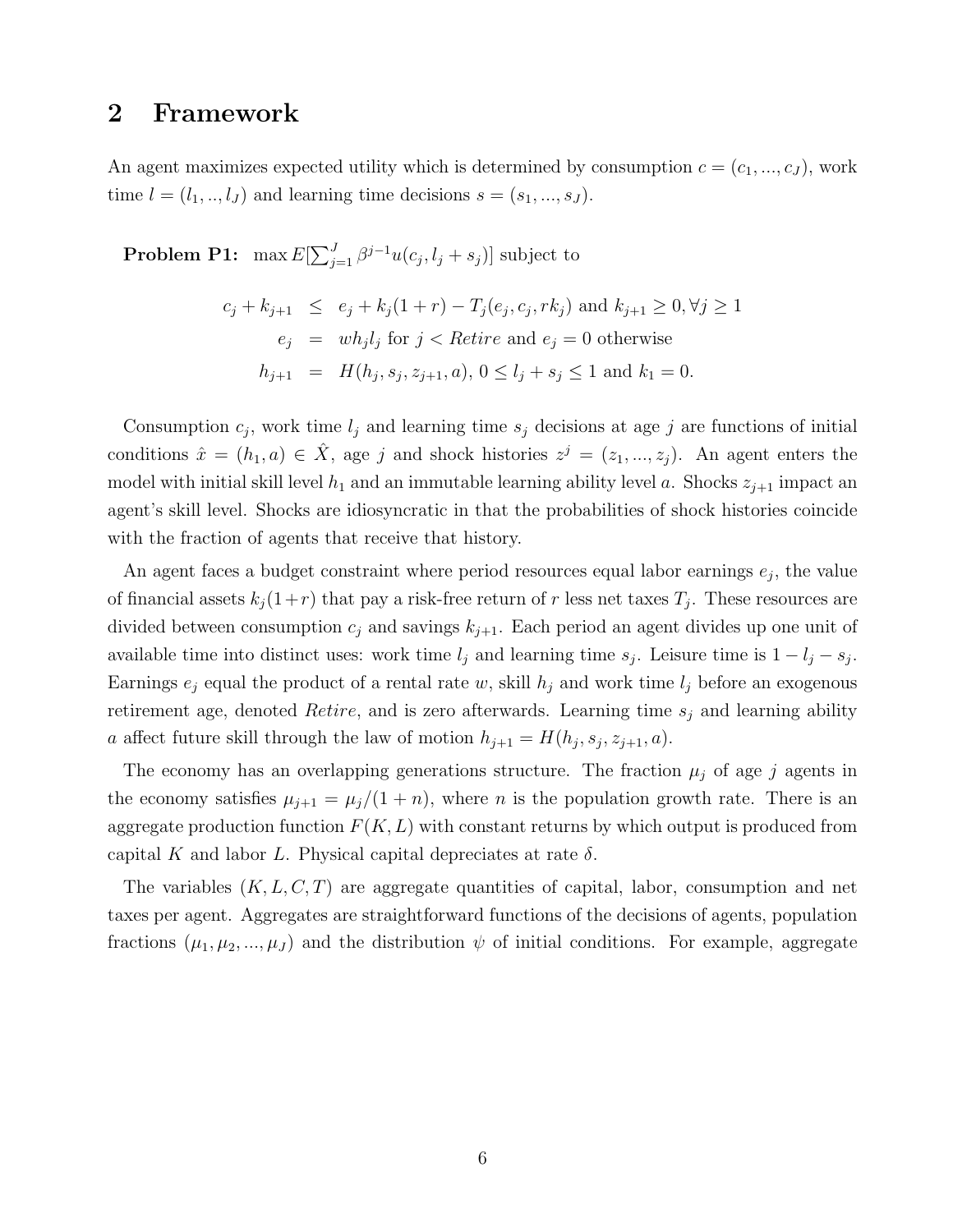## 2 Framework

An agent maximizes expected utility which is determined by consumption $c = (c_1, ..., c_J)$, work time $l = (l_1, .., l_J)$ and learning time decisions $s = (s_1, ..., s_J)$.

**Problem P1:** $\max E[\sum_{j=1}^{J} \beta^{j-1} u(c_j, l_j + s_j)]$ subject to

$$
\begin{aligned}
c_j + k_{j+1} &\leq e_j + k_j(1+r) - T_j(e_j, c_j, rk_j) \text{ and } k_{j+1} \geq 0, \forall j \geq 1 \\
e_j &= wh_j l_j \text{ for } j < Retire \text{ and } e_j = 0 \text{ otherwise} \\
h_{j+1} &= H(h_j, s_j, z_{j+1}, a),\ 0 \leq l_j + s_j \leq 1 \text{ and } k_1 = 0.
\end{aligned}
$$

Consumption $c_j$, work time $l_j$ and learning time $s_j$ decisions at age $j$ are functions of initial conditions $\hat{x} = (h_1, a) \in \hat{X}$, age $j$ and shock histories $z^j = (z_1, ..., z_j)$. An agent enters the model with initial skill level $h_1$ and an immutable learning ability level $a$. Shocks $z_{j+1}$ impact an agent's skill level. Shocks are idiosyncratic in that the probabilities of shock histories coincide with the fraction of agents that receive that history.

An agent faces a budget constraint where period resources equal labor earnings $e_j$, the value of financial assets $k_j(1+r)$ that pay a risk-free return of $r$ less net taxes $T_j$. These resources are divided between consumption $c_j$ and savings $k_{j+1}$. Each period an agent divides up one unit of available time into distinct uses: work time $l_j$ and learning time $s_j$. Leisure time is $1 - l_j - s_j$. Earnings $e_j$ equal the product of a rental rate $w$, skill $h_j$ and work time $l_j$ before an exogenous retirement age, denoted *Retire*, and is zero afterwards. Learning time $s_j$ and learning ability $a$ affect future skill through the law of motion $h_{j+1} = H(h_j, s_j, z_{j+1}, a)$.

The economy has an overlapping generations structure. The fraction $\mu_j$ of age $j$ agents in the economy satisfies $\mu_{j+1} = \mu_j/(1+n)$, where $n$ is the population growth rate. There is an aggregate production function $F(K, L)$ with constant returns by which output is produced from capital $K$ and labor $L$. Physical capital depreciates at rate $\delta$.

The variables $(K, L, C, T)$ are aggregate quantities of capital, labor, consumption and net taxes per agent. Aggregates are straightforward functions of the decisions of agents, population fractions $(\mu_1, \mu_2, ..., \mu_J)$ and the distribution $\psi$ of initial conditions. For example, aggregate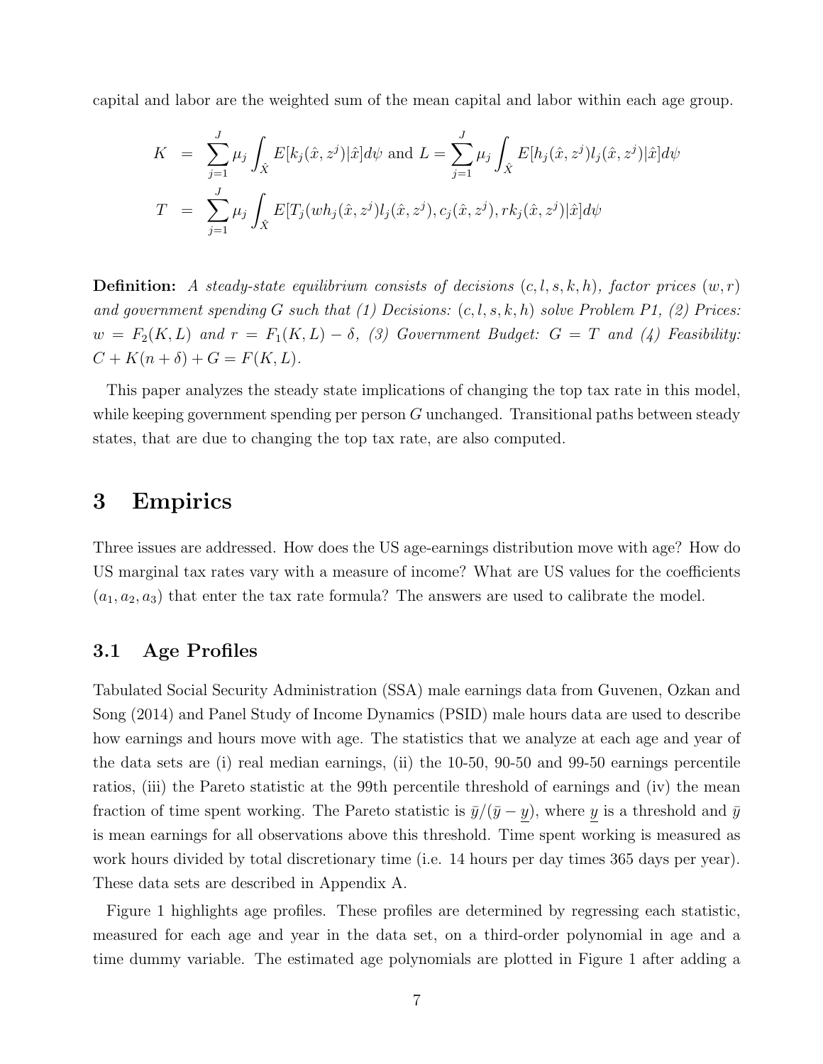capital and labor are the weighted sum of the mean capital and labor within each age group.

$$
\begin{aligned}
K &= \sum_{j=1}^{J} \mu_j \int_{\hat{X}} E[k_j(\hat{x}, z^j)|\hat{x}] d\psi \text{ and } L = \sum_{j=1}^{J} \mu_j \int_{\hat{X}} E[h_j(\hat{x}, z^j) l_j(\hat{x}, z^j)|\hat{x}] d\psi \\
T &= \sum_{j=1}^{J} \mu_j \int_{\hat{X}} E[T_j(wh_j(\hat{x}, z^j) l_j(\hat{x}, z^j), c_j(\hat{x}, z^j), rk_j(\hat{x}, z^j)|\hat{x}] d\psi
\end{aligned}
$$

**Definition:** *A steady-state equilibrium consists of decisions $(c, l, s, k, h)$, factor prices $(w, r)$ and government spending $G$ such that (1) Decisions: $(c, l, s, k, h)$ solve Problem P1, (2) Prices: $w = F_2(K, L)$ and $r = F_1(K, L) - \delta$, (3) Government Budget: $G = T$ and (4) Feasibility: $C + K(n + \delta) + G = F(K, L)$.*

This paper analyzes the steady state implications of changing the top tax rate in this model, while keeping government spending per person $G$ unchanged. Transitional paths between steady states, that are due to changing the top tax rate, are also computed.

# 3 Empirics

Three issues are addressed. How does the US age-earnings distribution move with age? How do US marginal tax rates vary with a measure of income? What are US values for the coefficients $(a_1, a_2, a_3)$ that enter the tax rate formula? The answers are used to calibrate the model.

## 3.1 Age Profiles

Tabulated Social Security Administration (SSA) male earnings data from Guvenen, Ozkan and Song (2014) and Panel Study of Income Dynamics (PSID) male hours data are used to describe how earnings and hours move with age. The statistics that we analyze at each age and year of the data sets are (i) real median earnings, (ii) the 10-50, 90-50 and 99-50 earnings percentile ratios, (iii) the Pareto statistic at the 99th percentile threshold of earnings and (iv) the mean fraction of time spent working. The Pareto statistic is $\bar{y}/(\bar{y} - \underline{y})$, where $\underline{y}$ is a threshold and $\bar{y}$ is mean earnings for all observations above this threshold. Time spent working is measured as work hours divided by total discretionary time (i.e. 14 hours per day times 365 days per year). These data sets are described in Appendix A.

Figure 1 highlights age profiles. These profiles are determined by regressing each statistic, measured for each age and year in the data set, on a third-order polynomial in age and a time dummy variable. The estimated age polynomials are plotted in Figure 1 after adding a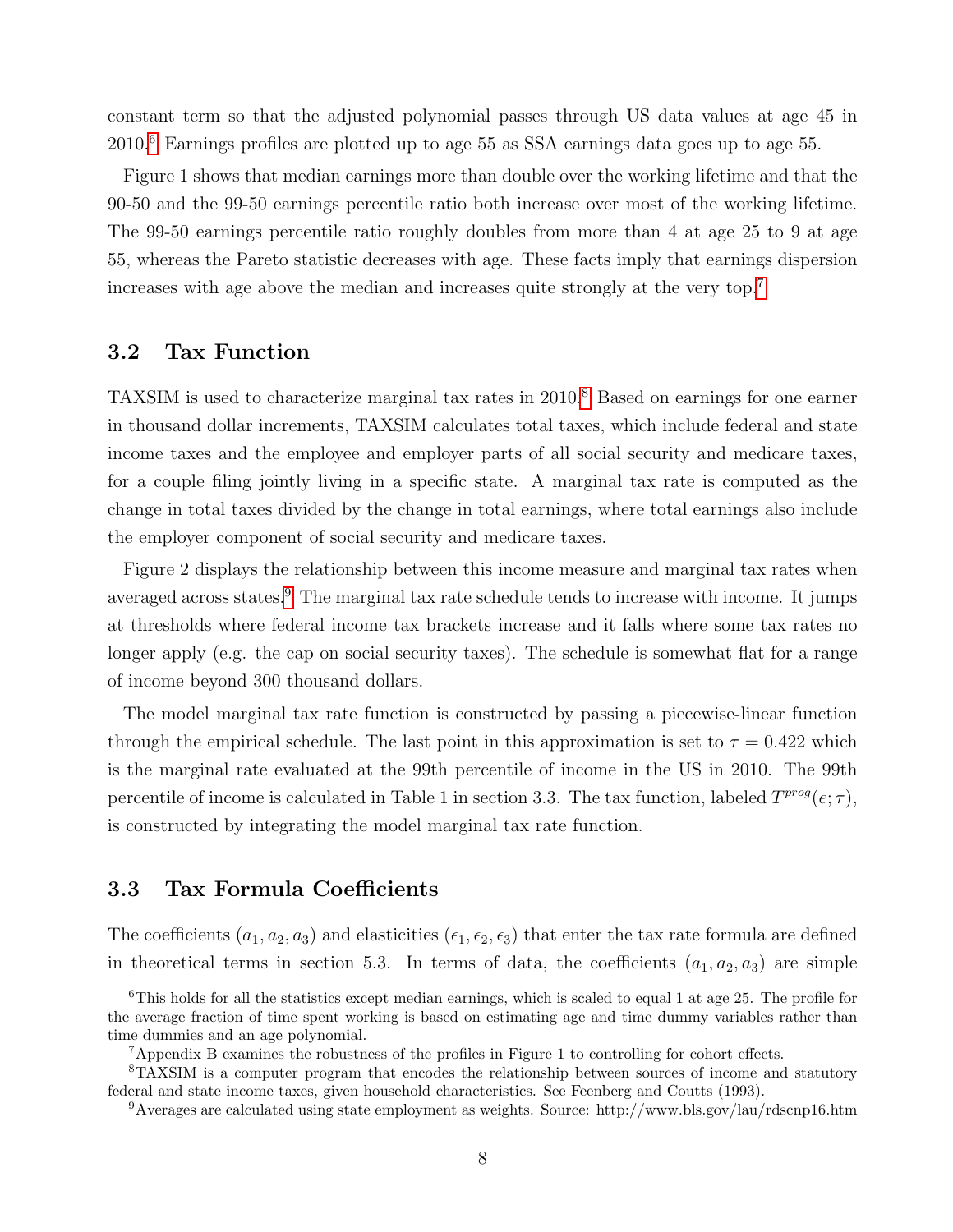constant term so that the adjusted polynomial passes through US data values at age 45 in 2010.[6] Earnings profiles are plotted up to age 55 as SSA earnings data goes up to age 55.

Figure 1 shows that median earnings more than double over the working lifetime and that the 90-50 and the 99-50 earnings percentile ratio both increase over most of the working lifetime. The 99-50 earnings percentile ratio roughly doubles from more than 4 at age 25 to 9 at age 55, whereas the Pareto statistic decreases with age. These facts imply that earnings dispersion increases with age above the median and increases quite strongly at the very top.[7]

## 3.2 Tax Function

TAXSIM is used to characterize marginal tax rates in 2010.[8] Based on earnings for one earner in thousand dollar increments, TAXSIM calculates total taxes, which include federal and state income taxes and the employee and employer parts of all social security and medicare taxes, for a couple filing jointly living in a specific state. A marginal tax rate is computed as the change in total taxes divided by the change in total earnings, where total earnings also include the employer component of social security and medicare taxes.

Figure 2 displays the relationship between this income measure and marginal tax rates when averaged across states.[9] The marginal tax rate schedule tends to increase with income. It jumps at thresholds where federal income tax brackets increase and it falls where some tax rates no longer apply (e.g. the cap on social security taxes). The schedule is somewhat flat for a range of income beyond 300 thousand dollars.

The model marginal tax rate function is constructed by passing a piecewise-linear function through the empirical schedule. The last point in this approximation is set to $\tau = 0.422$ which is the marginal rate evaluated at the 99th percentile of income in the US in 2010. The 99th percentile of income is calculated in Table 1 in section 3.3. The tax function, labeled $T^{prog}(e;\tau)$, is constructed by integrating the model marginal tax rate function.

## 3.3 Tax Formula Coefficients

The coefficients $(a_1, a_2, a_3)$ and elasticities $(\epsilon_1, \epsilon_2, \epsilon_3)$ that enter the tax rate formula are defined in theoretical terms in section 5.3. In terms of data, the coefficients $(a_1, a_2, a_3)$ are simple

[6] This holds for all the statistics except median earnings, which is scaled to equal 1 at age 25. The profile for the average fraction of time spent working is based on estimating age and time dummy variables rather than time dummies and an age polynomial.

[7] Appendix B examines the robustness of the profiles in Figure 1 to controlling for cohort effects.

[8] TAXSIM is a computer program that encodes the relationship between sources of income and statutory federal and state income taxes, given household characteristics. See Feenberg and Coutts (1993).

[9] Averages are calculated using state employment as weights. Source: http://www.bls.gov/lau/rdscnp16.htm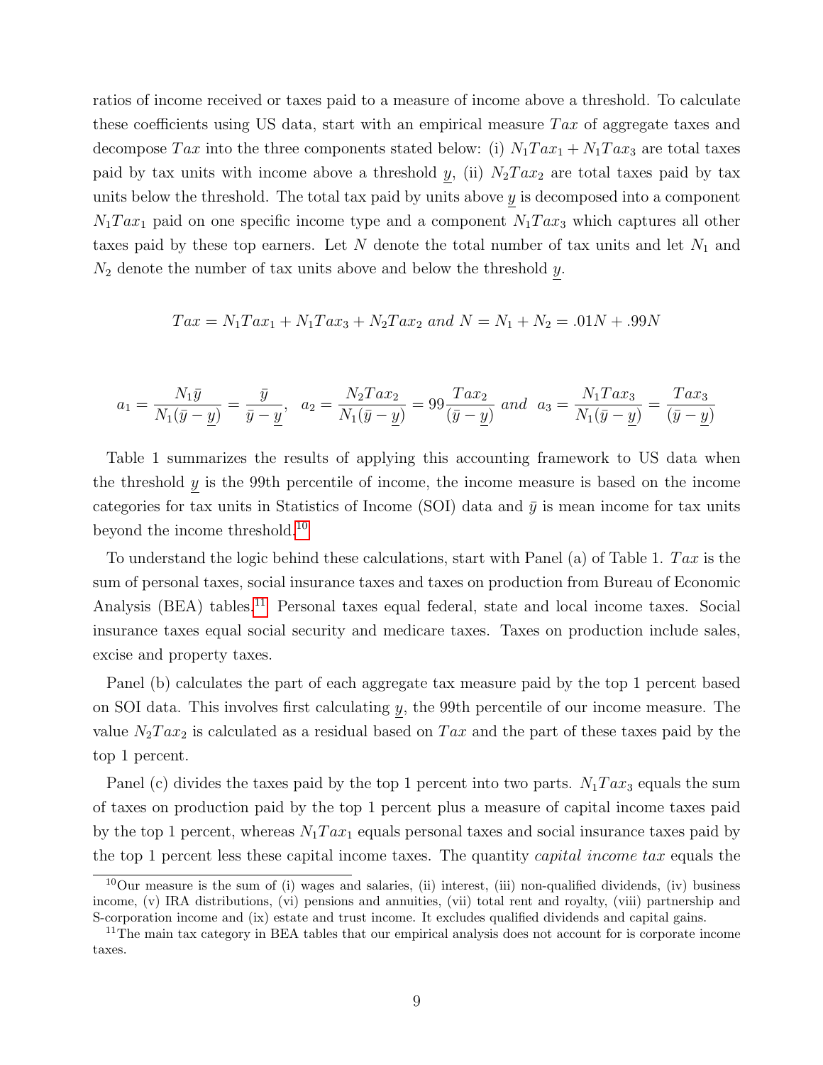ratios of income received or taxes paid to a measure of income above a threshold. To calculate these coefficients using US data, start with an empirical measure $Tax$ of aggregate taxes and decompose $Tax$ into the three components stated below: (i) $N_1Tax_1 + N_1Tax_3$ are total taxes paid by tax units with income above a threshold $\underline{y}$, (ii) $N_2Tax_2$ are total taxes paid by tax units below the threshold. The total tax paid by units above $\underline{y}$ is decomposed into a component $N_1Tax_1$ paid on one specific income type and a component $N_1Tax_3$ which captures all other taxes paid by these top earners. Let $N$ denote the total number of tax units and let $N_1$ and $N_2$ denote the number of tax units above and below the threshold $\underline{y}$.

$$Tax = N_1Tax_1 + N_1Tax_3 + N_2Tax_2 \text{ and } N = N_1 + N_2 = .01N + .99N$$

$$a_1 = \frac{N_1\bar{y}}{N_1(\bar{y} - \underline{y})} = \frac{\bar{y}}{\bar{y} - \underline{y}}, \quad a_2 = \frac{N_2Tax_2}{N_1(\bar{y} - \underline{y})} = 99\frac{Tax_2}{(\bar{y} - \underline{y})} \text{ and } a_3 = \frac{N_1Tax_3}{N_1(\bar{y} - \underline{y})} = \frac{Tax_3}{(\bar{y} - \underline{y})}$$

Table 1 summarizes the results of applying this accounting framework to US data when the threshold $\underline{y}$ is the 99th percentile of income, the income measure is based on the income categories for tax units in Statistics of Income (SOI) data and $\bar{y}$ is mean income for tax units beyond the income threshold.[10]

To understand the logic behind these calculations, start with Panel (a) of Table 1. $Tax$ is the sum of personal taxes, social insurance taxes and taxes on production from Bureau of Economic Analysis (BEA) tables.[11] Personal taxes equal federal, state and local income taxes. Social insurance taxes equal social security and medicare taxes. Taxes on production include sales, excise and property taxes.

Panel (b) calculates the part of each aggregate tax measure paid by the top 1 percent based on SOI data. This involves first calculating $\underline{y}$, the 99th percentile of our income measure. The value $N_2Tax_2$ is calculated as a residual based on $Tax$ and the part of these taxes paid by the top 1 percent.

Panel (c) divides the taxes paid by the top 1 percent into two parts. $N_1Tax_3$ equals the sum of taxes on production paid by the top 1 percent plus a measure of capital income taxes paid by the top 1 percent, whereas $N_1Tax_1$ equals personal taxes and social insurance taxes paid by the top 1 percent less these capital income taxes. The quantity *capital income tax* equals the

[10] Our measure is the sum of (i) wages and salaries, (ii) interest, (iii) non-qualified dividends, (iv) business income, (v) IRA distributions, (vi) pensions and annuities, (vii) total rent and royalty, (viii) partnership and S-corporation income and (ix) estate and trust income. It excludes qualified dividends and capital gains.

[11] The main tax category in BEA tables that our empirical analysis does not account for is corporate income taxes.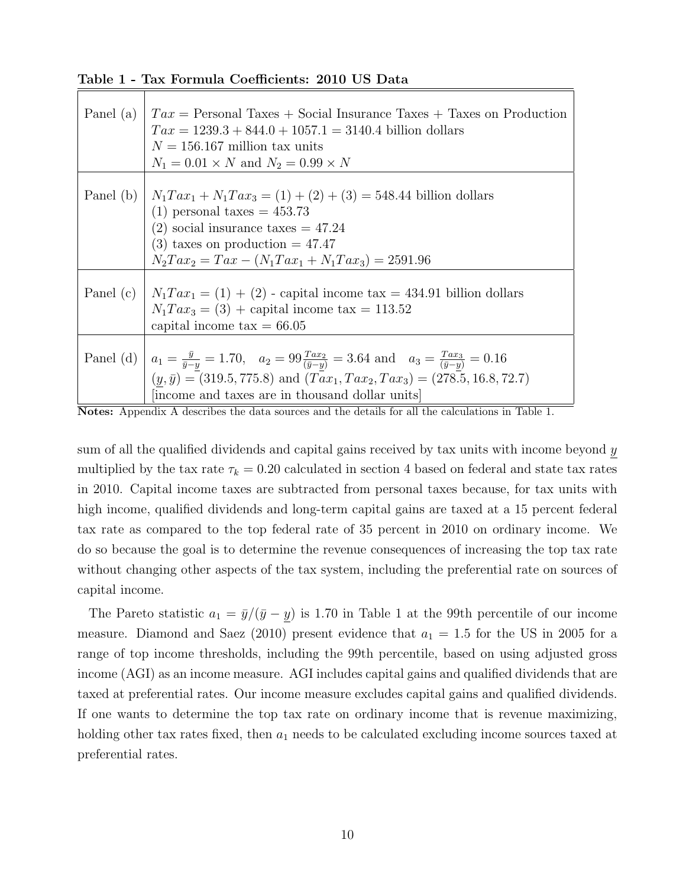**Table 1 - Tax Formula Coefficients: 2010 US Data**

| | |
|---|---|
| Panel (a) | $Tax$ = Personal Taxes + Social Insurance Taxes + Taxes on Production<br>$Tax = 1239.3 + 844.0 + 1057.1 = 3140.4$ billion dollars<br>$N = 156.167$ million tax units<br>$N_1 = 0.01 \times N$ and $N_2 = 0.99 \times N$ |
| Panel (b) | $N_1Tax_1 + N_1Tax_3 = (1) + (2) + (3) = 548.44$ billion dollars<br>(1) personal taxes = 453.73<br>(2) social insurance taxes = 47.24<br>(3) taxes on production = 47.47<br>$N_2Tax_2 = Tax - (N_1Tax_1 + N_1Tax_3) = 2591.96$ |
| Panel (c) | $N_1Tax_1 = (1) + (2)$ - capital income tax = 434.91 billion dollars<br>$N_1Tax_3 = (3)$ + capital income tax = 113.52<br>capital income tax = 66.05 |
| Panel (d) | $a_1 = \frac{\bar{y}}{\bar{y}-\underline{y}} = 1.70$, $\quad a_2 = 99\frac{Tax_2}{(\bar{y}-\underline{y})} = 3.64$ and $\quad a_3 = \frac{Tax_3}{(\bar{y}-\underline{y})} = 0.16$<br>$(\underline{y}, \bar{y}) = (319.5, 775.8)$ and $(Tax_1, Tax_2, Tax_3) = (278.5, 16.8, 72.7)$<br>[income and taxes are in thousand dollar units] |

**Notes:** Appendix A describes the data sources and the details for all the calculations in Table 1.

sum of all the qualified dividends and capital gains received by tax units with income beyond $\underline{y}$ multiplied by the tax rate $\tau_k = 0.20$ calculated in section 4 based on federal and state tax rates in 2010. Capital income taxes are subtracted from personal taxes because, for tax units with high income, qualified dividends and long-term capital gains are taxed at a 15 percent federal tax rate as compared to the top federal rate of 35 percent in 2010 on ordinary income. We do so because the goal is to determine the revenue consequences of increasing the top tax rate without changing other aspects of the tax system, including the preferential rate on sources of capital income.

The Pareto statistic $a_1 = \bar{y}/(\bar{y} - \underline{y})$ is 1.70 in Table 1 at the 99th percentile of our income measure. Diamond and Saez (2010) present evidence that $a_1 = 1.5$ for the US in 2005 for a range of top income thresholds, including the 99th percentile, based on using adjusted gross income (AGI) as an income measure. AGI includes capital gains and qualified dividends that are taxed at preferential rates. Our income measure excludes capital gains and qualified dividends. If one wants to determine the top tax rate on ordinary income that is revenue maximizing, holding other tax rates fixed, then $a_1$ needs to be calculated excluding income sources taxed at preferential rates.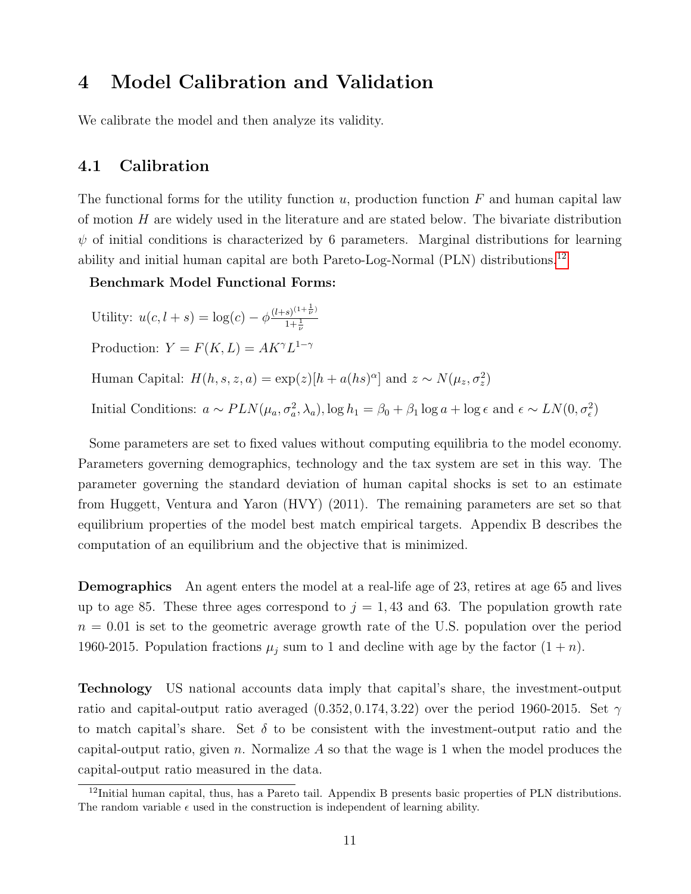# 4 Model Calibration and Validation

We calibrate the model and then analyze its validity.

## 4.1 Calibration

The functional forms for the utility function $u$, production function $F$ and human capital law of motion $H$ are widely used in the literature and are stated below. The bivariate distribution $\psi$ of initial conditions is characterized by 6 parameters. Marginal distributions for learning ability and initial human capital are both Pareto-Log-Normal (PLN) distributions.[12]

**Benchmark Model Functional Forms:**

Utility: $u(c, l+s) = \log(c) - \phi \frac{(l+s)^{(1+\frac{1}{\nu})}}{1+\frac{1}{\nu}}$

Production: $Y = F(K,L) = AK^{\gamma}L^{1-\gamma}$

Human Capital: $H(h,s,z,a) = \exp(z)[h + a(hs)^{\alpha}]$ and $z \sim N(\mu_z, \sigma_z^2)$

Initial Conditions: $a \sim PLN(\mu_a, \sigma_a^2, \lambda_a), \log h_1 = \beta_0 + \beta_1 \log a + \log \epsilon$ and $\epsilon \sim LN(0, \sigma_\epsilon^2)$

Some parameters are set to fixed values without computing equilibria to the model economy. Parameters governing demographics, technology and the tax system are set in this way. The parameter governing the standard deviation of human capital shocks is set to an estimate from Huggett, Ventura and Yaron (HVY) (2011). The remaining parameters are set so that equilibrium properties of the model best match empirical targets. Appendix B describes the computation of an equilibrium and the objective that is minimized.

**Demographics** An agent enters the model at a real-life age of 23, retires at age 65 and lives up to age 85. These three ages correspond to $j = 1, 43$ and $63$. The population growth rate $n = 0.01$ is set to the geometric average growth rate of the U.S. population over the period 1960-2015. Population fractions $\mu_j$ sum to 1 and decline with age by the factor $(1+n)$.

**Technology** US national accounts data imply that capital's share, the investment-output ratio and capital-output ratio averaged $(0.352, 0.174, 3.22)$ over the period 1960-2015. Set $\gamma$ to match capital's share. Set $\delta$ to be consistent with the investment-output ratio and the capital-output ratio, given $n$. Normalize $A$ so that the wage is 1 when the model produces the capital-output ratio measured in the data.

[12] Initial human capital, thus, has a Pareto tail. Appendix B presents basic properties of PLN distributions. The random variable $\epsilon$ used in the construction is independent of learning ability.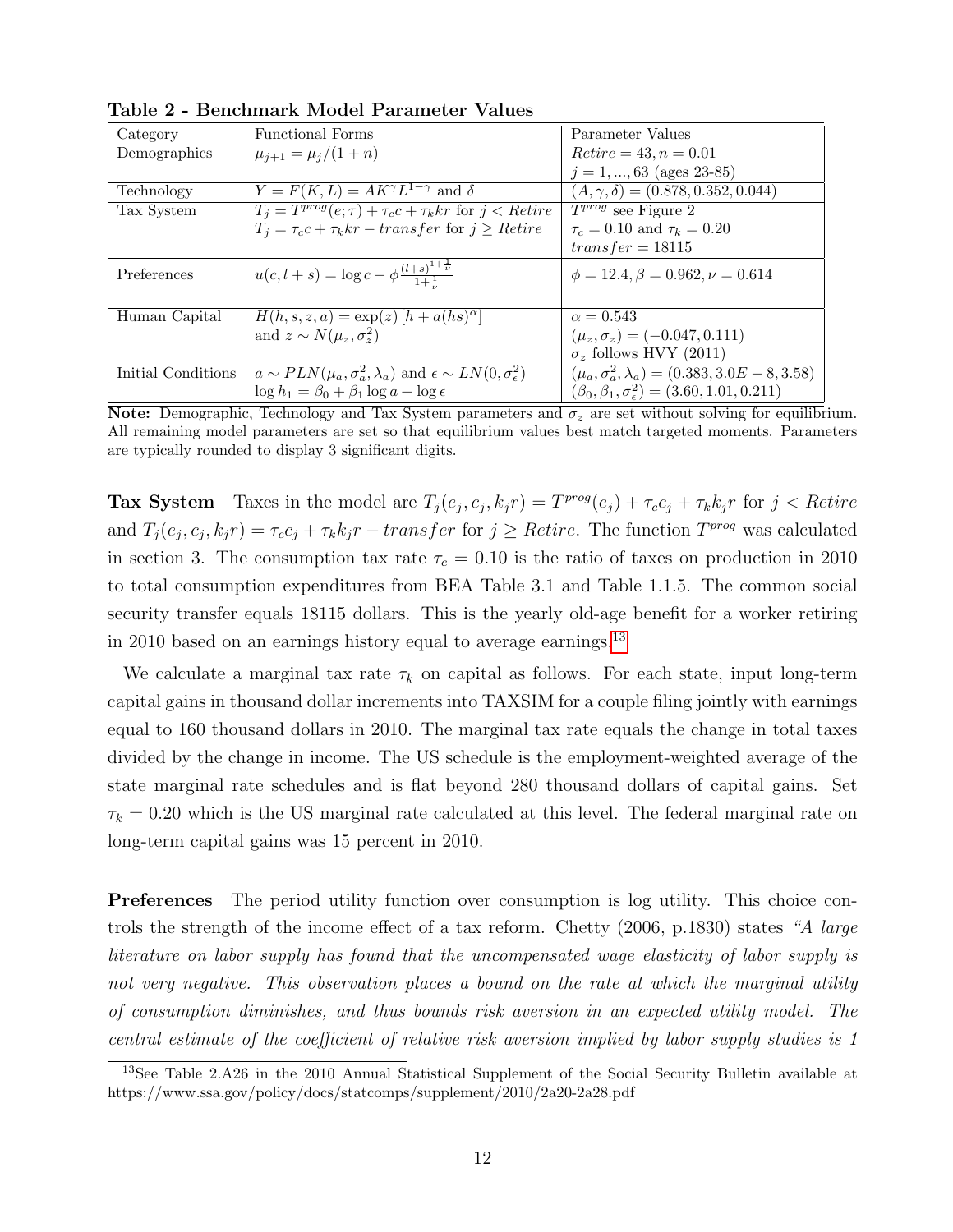**Table 2 - Benchmark Model Parameter Values**

| Category | Functional Forms | Parameter Values |
|---|---|---|
| Demographics | $\mu_{j+1} = \mu_j/(1+n)$ | $Retire = 43, n = 0.01$ <br> $j = 1, ..., 63$ (ages 23-85) |
| Technology | $Y = F(K, L) = AK^{\gamma}L^{1-\gamma}$ and $\delta$ | $(A, \gamma, \delta) = (0.878, 0.352, 0.044)$ |
| Tax System | $T_j = T^{prog}(e; \tau) + \tau_c c + \tau_k kr$ for $j < Retire$ <br> $T_j = \tau_c c + \tau_k kr - transfer$ for $j \geq Retire$ | $T^{prog}$ see Figure 2 <br> $\tau_c = 0.10$ and $\tau_k = 0.20$ <br> $transfer = 18115$ |
| Preferences | $u(c, l+s) = \log c - \phi \frac{(l+s)^{1+\frac{1}{\nu}}}{1+\frac{1}{\nu}}$ | $\phi = 12.4, \beta = 0.962, \nu = 0.614$ |
| Human Capital | $H(h, s, z, a) = \exp(z)\left[h + a(hs)^{\alpha}\right]$ <br> and $z \sim N(\mu_z, \sigma_z^2)$ | $\alpha = 0.543$ <br> $(\mu_z, \sigma_z) = (-0.047, 0.111)$ <br> $\sigma_z$ follows HVY (2011) |
| Initial Conditions | $a \sim PLN(\mu_a, \sigma_a^2, \lambda_a)$ and $\epsilon \sim LN(0, \sigma_\epsilon^2)$ <br> $\log h_1 = \beta_0 + \beta_1 \log a + \log \epsilon$ | $(\mu_a, \sigma_a^2, \lambda_a) = (0.383, 3.0E-8, 3.58)$ <br> $(\beta_0, \beta_1, \sigma_\epsilon^2) = (3.60, 1.01, 0.211)$ |

**Note:** Demographic, Technology and Tax System parameters and $\sigma_z$ are set without solving for equilibrium. All remaining model parameters are set so that equilibrium values best match targeted moments. Parameters are typically rounded to display 3 significant digits.

**Tax System** Taxes in the model are $T_j(e_j, c_j, k_j r) = T^{prog}(e_j) + \tau_c c_j + \tau_k k_j r$ for $j < Retire$ and $T_j(e_j, c_j, k_j r) = \tau_c c_j + \tau_k k_j r - transfer$ for $j \geq Retire$. The function $T^{prog}$ was calculated in section 3. The consumption tax rate $\tau_c = 0.10$ is the ratio of taxes on production in 2010 to total consumption expenditures from BEA Table 3.1 and Table 1.1.5. The common social security transfer equals 18115 dollars. This is the yearly old-age benefit for a worker retiring in 2010 based on an earnings history equal to average earnings.[13]

We calculate a marginal tax rate $\tau_k$ on capital as follows. For each state, input long-term capital gains in thousand dollar increments into TAXSIM for a couple filing jointly with earnings equal to 160 thousand dollars in 2010. The marginal tax rate equals the change in total taxes divided by the change in income. The US schedule is the employment-weighted average of the state marginal rate schedules and is flat beyond 280 thousand dollars of capital gains. Set $\tau_k = 0.20$ which is the US marginal rate calculated at this level. The federal marginal rate on long-term capital gains was 15 percent in 2010.

**Preferences** The period utility function over consumption is log utility. This choice controls the strength of the income effect of a tax reform. Chetty (2006, p.1830) states *"A large literature on labor supply has found that the uncompensated wage elasticity of labor supply is not very negative. This observation places a bound on the rate at which the marginal utility of consumption diminishes, and thus bounds risk aversion in an expected utility model. The central estimate of the coefficient of relative risk aversion implied by labor supply studies is 1*

[13]See Table 2.A26 in the 2010 Annual Statistical Supplement of the Social Security Bulletin available at https://www.ssa.gov/policy/docs/statcomps/supplement/2010/2a20-2a28.pdf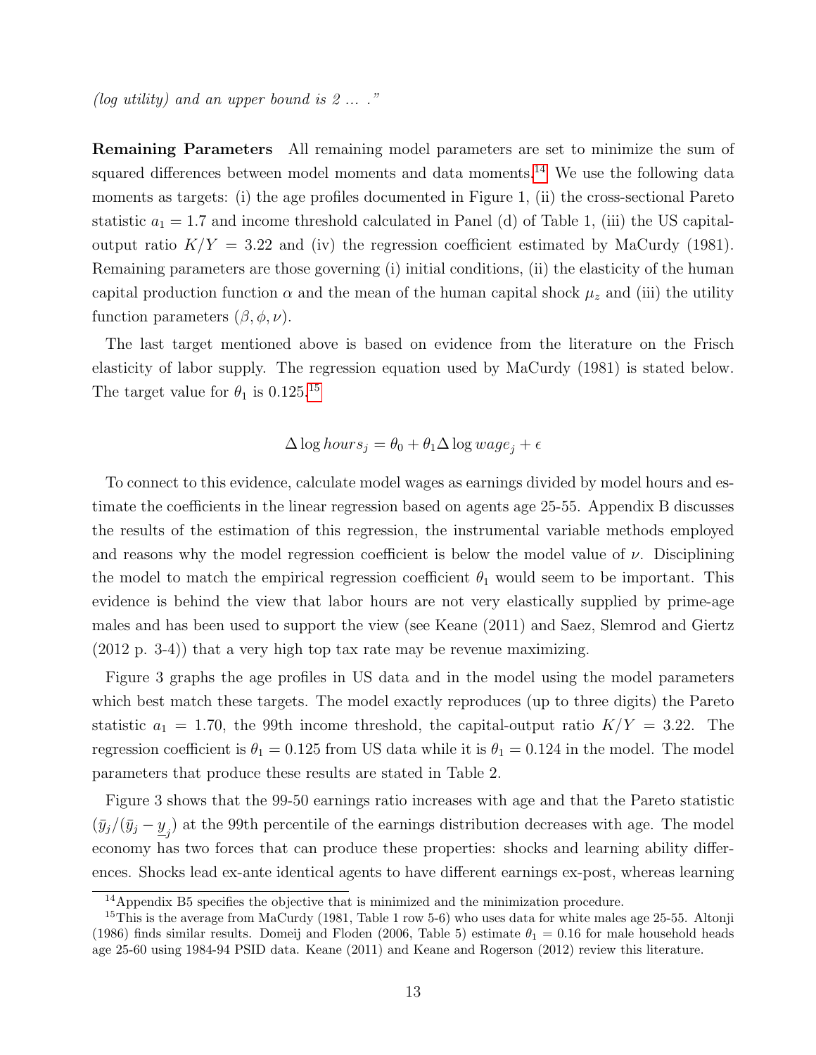*(log utility) and an upper bound is 2 ... ."*

**Remaining Parameters** All remaining model parameters are set to minimize the sum of squared differences between model moments and data moments.[14] We use the following data moments as targets: (i) the age profiles documented in Figure 1, (ii) the cross-sectional Pareto statistic $a_1 = 1.7$ and income threshold calculated in Panel (d) of Table 1, (iii) the US capital-output ratio $K/Y = 3.22$ and (iv) the regression coefficient estimated by MaCurdy (1981). Remaining parameters are those governing (i) initial conditions, (ii) the elasticity of the human capital production function $\alpha$ and the mean of the human capital shock $\mu_z$ and (iii) the utility function parameters $(\beta, \phi, \nu)$.

The last target mentioned above is based on evidence from the literature on the Frisch elasticity of labor supply. The regression equation used by MaCurdy (1981) is stated below. The target value for $\theta_1$ is 0.125.[15]

$$\Delta \log hours_j = \theta_0 + \theta_1 \Delta \log wage_j + \epsilon$$

To connect to this evidence, calculate model wages as earnings divided by model hours and estimate the coefficients in the linear regression based on agents age 25-55. Appendix B discusses the results of the estimation of this regression, the instrumental variable methods employed and reasons why the model regression coefficient is below the model value of $\nu$. Disciplining the model to match the empirical regression coefficient $\theta_1$ would seem to be important. This evidence is behind the view that labor hours are not very elastically supplied by prime-age males and has been used to support the view (see Keane (2011) and Saez, Slemrod and Giertz (2012 p. 3-4)) that a very high top tax rate may be revenue maximizing.

Figure 3 graphs the age profiles in US data and in the model using the model parameters which best match these targets. The model exactly reproduces (up to three digits) the Pareto statistic $a_1 = 1.70$, the 99th income threshold, the capital-output ratio $K/Y = 3.22$. The regression coefficient is $\theta_1 = 0.125$ from US data while it is $\theta_1 = 0.124$ in the model. The model parameters that produce these results are stated in Table 2.

Figure 3 shows that the 99-50 earnings ratio increases with age and that the Pareto statistic $(\bar{y}_j/(\bar{y}_j - \underline{y}_j)$ at the 99th percentile of the earnings distribution decreases with age. The model economy has two forces that can produce these properties: shocks and learning ability differences. Shocks lead ex-ante identical agents to have different earnings ex-post, whereas learning

[14] Appendix B5 specifies the objective that is minimized and the minimization procedure.

[15] This is the average from MaCurdy (1981, Table 1 row 5-6) who uses data for white males age 25-55. Altonji (1986) finds similar results. Domeij and Floden (2006, Table 5) estimate $\theta_1 = 0.16$ for male household heads age 25-60 using 1984-94 PSID data. Keane (2011) and Keane and Rogerson (2012) review this literature.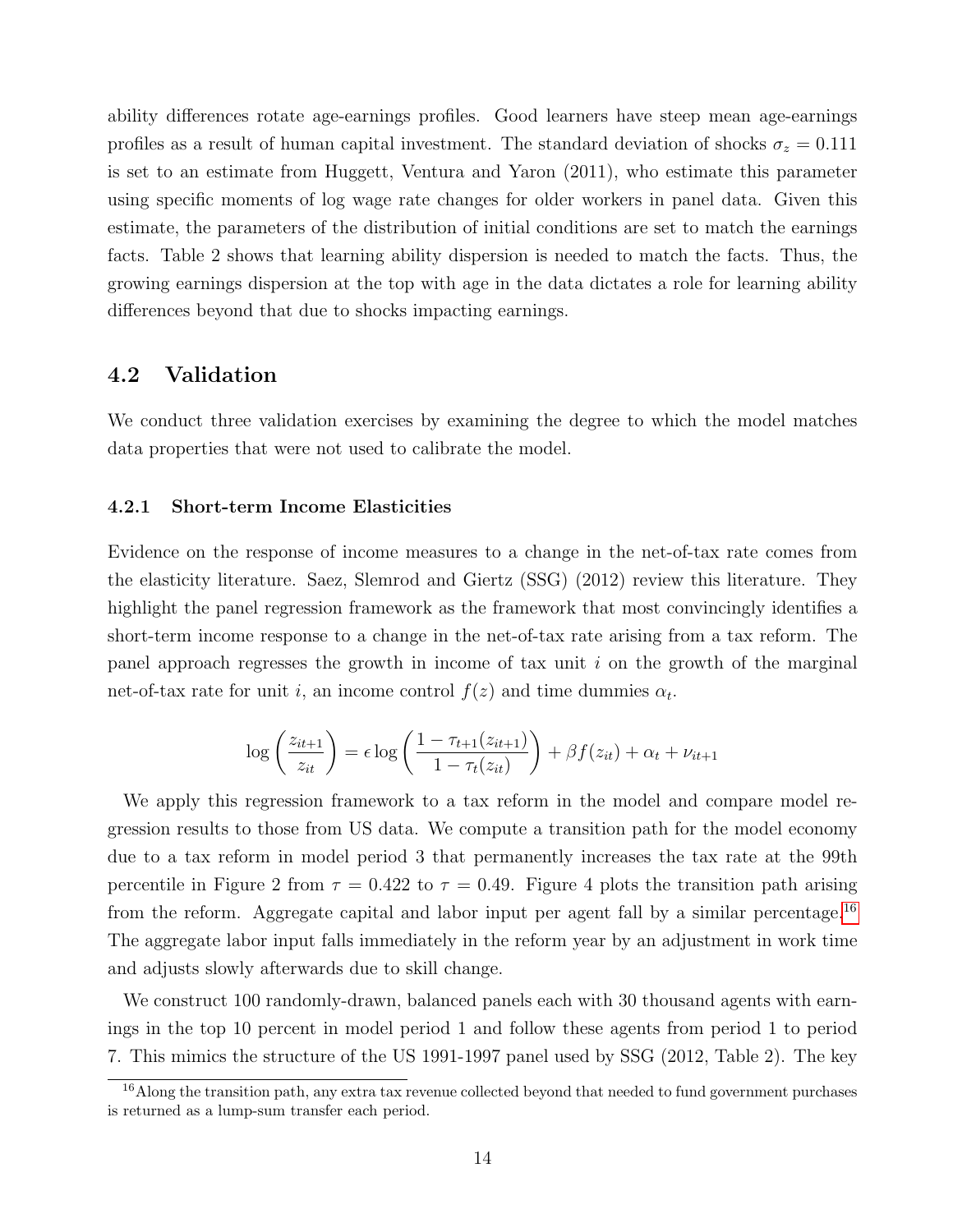ability differences rotate age-earnings profiles. Good learners have steep mean age-earnings profiles as a result of human capital investment. The standard deviation of shocks $\sigma_z = 0.111$ is set to an estimate from Huggett, Ventura and Yaron (2011), who estimate this parameter using specific moments of log wage rate changes for older workers in panel data. Given this estimate, the parameters of the distribution of initial conditions are set to match the earnings facts. Table 2 shows that learning ability dispersion is needed to match the facts. Thus, the growing earnings dispersion at the top with age in the data dictates a role for learning ability differences beyond that due to shocks impacting earnings.

## 4.2 Validation

We conduct three validation exercises by examining the degree to which the model matches data properties that were not used to calibrate the model.

### 4.2.1 Short-term Income Elasticities

Evidence on the response of income measures to a change in the net-of-tax rate comes from the elasticity literature. Saez, Slemrod and Giertz (SSG) (2012) review this literature. They highlight the panel regression framework as the framework that most convincingly identifies a short-term income response to a change in the net-of-tax rate arising from a tax reform. The panel approach regresses the growth in income of tax unit $i$ on the growth of the marginal net-of-tax rate for unit $i$, an income control $f(z)$ and time dummies $\alpha_t$.

$$\log\left(\frac{z_{it+1}}{z_{it}}\right) = \epsilon \log\left(\frac{1 - \tau_{t+1}(z_{it+1})}{1 - \tau_t(z_{it})}\right) + \beta f(z_{it}) + \alpha_t + \nu_{it+1}$$

We apply this regression framework to a tax reform in the model and compare model regression results to those from US data. We compute a transition path for the model economy due to a tax reform in model period 3 that permanently increases the tax rate at the 99th percentile in Figure 2 from $\tau = 0.422$ to $\tau = 0.49$. Figure 4 plots the transition path arising from the reform. Aggregate capital and labor input per agent fall by a similar percentage.[16] The aggregate labor input falls immediately in the reform year by an adjustment in work time and adjusts slowly afterwards due to skill change.

We construct 100 randomly-drawn, balanced panels each with 30 thousand agents with earnings in the top 10 percent in model period 1 and follow these agents from period 1 to period 7. This mimics the structure of the US 1991-1997 panel used by SSG (2012, Table 2). The key

[16] Along the transition path, any extra tax revenue collected beyond that needed to fund government purchases is returned as a lump-sum transfer each period.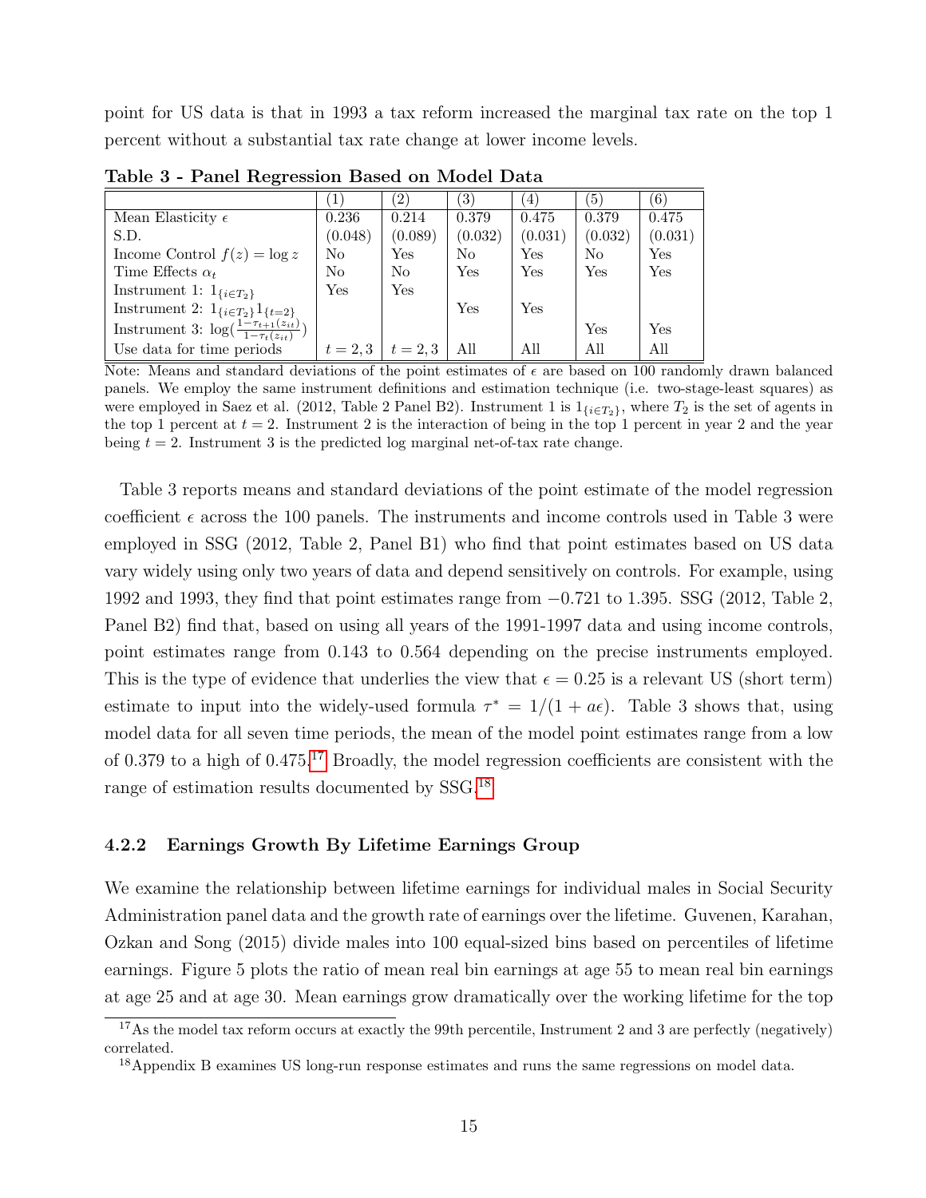point for US data is that in 1993 a tax reform increased the marginal tax rate on the top 1 percent without a substantial tax rate change at lower income levels.

**Table 3 - Panel Regression Based on Model Data**

| | (1) | (2) | (3) | (4) | (5) | (6) |
|---|---|---|---|---|---|---|
| Mean Elasticity $\epsilon$ | 0.236 | 0.214 | 0.379 | 0.475 | 0.379 | 0.475 |
| S.D. | (0.048) | (0.089) | (0.032) | (0.031) | (0.032) | (0.031) |
| Income Control $f(z) = \log z$ | No | Yes | No | Yes | No | Yes |
| Time Effects $\alpha_t$ | No | No | Yes | Yes | Yes | Yes |
| Instrument 1: $1_{\{i \in T_2\}}$ | Yes | Yes | | | | |
| Instrument 2: $1_{\{i \in T_2\}} 1_{\{t=2\}}$ | | | Yes | Yes | | |
| Instrument 3: $\log(\frac{1-\tau_{t+1}(z_{it})}{1-\tau_t(z_{it})})$ | | | | | Yes | Yes |
| Use data for time periods | $t = 2, 3$ | $t = 2, 3$ | All | All | All | All |

Note: Means and standard deviations of the point estimates of $\epsilon$ are based on 100 randomly drawn balanced panels. We employ the same instrument definitions and estimation technique (i.e. two-stage-least squares) as were employed in Saez et al. (2012, Table 2 Panel B2). Instrument 1 is $1_{\{i \in T_2\}}$, where $T_2$ is the set of agents in the top 1 percent at $t = 2$. Instrument 2 is the interaction of being in the top 1 percent in year 2 and the year being $t = 2$. Instrument 3 is the predicted log marginal net-of-tax rate change.

Table 3 reports means and standard deviations of the point estimate of the model regression coefficient $\epsilon$ across the 100 panels. The instruments and income controls used in Table 3 were employed in SSG (2012, Table 2, Panel B1) who find that point estimates based on US data vary widely using only two years of data and depend sensitively on controls. For example, using 1992 and 1993, they find that point estimates range from $-0.721$ to 1.395. SSG (2012, Table 2, Panel B2) find that, based on using all years of the 1991-1997 data and using income controls, point estimates range from 0.143 to 0.564 depending on the precise instruments employed. This is the type of evidence that underlies the view that $\epsilon = 0.25$ is a relevant US (short term) estimate to input into the widely-used formula $\tau^* = 1/(1 + a\epsilon)$. Table 3 shows that, using model data for all seven time periods, the mean of the model point estimates range from a low of 0.379 to a high of 0.475.[17] Broadly, the model regression coefficients are consistent with the range of estimation results documented by SSG.[18]

### 4.2.2 Earnings Growth By Lifetime Earnings Group

We examine the relationship between lifetime earnings for individual males in Social Security Administration panel data and the growth rate of earnings over the lifetime. Guvenen, Karahan, Ozkan and Song (2015) divide males into 100 equal-sized bins based on percentiles of lifetime earnings. Figure 5 plots the ratio of mean real bin earnings at age 55 to mean real bin earnings at age 25 and at age 30. Mean earnings grow dramatically over the working lifetime for the top

[17] As the model tax reform occurs at exactly the 99th percentile, Instrument 2 and 3 are perfectly (negatively) correlated.

[18] Appendix B examines US long-run response estimates and runs the same regressions on model data.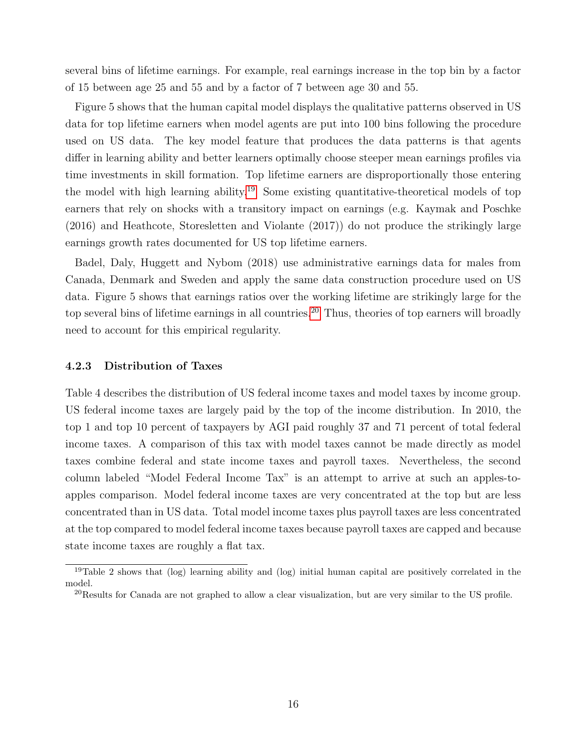several bins of lifetime earnings. For example, real earnings increase in the top bin by a factor of 15 between age 25 and 55 and by a factor of 7 between age 30 and 55.

Figure 5 shows that the human capital model displays the qualitative patterns observed in US data for top lifetime earners when model agents are put into 100 bins following the procedure used on US data. The key model feature that produces the data patterns is that agents differ in learning ability and better learners optimally choose steeper mean earnings profiles via time investments in skill formation. Top lifetime earners are disproportionally those entering the model with high learning ability.[19] Some existing quantitative-theoretical models of top earners that rely on shocks with a transitory impact on earnings (e.g. Kaymak and Poschke (2016) and Heathcote, Storesletten and Violante (2017)) do not produce the strikingly large earnings growth rates documented for US top lifetime earners.

Badel, Daly, Huggett and Nybom (2018) use administrative earnings data for males from Canada, Denmark and Sweden and apply the same data construction procedure used on US data. Figure 5 shows that earnings ratios over the working lifetime are strikingly large for the top several bins of lifetime earnings in all countries.[20] Thus, theories of top earners will broadly need to account for this empirical regularity.

#### 4.2.3 Distribution of Taxes

Table 4 describes the distribution of US federal income taxes and model taxes by income group. US federal income taxes are largely paid by the top of the income distribution. In 2010, the top 1 and top 10 percent of taxpayers by AGI paid roughly 37 and 71 percent of total federal income taxes. A comparison of this tax with model taxes cannot be made directly as model taxes combine federal and state income taxes and payroll taxes. Nevertheless, the second column labeled "Model Federal Income Tax" is an attempt to arrive at such an apples-to-apples comparison. Model federal income taxes are very concentrated at the top but are less concentrated than in US data. Total model income taxes plus payroll taxes are less concentrated at the top compared to model federal income taxes because payroll taxes are capped and because state income taxes are roughly a flat tax.

[19] Table 2 shows that (log) learning ability and (log) initial human capital are positively correlated in the model.

[20] Results for Canada are not graphed to allow a clear visualization, but are very similar to the US profile.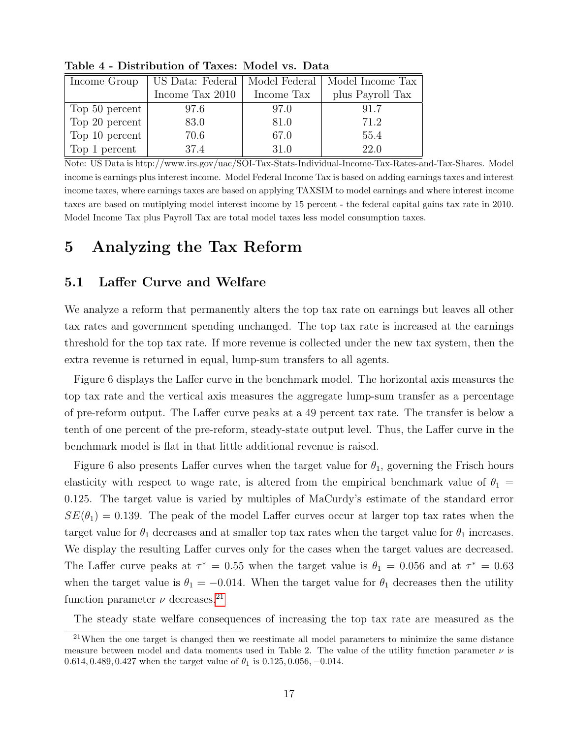**Table 4 - Distribution of Taxes: Model vs. Data**

| Income Group | US Data: Federal Income Tax 2010 | Model Federal Income Tax | Model Income Tax plus Payroll Tax |
|---|---|---|---|
| Top 50 percent | 97.6 | 97.0 | 91.7 |
| Top 20 percent | 83.0 | 81.0 | 71.2 |
| Top 10 percent | 70.6 | 67.0 | 55.4 |
| Top 1 percent | 37.4 | 31.0 | 22.0 |

Note: US Data is http://www.irs.gov/uac/SOI-Tax-Stats-Individual-Income-Tax-Rates-and-Tax-Shares. Model income is earnings plus interest income. Model Federal Income Tax is based on adding earnings taxes and interest income taxes, where earnings taxes are based on applying TAXSIM to model earnings and where interest income taxes are based on mutiplying model interest income by 15 percent - the federal capital gains tax rate in 2010. Model Income Tax plus Payroll Tax are total model taxes less model consumption taxes.

# 5 Analyzing the Tax Reform

## 5.1 Laffer Curve and Welfare

We analyze a reform that permanently alters the top tax rate on earnings but leaves all other tax rates and government spending unchanged. The top tax rate is increased at the earnings threshold for the top tax rate. If more revenue is collected under the new tax system, then the extra revenue is returned in equal, lump-sum transfers to all agents.

Figure 6 displays the Laffer curve in the benchmark model. The horizontal axis measures the top tax rate and the vertical axis measures the aggregate lump-sum transfer as a percentage of pre-reform output. The Laffer curve peaks at a 49 percent tax rate. The transfer is below a tenth of one percent of the pre-reform, steady-state output level. Thus, the Laffer curve in the benchmark model is flat in that little additional revenue is raised.

Figure 6 also presents Laffer curves when the target value for $\theta_1$, governing the Frisch hours elasticity with respect to wage rate, is altered from the empirical benchmark value of $\theta_1 = 0.125$. The target value is varied by multiples of MaCurdy's estimate of the standard error $SE(\theta_1) = 0.139$. The peak of the model Laffer curves occur at larger top tax rates when the target value for $\theta_1$ decreases and at smaller top tax rates when the target value for $\theta_1$ increases. We display the resulting Laffer curves only for the cases when the target values are decreased. The Laffer curve peaks at $\tau^* = 0.55$ when the target value is $\theta_1 = 0.056$ and at $\tau^* = 0.63$ when the target value is $\theta_1 = -0.014$. When the target value for $\theta_1$ decreases then the utility function parameter $\nu$ decreases.[21]

The steady state welfare consequences of increasing the top tax rate are measured as the

[21] When the one target is changed then we reestimate all model parameters to minimize the same distance measure between model and data moments used in Table 2. The value of the utility function parameter $\nu$ is $0.614, 0.489, 0.427$ when the target value of $\theta_1$ is $0.125, 0.056, -0.014$.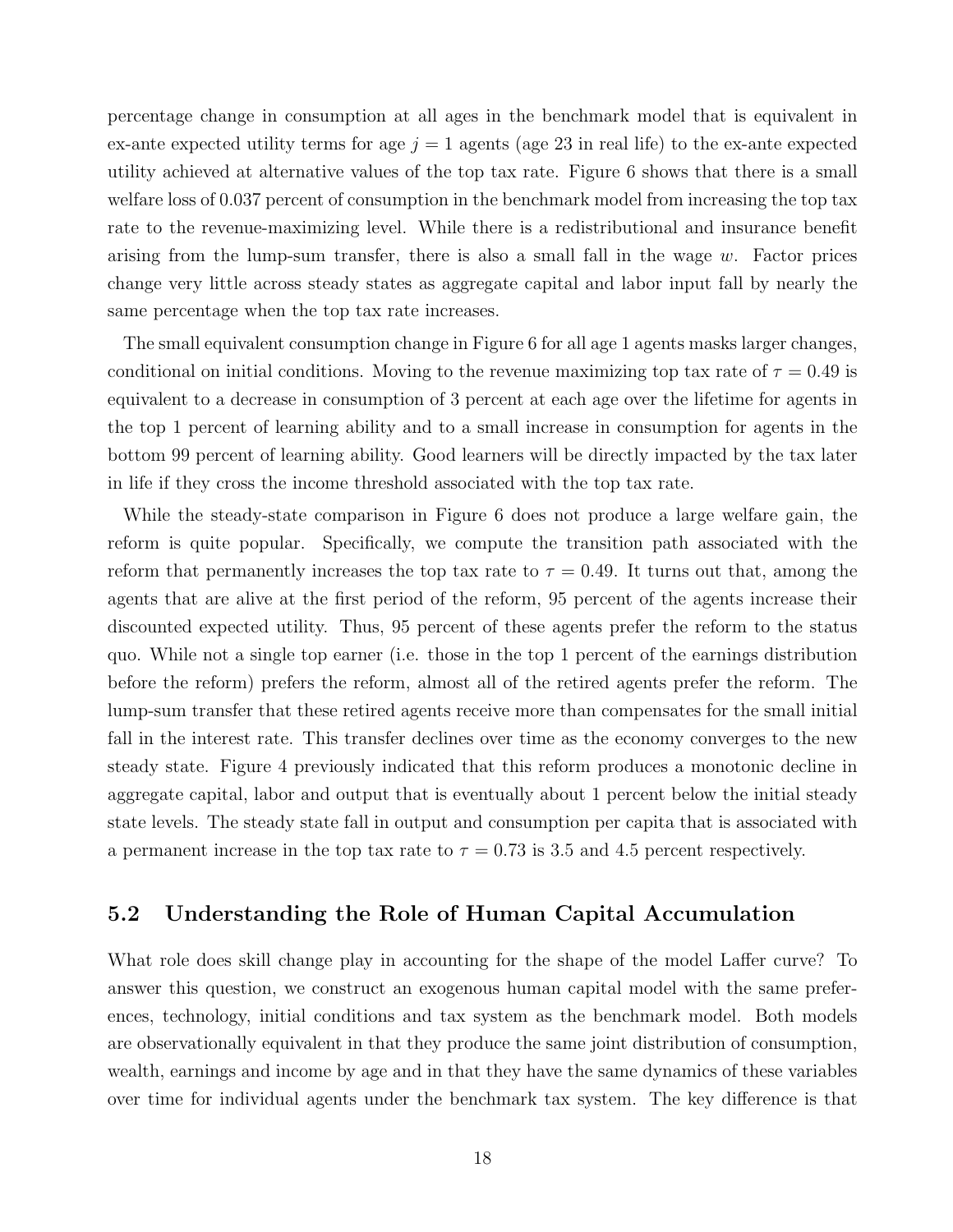percentage change in consumption at all ages in the benchmark model that is equivalent in ex-ante expected utility terms for age $j = 1$ agents (age 23 in real life) to the ex-ante expected utility achieved at alternative values of the top tax rate. Figure 6 shows that there is a small welfare loss of 0.037 percent of consumption in the benchmark model from increasing the top tax rate to the revenue-maximizing level. While there is a redistributional and insurance benefit arising from the lump-sum transfer, there is also a small fall in the wage $w$. Factor prices change very little across steady states as aggregate capital and labor input fall by nearly the same percentage when the top tax rate increases.

The small equivalent consumption change in Figure 6 for all age 1 agents masks larger changes, conditional on initial conditions. Moving to the revenue maximizing top tax rate of $\tau = 0.49$ is equivalent to a decrease in consumption of 3 percent at each age over the lifetime for agents in the top 1 percent of learning ability and to a small increase in consumption for agents in the bottom 99 percent of learning ability. Good learners will be directly impacted by the tax later in life if they cross the income threshold associated with the top tax rate.

While the steady-state comparison in Figure 6 does not produce a large welfare gain, the reform is quite popular. Specifically, we compute the transition path associated with the reform that permanently increases the top tax rate to $\tau = 0.49$. It turns out that, among the agents that are alive at the first period of the reform, 95 percent of the agents increase their discounted expected utility. Thus, 95 percent of these agents prefer the reform to the status quo. While not a single top earner (i.e. those in the top 1 percent of the earnings distribution before the reform) prefers the reform, almost all of the retired agents prefer the reform. The lump-sum transfer that these retired agents receive more than compensates for the small initial fall in the interest rate. This transfer declines over time as the economy converges to the new steady state. Figure 4 previously indicated that this reform produces a monotonic decline in aggregate capital, labor and output that is eventually about 1 percent below the initial steady state levels. The steady state fall in output and consumption per capita that is associated with a permanent increase in the top tax rate to $\tau = 0.73$ is 3.5 and 4.5 percent respectively.

## 5.2 Understanding the Role of Human Capital Accumulation

What role does skill change play in accounting for the shape of the model Laffer curve? To answer this question, we construct an exogenous human capital model with the same preferences, technology, initial conditions and tax system as the benchmark model. Both models are observationally equivalent in that they produce the same joint distribution of consumption, wealth, earnings and income by age and in that they have the same dynamics of these variables over time for individual agents under the benchmark tax system. The key difference is that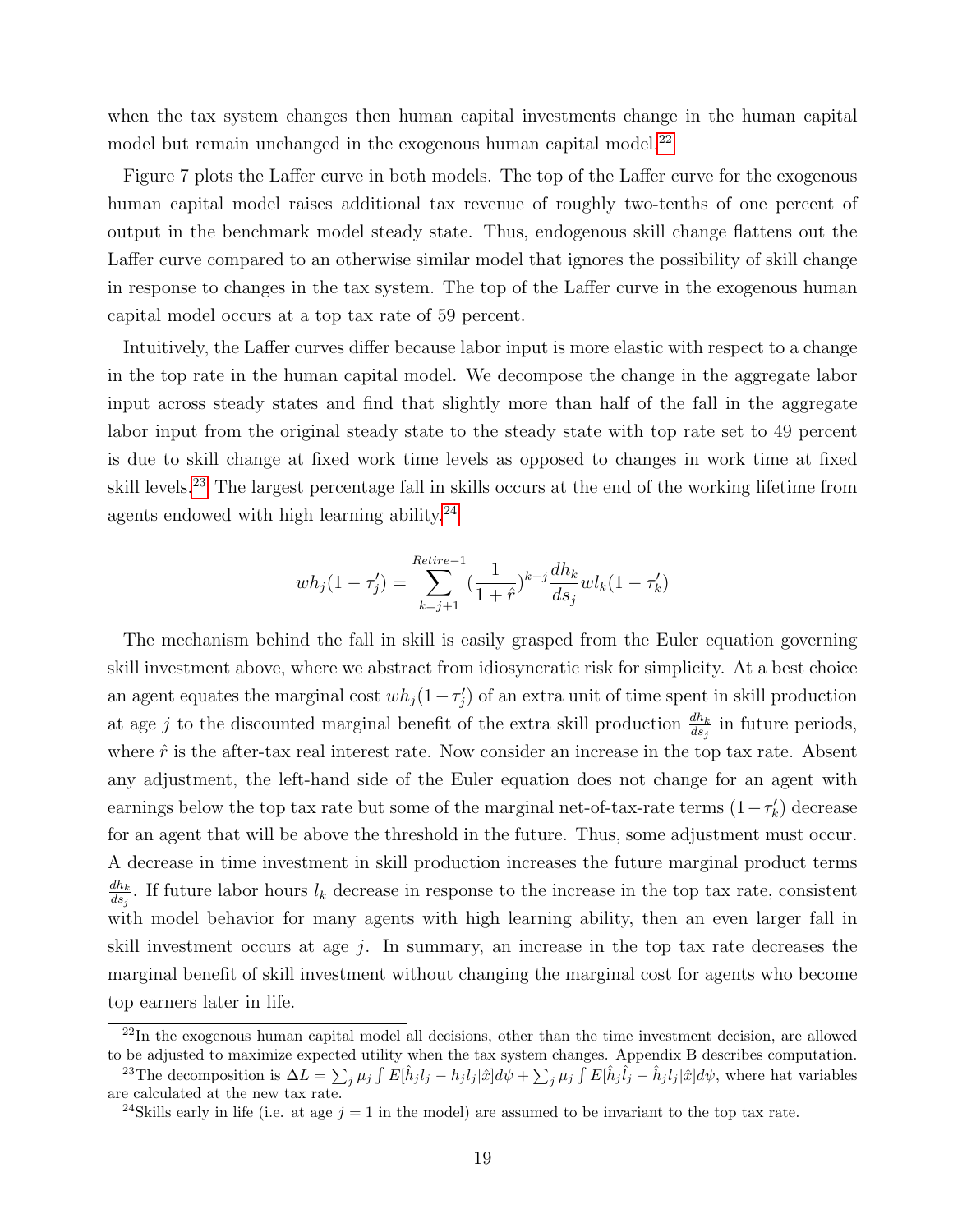when the tax system changes then human capital investments change in the human capital model but remain unchanged in the exogenous human capital model.[22]

Figure 7 plots the Laffer curve in both models. The top of the Laffer curve for the exogenous human capital model raises additional tax revenue of roughly two-tenths of one percent of output in the benchmark model steady state. Thus, endogenous skill change flattens out the Laffer curve compared to an otherwise similar model that ignores the possibility of skill change in response to changes in the tax system. The top of the Laffer curve in the exogenous human capital model occurs at a top tax rate of 59 percent.

Intuitively, the Laffer curves differ because labor input is more elastic with respect to a change in the top rate in the human capital model. We decompose the change in the aggregate labor input across steady states and find that slightly more than half of the fall in the aggregate labor input from the original steady state to the steady state with top rate set to 49 percent is due to skill change at fixed work time levels as opposed to changes in work time at fixed skill levels.[23] The largest percentage fall in skills occurs at the end of the working lifetime from agents endowed with high learning ability.[24]

$$wh_j(1-\tau_j') = \sum_{k=j+1}^{Retire-1} \left(\frac{1}{1+\hat{r}}\right)^{k-j} \frac{dh_k}{ds_j} wl_k(1-\tau_k')$$

The mechanism behind the fall in skill is easily grasped from the Euler equation governing skill investment above, where we abstract from idiosyncratic risk for simplicity. At a best choice an agent equates the marginal cost $wh_j(1-\tau_j')$ of an extra unit of time spent in skill production at age $j$ to the discounted marginal benefit of the extra skill production $\frac{dh_k}{ds_j}$ in future periods, where $\hat{r}$ is the after-tax real interest rate. Now consider an increase in the top tax rate. Absent any adjustment, the left-hand side of the Euler equation does not change for an agent with earnings below the top tax rate but some of the marginal net-of-tax-rate terms $(1-\tau_k')$ decrease for an agent that will be above the threshold in the future. Thus, some adjustment must occur. A decrease in time investment in skill production increases the future marginal product terms $\frac{dh_k}{ds_j}$. If future labor hours $l_k$ decrease in response to the increase in the top tax rate, consistent with model behavior for many agents with high learning ability, then an even larger fall in skill investment occurs at age $j$. In summary, an increase in the top tax rate decreases the marginal benefit of skill investment without changing the marginal cost for agents who become top earners later in life.

---

[22] In the exogenous human capital model all decisions, other than the time investment decision, are allowed to be adjusted to maximize expected utility when the tax system changes. Appendix B describes computation.

[23] The decomposition is $\Delta L = \sum_j \mu_j \int E[\hat{h}_j l_j - h_j l_j|\hat{x}]d\psi + \sum_j \mu_j \int E[\hat{h}_j \hat{l}_j - \hat{h}_j l_j|\hat{x}]d\psi$, where hat variables are calculated at the new tax rate.

[24] Skills early in life (i.e. at age $j=1$ in the model) are assumed to be invariant to the top tax rate.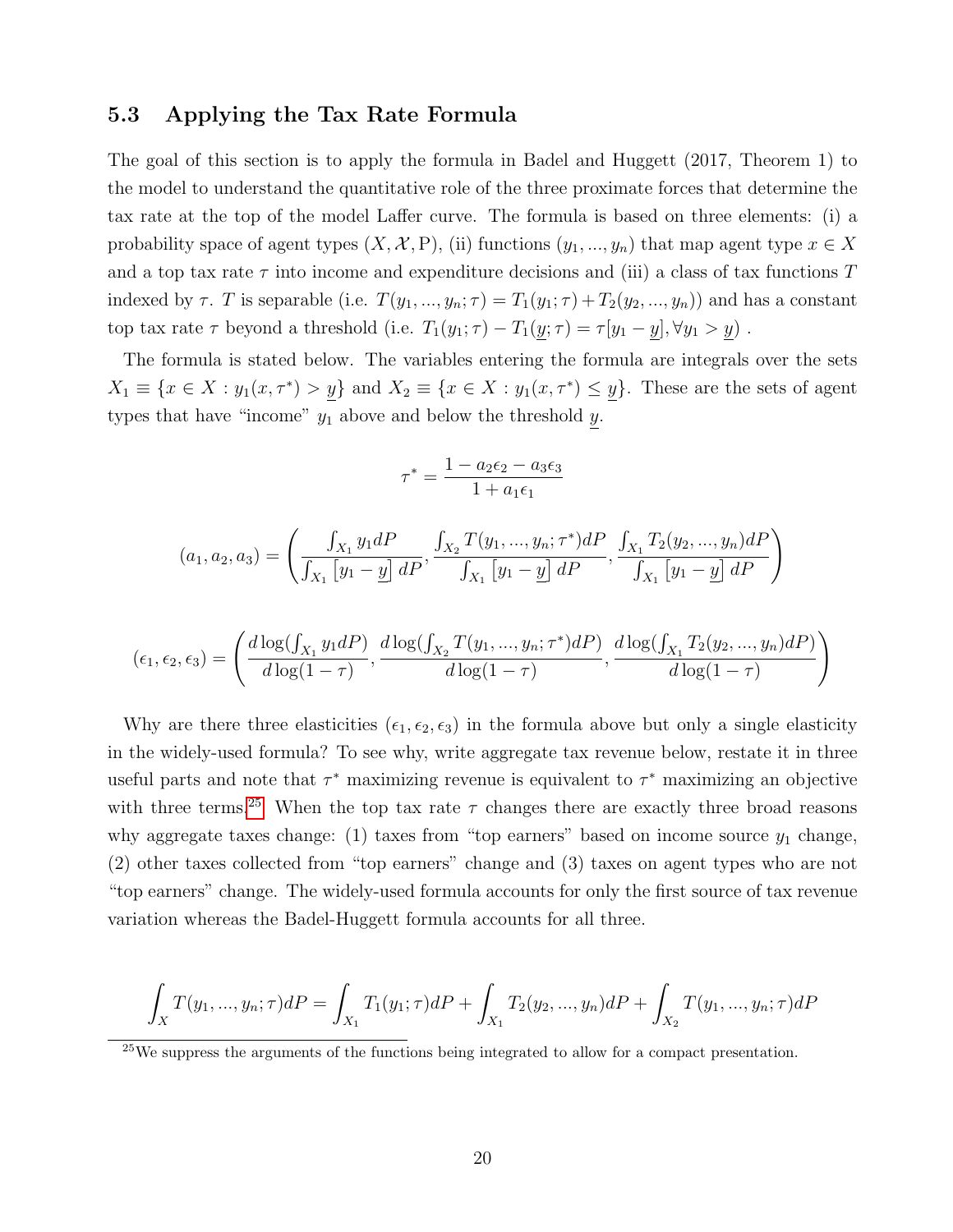### 5.3 Applying the Tax Rate Formula

The goal of this section is to apply the formula in Badel and Huggett (2017, Theorem 1) to the model to understand the quantitative role of the three proximate forces that determine the tax rate at the top of the model Laffer curve. The formula is based on three elements: (i) a probability space of agent types $(X, \mathcal{X}, \mathrm{P})$, (ii) functions $(y_1, ..., y_n)$ that map agent type $x \in X$ and a top tax rate $\tau$ into income and expenditure decisions and (iii) a class of tax functions $T$ indexed by $\tau$. $T$ is separable (i.e. $T(y_1, ..., y_n; \tau) = T_1(y_1; \tau) + T_2(y_2, ..., y_n)$) and has a constant top tax rate $\tau$ beyond a threshold (i.e. $T_1(y_1; \tau) - T_1(\underline{y}; \tau) = \tau[y_1 - \underline{y}], \forall y_1 > \underline{y}$) .

The formula is stated below. The variables entering the formula are integrals over the sets $X_1 \equiv \{x \in X : y_1(x, \tau^*) > \underline{y}\}$ and $X_2 \equiv \{x \in X : y_1(x, \tau^*) \leq \underline{y}\}$. These are the sets of agent types that have "income" $y_1$ above and below the threshold $\underline{y}$.

$$\tau^* = \frac{1 - a_2\epsilon_2 - a_3\epsilon_3}{1 + a_1\epsilon_1}$$

$$(a_1, a_2, a_3) = \left( \frac{\int_{X_1} y_1 dP}{\int_{X_1} [y_1 - \underline{y}]\, dP}, \frac{\int_{X_2} T(y_1, ..., y_n; \tau^*) dP}{\int_{X_1} [y_1 - \underline{y}]\, dP}, \frac{\int_{X_1} T_2(y_2, ..., y_n) dP}{\int_{X_1} [y_1 - \underline{y}]\, dP} \right)$$

$$(\epsilon_1, \epsilon_2, \epsilon_3) = \left( \frac{d\log(\int_{X_1} y_1 dP)}{d\log(1-\tau)}, \frac{d\log(\int_{X_2} T(y_1, ..., y_n; \tau^*) dP)}{d\log(1-\tau)}, \frac{d\log(\int_{X_1} T_2(y_2, ..., y_n) dP)}{d\log(1-\tau)} \right)$$

Why are there three elasticities $(\epsilon_1, \epsilon_2, \epsilon_3)$ in the formula above but only a single elasticity in the widely-used formula? To see why, write aggregate tax revenue below, restate it in three useful parts and note that $\tau^*$ maximizing revenue is equivalent to $\tau^*$ maximizing an objective with three terms.[25] When the top tax rate $\tau$ changes there are exactly three broad reasons why aggregate taxes change: (1) taxes from "top earners" based on income source $y_1$ change, (2) other taxes collected from "top earners" change and (3) taxes on agent types who are not "top earners" change. The widely-used formula accounts for only the first source of tax revenue variation whereas the Badel-Huggett formula accounts for all three.

$$\int_X T(y_1, ..., y_n; \tau) dP = \int_{X_1} T_1(y_1; \tau) dP + \int_{X_1} T_2(y_2, ..., y_n) dP + \int_{X_2} T(y_1, ..., y_n; \tau) dP$$

[25] We suppress the arguments of the functions being integrated to allow for a compact presentation.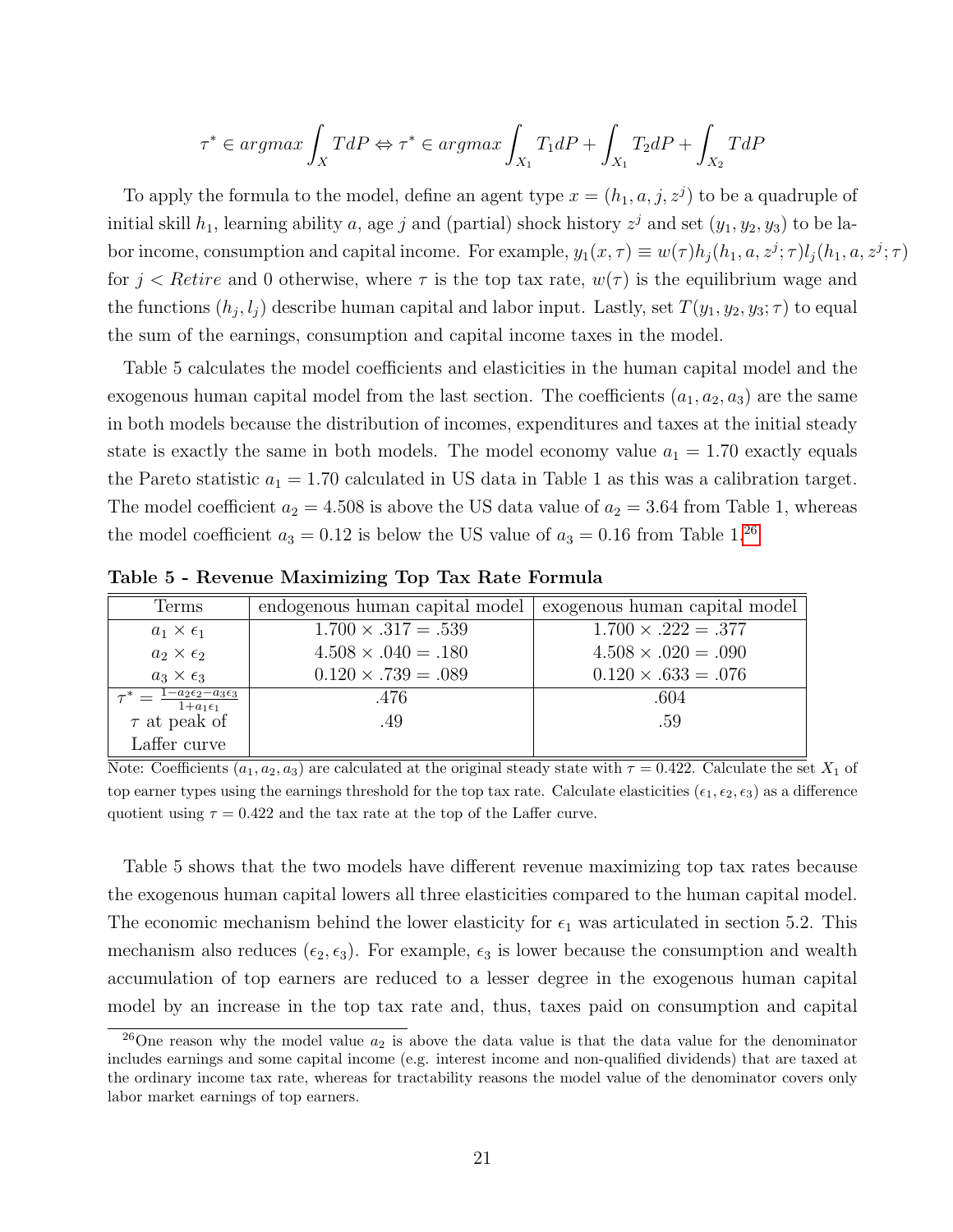$$\tau^* \in argmax \int_X TdP \Leftrightarrow \tau^* \in argmax \int_{X_1} T_1 dP + \int_{X_1} T_2 dP + \int_{X_2} TdP$$

To apply the formula to the model, define an agent type $x = (h_1, a, j, z^j)$ to be a quadruple of initial skill $h_1$, learning ability $a$, age $j$ and (partial) shock history $z^j$ and set $(y_1, y_2, y_3)$ to be labor income, consumption and capital income. For example, $y_1(x, \tau) \equiv w(\tau)h_j(h_1, a, z^j; \tau)l_j(h_1, a, z^j; \tau)$ for $j < Retire$ and 0 otherwise, where $\tau$ is the top tax rate, $w(\tau)$ is the equilibrium wage and the functions $(h_j, l_j)$ describe human capital and labor input. Lastly, set $T(y_1, y_2, y_3; \tau)$ to equal the sum of the earnings, consumption and capital income taxes in the model.

Table 5 calculates the model coefficients and elasticities in the human capital model and the exogenous human capital model from the last section. The coefficients $(a_1, a_2, a_3)$ are the same in both models because the distribution of incomes, expenditures and taxes at the initial steady state is exactly the same in both models. The model economy value $a_1 = 1.70$ exactly equals the Pareto statistic $a_1 = 1.70$ calculated in US data in Table 1 as this was a calibration target. The model coefficient $a_2 = 4.508$ is above the US data value of $a_2 = 3.64$ from Table 1, whereas the model coefficient $a_3 = 0.12$ is below the US value of $a_3 = 0.16$ from Table 1.[26]

**Table 5 - Revenue Maximizing Top Tax Rate Formula**

| Terms | endogenous human capital model | exogenous human capital model |
|---|---|---|
| $a_1 \times \epsilon_1$ | $1.700 \times .317 = .539$ | $1.700 \times .222 = .377$ |
| $a_2 \times \epsilon_2$ | $4.508 \times .040 = .180$ | $4.508 \times .020 = .090$ |
| $a_3 \times \epsilon_3$ | $0.120 \times .739 = .089$ | $0.120 \times .633 = .076$ |
| $\tau^* = \frac{1 - a_2\epsilon_2 - a_3\epsilon_3}{1 + a_1\epsilon_1}$ | .476 | .604 |
| $\tau$ at peak of Laffer curve | .49 | .59 |

Note: Coefficients $(a_1, a_2, a_3)$ are calculated at the original steady state with $\tau = 0.422$. Calculate the set $X_1$ of top earner types using the earnings threshold for the top tax rate. Calculate elasticities $(\epsilon_1, \epsilon_2, \epsilon_3)$ as a difference quotient using $\tau = 0.422$ and the tax rate at the top of the Laffer curve.

Table 5 shows that the two models have different revenue maximizing top tax rates because the exogenous human capital lowers all three elasticities compared to the human capital model. The economic mechanism behind the lower elasticity for $\epsilon_1$ was articulated in section 5.2. This mechanism also reduces $(\epsilon_2, \epsilon_3)$. For example, $\epsilon_3$ is lower because the consumption and wealth accumulation of top earners are reduced to a lesser degree in the exogenous human capital model by an increase in the top tax rate and, thus, taxes paid on consumption and capital

[26] One reason why the model value $a_2$ is above the data value is that the data value for the denominator includes earnings and some capital income (e.g. interest income and non-qualified dividends) that are taxed at the ordinary income tax rate, whereas for tractability reasons the model value of the denominator covers only labor market earnings of top earners.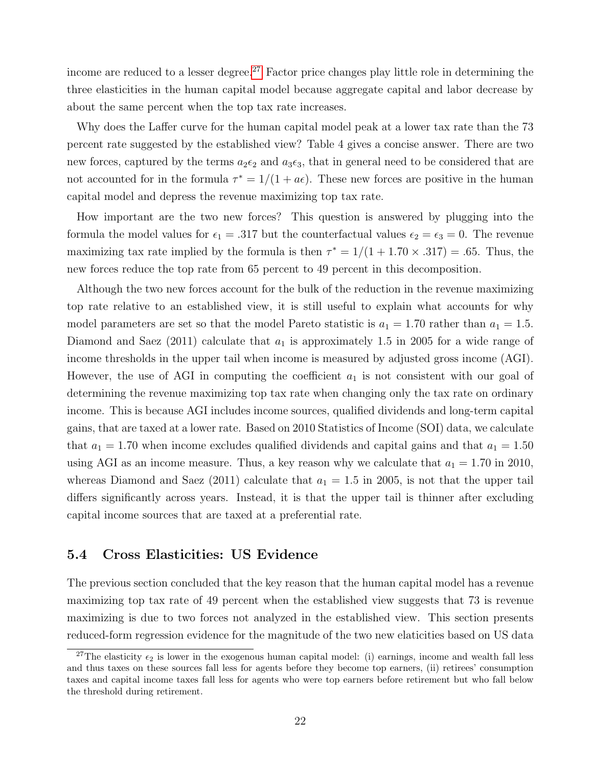income are reduced to a lesser degree.[27] Factor price changes play little role in determining the three elasticities in the human capital model because aggregate capital and labor decrease by about the same percent when the top tax rate increases.

Why does the Laffer curve for the human capital model peak at a lower tax rate than the 73 percent rate suggested by the established view? Table 4 gives a concise answer. There are two new forces, captured by the terms $a_2\epsilon_2$ and $a_3\epsilon_3$, that in general need to be considered that are not accounted for in the formula $\tau^* = 1/(1 + a\epsilon)$. These new forces are positive in the human capital model and depress the revenue maximizing top tax rate.

How important are the two new forces? This question is answered by plugging into the formula the model values for $\epsilon_1 = .317$ but the counterfactual values $\epsilon_2 = \epsilon_3 = 0$. The revenue maximizing tax rate implied by the formula is then $\tau^* = 1/(1 + 1.70 \times .317) = .65$. Thus, the new forces reduce the top rate from 65 percent to 49 percent in this decomposition.

Although the two new forces account for the bulk of the reduction in the revenue maximizing top rate relative to an established view, it is still useful to explain what accounts for why model parameters are set so that the model Pareto statistic is $a_1 = 1.70$ rather than $a_1 = 1.5$. Diamond and Saez (2011) calculate that $a_1$ is approximately 1.5 in 2005 for a wide range of income thresholds in the upper tail when income is measured by adjusted gross income (AGI). However, the use of AGI in computing the coefficient $a_1$ is not consistent with our goal of determining the revenue maximizing top tax rate when changing only the tax rate on ordinary income. This is because AGI includes income sources, qualified dividends and long-term capital gains, that are taxed at a lower rate. Based on 2010 Statistics of Income (SOI) data, we calculate that $a_1 = 1.70$ when income excludes qualified dividends and capital gains and that $a_1 = 1.50$ using AGI as an income measure. Thus, a key reason why we calculate that $a_1 = 1.70$ in 2010, whereas Diamond and Saez (2011) calculate that $a_1 = 1.5$ in 2005, is not that the upper tail differs significantly across years. Instead, it is that the upper tail is thinner after excluding capital income sources that are taxed at a preferential rate.

### 5.4 Cross Elasticities: US Evidence

The previous section concluded that the key reason that the human capital model has a revenue maximizing top tax rate of 49 percent when the established view suggests that 73 is revenue maximizing is due to two forces not analyzed in the established view. This section presents reduced-form regression evidence for the magnitude of the two new elaticities based on US data

[27] The elasticity $\epsilon_2$ is lower in the exogenous human capital model: (i) earnings, income and wealth fall less and thus taxes on these sources fall less for agents before they become top earners, (ii) retirees' consumption taxes and capital income taxes fall less for agents who were top earners before retirement but who fall below the threshold during retirement.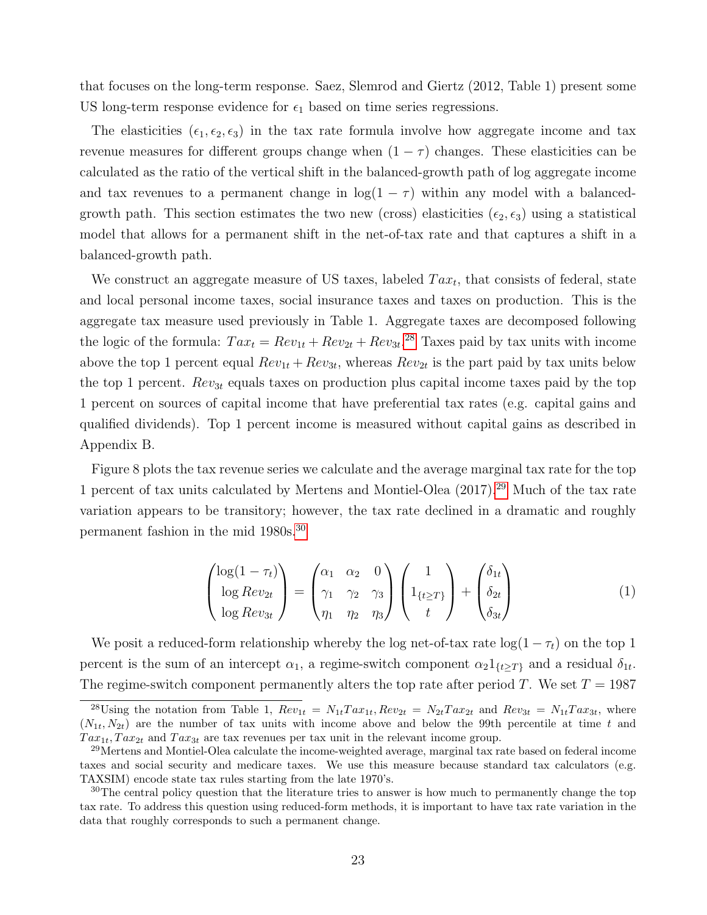that focuses on the long-term response. Saez, Slemrod and Giertz (2012, Table 1) present some US long-term response evidence for $\epsilon_1$ based on time series regressions.

The elasticities $(\epsilon_1, \epsilon_2, \epsilon_3)$ in the tax rate formula involve how aggregate income and tax revenue measures for different groups change when $(1-\tau)$ changes. These elasticities can be calculated as the ratio of the vertical shift in the balanced-growth path of log aggregate income and tax revenues to a permanent change in $\log(1-\tau)$ within any model with a balanced-growth path. This section estimates the two new (cross) elasticities $(\epsilon_2, \epsilon_3)$ using a statistical model that allows for a permanent shift in the net-of-tax rate and that captures a shift in a balanced-growth path.

We construct an aggregate measure of US taxes, labeled $Tax_t$, that consists of federal, state and local personal income taxes, social insurance taxes and taxes on production. This is the aggregate tax measure used previously in Table 1. Aggregate taxes are decomposed following the logic of the formula: $Tax_t = Rev_{1t} + Rev_{2t} + Rev_{3t}$.[28] Taxes paid by tax units with income above the top 1 percent equal $Rev_{1t} + Rev_{3t}$, whereas $Rev_{2t}$ is the part paid by tax units below the top 1 percent. $Rev_{3t}$ equals taxes on production plus capital income taxes paid by the top 1 percent on sources of capital income that have preferential tax rates (e.g. capital gains and qualified dividends). Top 1 percent income is measured without capital gains as described in Appendix B.

Figure 8 plots the tax revenue series we calculate and the average marginal tax rate for the top 1 percent of tax units calculated by Mertens and Montiel-Olea (2017).[29] Much of the tax rate variation appears to be transitory; however, the tax rate declined in a dramatic and roughly permanent fashion in the mid 1980s.[30]

$$\begin{pmatrix} \log(1-\tau_t) \\ \log Rev_{2t} \\ \log Rev_{3t} \end{pmatrix} = \begin{pmatrix} \alpha_1 & \alpha_2 & 0 \\ \gamma_1 & \gamma_2 & \gamma_3 \\ \eta_1 & \eta_2 & \eta_3 \end{pmatrix} \begin{pmatrix} 1 \\ 1_{\{t \geq T\}} \\ t \end{pmatrix} + \begin{pmatrix} \delta_{1t} \\ \delta_{2t} \\ \delta_{3t} \end{pmatrix} \tag{1}$$

We posit a reduced-form relationship whereby the log net-of-tax rate $\log(1-\tau_t)$ on the top 1 percent is the sum of an intercept $\alpha_1$, a regime-switch component $\alpha_2 1_{\{t \geq T\}}$ and a residual $\delta_{1t}$. The regime-switch component permanently alters the top rate after period $T$. We set $T = 1987$

[28] Using the notation from Table 1, $Rev_{1t} = N_{1t}Tax_{1t}, Rev_{2t} = N_{2t}Tax_{2t}$ and $Rev_{3t} = N_{1t}Tax_{3t}$, where $(N_{1t}, N_{2t})$ are the number of tax units with income above and below the 99th percentile at time $t$ and $Tax_{1t}, Tax_{2t}$ and $Tax_{3t}$ are tax revenues per tax unit in the relevant income group.

[29] Mertens and Montiel-Olea calculate the income-weighted average, marginal tax rate based on federal income taxes and social security and medicare taxes. We use this measure because standard tax calculators (e.g. TAXSIM) encode state tax rules starting from the late 1970's.

[30] The central policy question that the literature tries to answer is how much to permanently change the top tax rate. To address this question using reduced-form methods, it is important to have tax rate variation in the data that roughly corresponds to such a permanent change.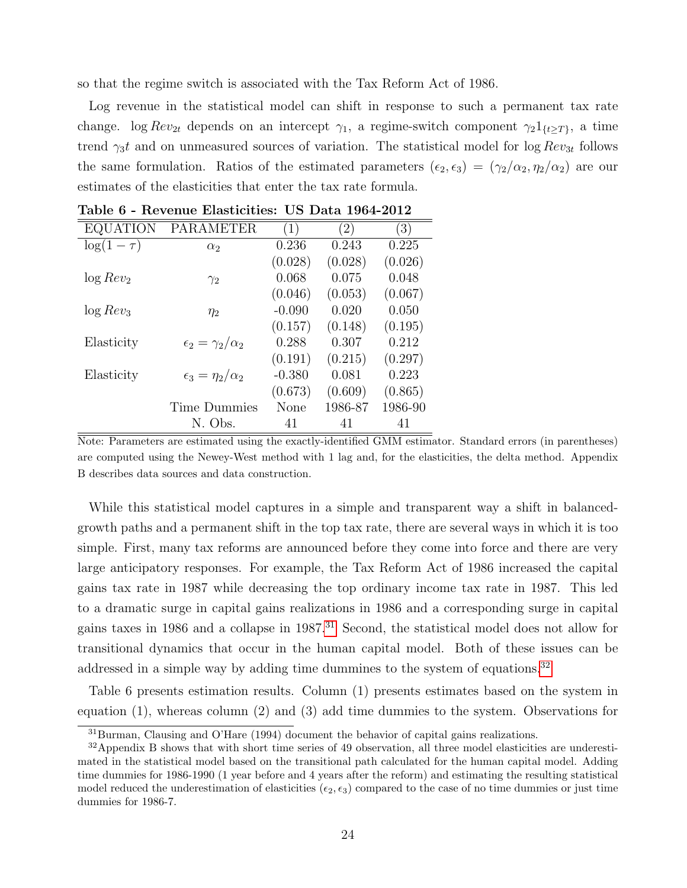so that the regime switch is associated with the Tax Reform Act of 1986.

Log revenue in the statistical model can shift in response to such a permanent tax rate change. $\log Rev_{2t}$ depends on an intercept $\gamma_1$, a regime-switch component $\gamma_2 1_{\{t \geq T\}}$, a time trend $\gamma_3 t$ and on unmeasured sources of variation. The statistical model for $\log Rev_{3t}$ follows the same formulation. Ratios of the estimated parameters $(\epsilon_2, \epsilon_3) = (\gamma_2/\alpha_2, \eta_2/\alpha_2)$ are our estimates of the elasticities that enter the tax rate formula.

**Table 6 - Revenue Elasticities: US Data 1964-2012**

| EQUATION | PARAMETER | (1) | (2) | (3) |
|---|---|---|---|---|
| $\log(1-\tau)$ | $\alpha_2$ | 0.236 | 0.243 | 0.225 |
| | | (0.028) | (0.028) | (0.026) |
| $\log Rev_2$ | $\gamma_2$ | 0.068 | 0.075 | 0.048 |
| | | (0.046) | (0.053) | (0.067) |
| $\log Rev_3$ | $\eta_2$ | -0.090 | 0.020 | 0.050 |
| | | (0.157) | (0.148) | (0.195) |
| Elasticity | $\epsilon_2 = \gamma_2/\alpha_2$ | 0.288 | 0.307 | 0.212 |
| | | (0.191) | (0.215) | (0.297) |
| Elasticity | $\epsilon_3 = \eta_2/\alpha_2$ | -0.380 | 0.081 | 0.223 |
| | | (0.673) | (0.609) | (0.865) |
| | Time Dummies | None | 1986-87 | 1986-90 |
| | N. Obs. | 41 | 41 | 41 |

Note: Parameters are estimated using the exactly-identified GMM estimator. Standard errors (in parentheses) are computed using the Newey-West method with 1 lag and, for the elasticities, the delta method. Appendix B describes data sources and data construction.

While this statistical model captures in a simple and transparent way a shift in balanced-growth paths and a permanent shift in the top tax rate, there are several ways in which it is too simple. First, many tax reforms are announced before they come into force and there are very large anticipatory responses. For example, the Tax Reform Act of 1986 increased the capital gains tax rate in 1987 while decreasing the top ordinary income tax rate in 1987. This led to a dramatic surge in capital gains realizations in 1986 and a corresponding surge in capital gains taxes in 1986 and a collapse in 1987.[31] Second, the statistical model does not allow for transitional dynamics that occur in the human capital model. Both of these issues can be addressed in a simple way by adding time dummies to the system of equations.[32]

Table 6 presents estimation results. Column (1) presents estimates based on the system in equation (1), whereas column (2) and (3) add time dummies to the system. Observations for

[31] Burman, Clausing and O'Hare (1994) document the behavior of capital gains realizations.

[32] Appendix B shows that with short time series of 49 observation, all three model elasticities are underestimated in the statistical model based on the transitional path calculated for the human capital model. Adding time dummies for 1986-1990 (1 year before and 4 years after the reform) and estimating the resulting statistical model reduced the underestimation of elasticities $(\epsilon_2, \epsilon_3)$ compared to the case of no time dummies or just time dummies for 1986-7.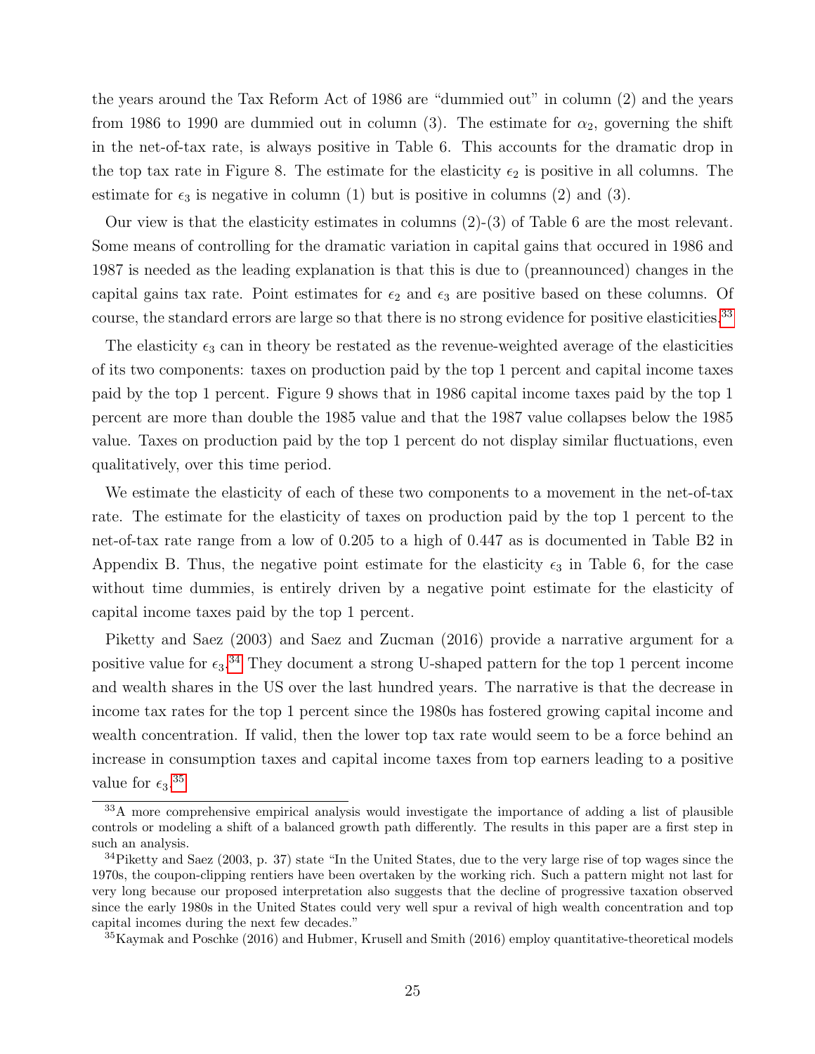the years around the Tax Reform Act of 1986 are "dummied out" in column (2) and the years from 1986 to 1990 are dummied out in column (3). The estimate for $\alpha_2$, governing the shift in the net-of-tax rate, is always positive in Table 6. This accounts for the dramatic drop in the top tax rate in Figure 8. The estimate for the elasticity $\epsilon_2$ is positive in all columns. The estimate for $\epsilon_3$ is negative in column (1) but is positive in columns (2) and (3).

Our view is that the elasticity estimates in columns (2)-(3) of Table 6 are the most relevant. Some means of controlling for the dramatic variation in capital gains that occured in 1986 and 1987 is needed as the leading explanation is that this is due to (preannounced) changes in the capital gains tax rate. Point estimates for $\epsilon_2$ and $\epsilon_3$ are positive based on these columns. Of course, the standard errors are large so that there is no strong evidence for positive elasticities.[33]

The elasticity $\epsilon_3$ can in theory be restated as the revenue-weighted average of the elasticities of its two components: taxes on production paid by the top 1 percent and capital income taxes paid by the top 1 percent. Figure 9 shows that in 1986 capital income taxes paid by the top 1 percent are more than double the 1985 value and that the 1987 value collapses below the 1985 value. Taxes on production paid by the top 1 percent do not display similar fluctuations, even qualitatively, over this time period.

We estimate the elasticity of each of these two components to a movement in the net-of-tax rate. The estimate for the elasticity of taxes on production paid by the top 1 percent to the net-of-tax rate range from a low of 0.205 to a high of 0.447 as is documented in Table B2 in Appendix B. Thus, the negative point estimate for the elasticity $\epsilon_3$ in Table 6, for the case without time dummies, is entirely driven by a negative point estimate for the elasticity of capital income taxes paid by the top 1 percent.

Piketty and Saez (2003) and Saez and Zucman (2016) provide a narrative argument for a positive value for $\epsilon_3$.[34] They document a strong U-shaped pattern for the top 1 percent income and wealth shares in the US over the last hundred years. The narrative is that the decrease in income tax rates for the top 1 percent since the 1980s has fostered growing capital income and wealth concentration. If valid, then the lower top tax rate would seem to be a force behind an increase in consumption taxes and capital income taxes from top earners leading to a positive value for $\epsilon_3$.[35]

---

[33] A more comprehensive empirical analysis would investigate the importance of adding a list of plausible controls or modeling a shift of a balanced growth path differently. The results in this paper are a first step in such an analysis.

[34] Piketty and Saez (2003, p. 37) state "In the United States, due to the very large rise of top wages since the 1970s, the coupon-clipping rentiers have been overtaken by the working rich. Such a pattern might not last for very long because our proposed interpretation also suggests that the decline of progressive taxation observed since the early 1980s in the United States could very well spur a revival of high wealth concentration and top capital incomes during the next few decades."

[35] Kaymak and Poschke (2016) and Hubmer, Krusell and Smith (2016) employ quantitative-theoretical models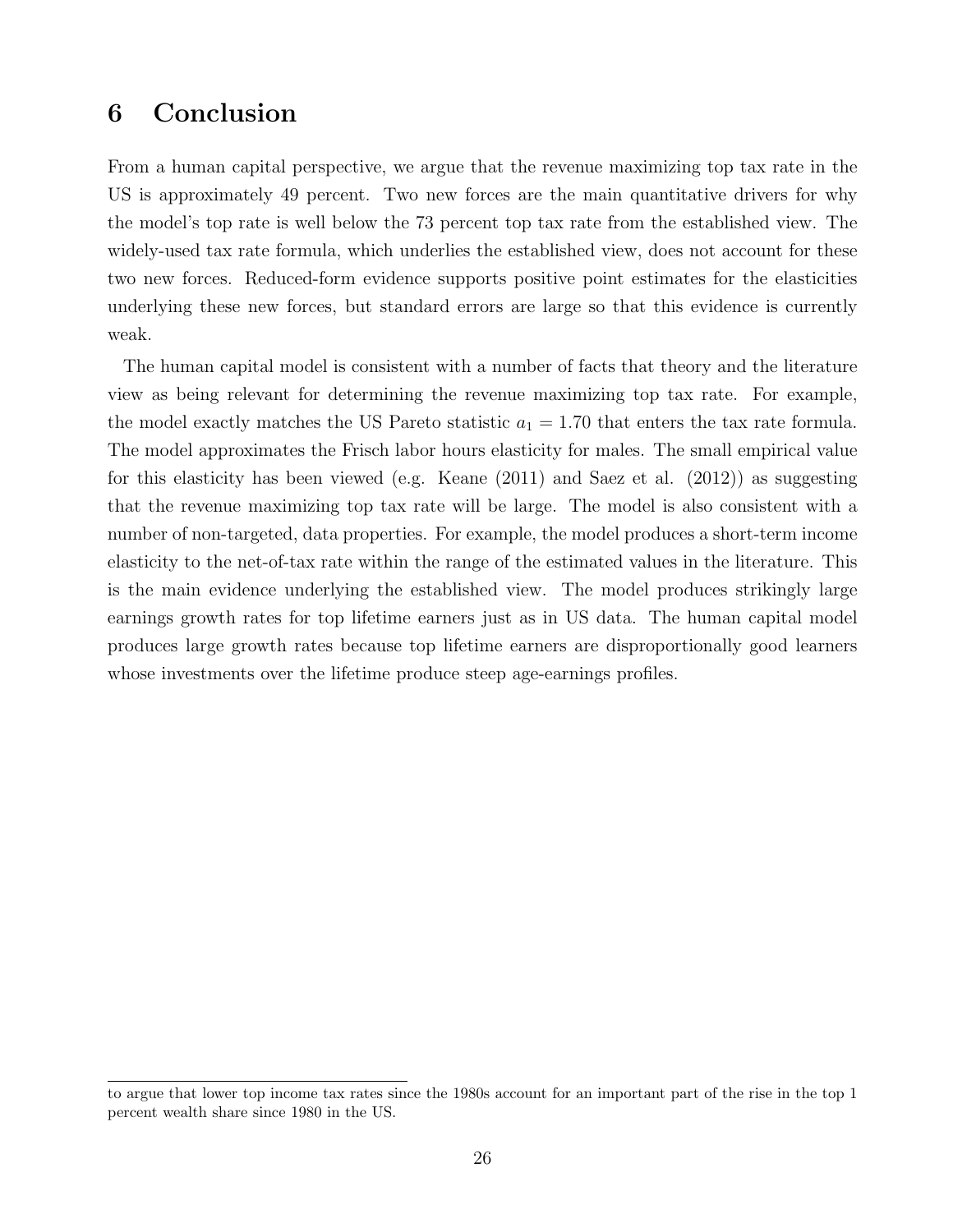# 6 Conclusion

From a human capital perspective, we argue that the revenue maximizing top tax rate in the US is approximately 49 percent. Two new forces are the main quantitative drivers for why the model's top rate is well below the 73 percent top tax rate from the established view. The widely-used tax rate formula, which underlies the established view, does not account for these two new forces. Reduced-form evidence supports positive point estimates for the elasticities underlying these new forces, but standard errors are large so that this evidence is currently weak.

The human capital model is consistent with a number of facts that theory and the literature view as being relevant for determining the revenue maximizing top tax rate. For example, the model exactly matches the US Pareto statistic $a_1 = 1.70$ that enters the tax rate formula. The model approximates the Frisch labor hours elasticity for males. The small empirical value for this elasticity has been viewed (e.g. Keane (2011) and Saez et al. (2012)) as suggesting that the revenue maximizing top tax rate will be large. The model is also consistent with a number of non-targeted, data properties. For example, the model produces a short-term income elasticity to the net-of-tax rate within the range of the estimated values in the literature. This is the main evidence underlying the established view. The model produces strikingly large earnings growth rates for top lifetime earners just as in US data. The human capital model produces large growth rates because top lifetime earners are disproportionally good learners whose investments over the lifetime produce steep age-earnings profiles.

to argue that lower top income tax rates since the 1980s account for an important part of the rise in the top 1 percent wealth share since 1980 in the US.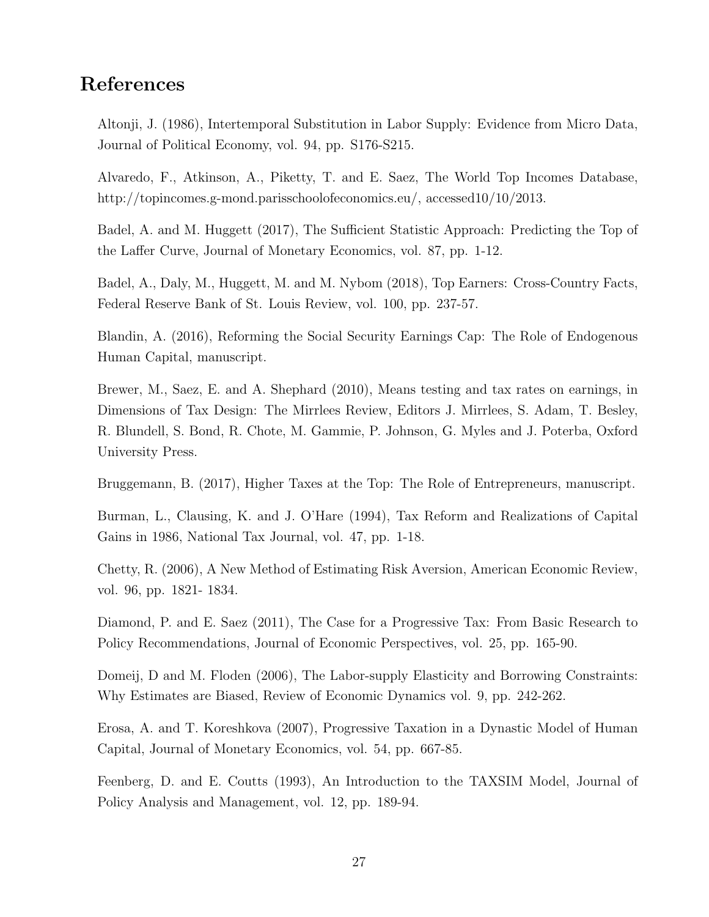# References

Altonji, J. (1986), Intertemporal Substitution in Labor Supply: Evidence from Micro Data, Journal of Political Economy, vol. 94, pp. S176-S215.

Alvaredo, F., Atkinson, A., Piketty, T. and E. Saez, The World Top Incomes Database, http://topincomes.g-mond.parisschoolofeconomics.eu/, accessed10/10/2013.

Badel, A. and M. Huggett (2017), The Sufficient Statistic Approach: Predicting the Top of the Laffer Curve, Journal of Monetary Economics, vol. 87, pp. 1-12.

Badel, A., Daly, M., Huggett, M. and M. Nybom (2018), Top Earners: Cross-Country Facts, Federal Reserve Bank of St. Louis Review, vol. 100, pp. 237-57.

Blandin, A. (2016), Reforming the Social Security Earnings Cap: The Role of Endogenous Human Capital, manuscript.

Brewer, M., Saez, E. and A. Shephard (2010), Means testing and tax rates on earnings, in Dimensions of Tax Design: The Mirrlees Review, Editors J. Mirrlees, S. Adam, T. Besley, R. Blundell, S. Bond, R. Chote, M. Gammie, P. Johnson, G. Myles and J. Poterba, Oxford University Press.

Bruggemann, B. (2017), Higher Taxes at the Top: The Role of Entrepreneurs, manuscript.

Burman, L., Clausing, K. and J. O'Hare (1994), Tax Reform and Realizations of Capital Gains in 1986, National Tax Journal, vol. 47, pp. 1-18.

Chetty, R. (2006), A New Method of Estimating Risk Aversion, American Economic Review, vol. 96, pp. 1821- 1834.

Diamond, P. and E. Saez (2011), The Case for a Progressive Tax: From Basic Research to Policy Recommendations, Journal of Economic Perspectives, vol. 25, pp. 165-90.

Domeij, D and M. Floden (2006), The Labor-supply Elasticity and Borrowing Constraints: Why Estimates are Biased, Review of Economic Dynamics vol. 9, pp. 242-262.

Erosa, A. and T. Koreshkova (2007), Progressive Taxation in a Dynastic Model of Human Capital, Journal of Monetary Economics, vol. 54, pp. 667-85.

Feenberg, D. and E. Coutts (1993), An Introduction to the TAXSIM Model, Journal of Policy Analysis and Management, vol. 12, pp. 189-94.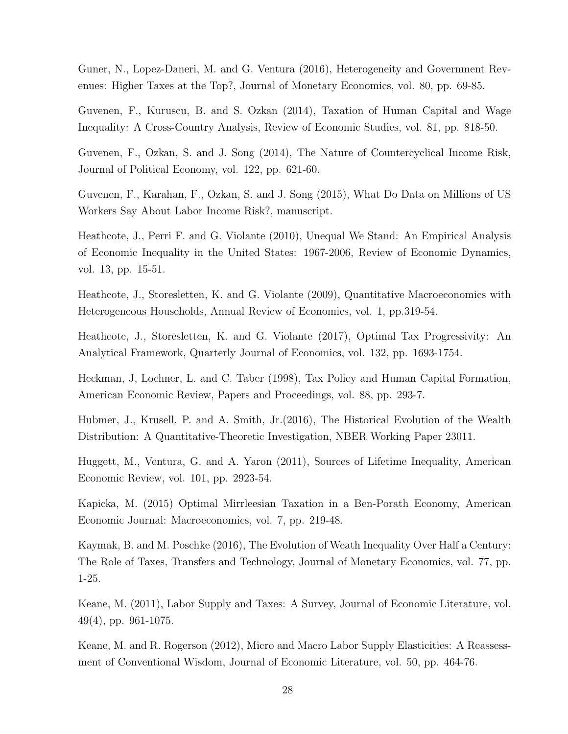Guner, N., Lopez-Daneri, M. and G. Ventura (2016), Heterogeneity and Government Revenues: Higher Taxes at the Top?, Journal of Monetary Economics, vol. 80, pp. 69-85.

Guvenen, F., Kuruscu, B. and S. Ozkan (2014), Taxation of Human Capital and Wage Inequality: A Cross-Country Analysis, Review of Economic Studies, vol. 81, pp. 818-50.

Guvenen, F., Ozkan, S. and J. Song (2014), The Nature of Countercyclical Income Risk, Journal of Political Economy, vol. 122, pp. 621-60.

Guvenen, F., Karahan, F., Ozkan, S. and J. Song (2015), What Do Data on Millions of US Workers Say About Labor Income Risk?, manuscript.

Heathcote, J., Perri F. and G. Violante (2010), Unequal We Stand: An Empirical Analysis of Economic Inequality in the United States: 1967-2006, Review of Economic Dynamics, vol. 13, pp. 15-51.

Heathcote, J., Storesletten, K. and G. Violante (2009), Quantitative Macroeconomics with Heterogeneous Households, Annual Review of Economics, vol. 1, pp.319-54.

Heathcote, J., Storesletten, K. and G. Violante (2017), Optimal Tax Progressivity: An Analytical Framework, Quarterly Journal of Economics, vol. 132, pp. 1693-1754.

Heckman, J, Lochner, L. and C. Taber (1998), Tax Policy and Human Capital Formation, American Economic Review, Papers and Proceedings, vol. 88, pp. 293-7.

Hubmer, J., Krusell, P. and A. Smith, Jr.(2016), The Historical Evolution of the Wealth Distribution: A Quantitative-Theoretic Investigation, NBER Working Paper 23011.

Huggett, M., Ventura, G. and A. Yaron (2011), Sources of Lifetime Inequality, American Economic Review, vol. 101, pp. 2923-54.

Kapicka, M. (2015) Optimal Mirrleesian Taxation in a Ben-Porath Economy, American Economic Journal: Macroeconomics, vol. 7, pp. 219-48.

Kaymak, B. and M. Poschke (2016), The Evolution of Weath Inequality Over Half a Century: The Role of Taxes, Transfers and Technology, Journal of Monetary Economics, vol. 77, pp. 1-25.

Keane, M. (2011), Labor Supply and Taxes: A Survey, Journal of Economic Literature, vol. 49(4), pp. 961-1075.

Keane, M. and R. Rogerson (2012), Micro and Macro Labor Supply Elasticities: A Reassessment of Conventional Wisdom, Journal of Economic Literature, vol. 50, pp. 464-76.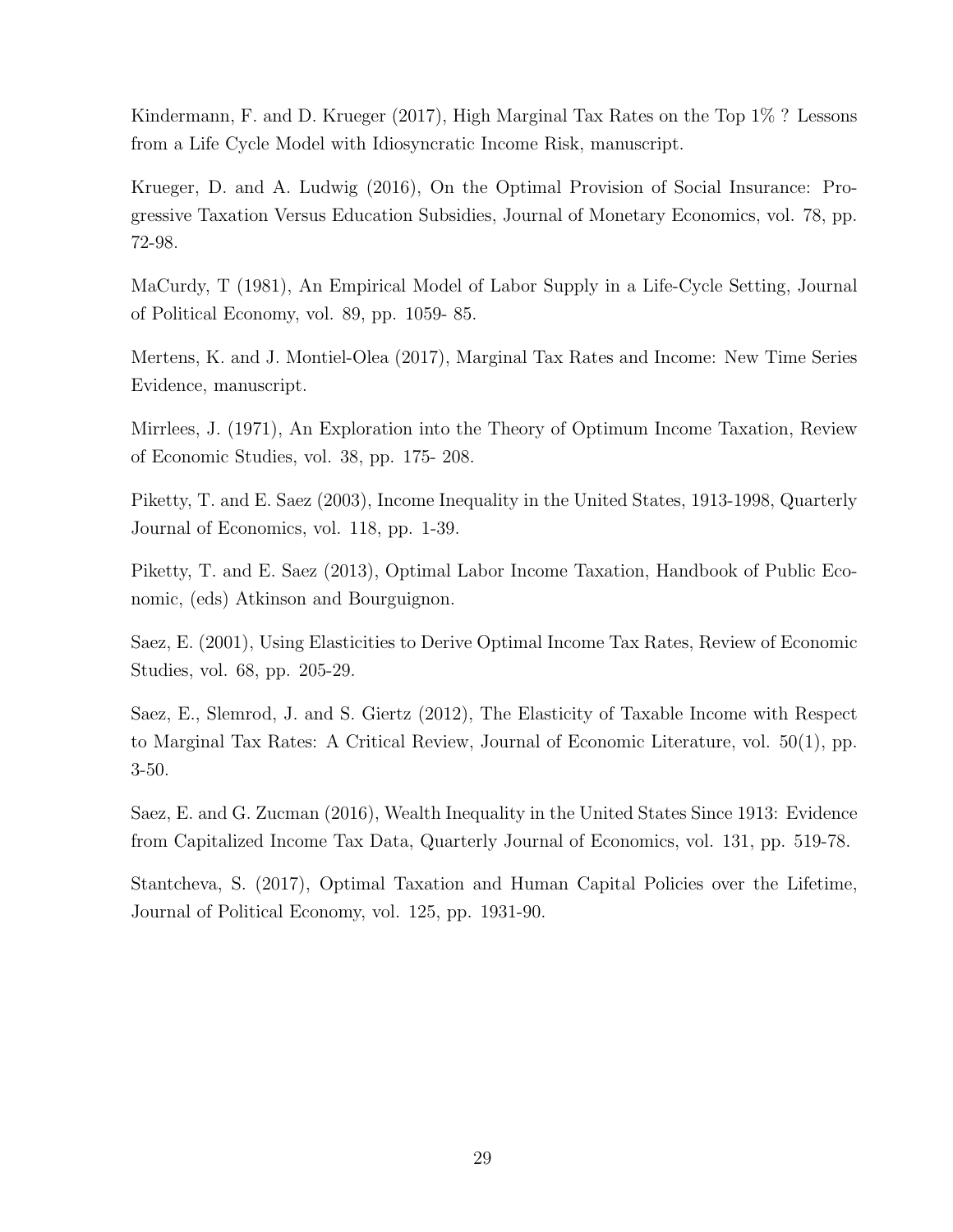Kindermann, F. and D. Krueger (2017), High Marginal Tax Rates on the Top 1% ? Lessons from a Life Cycle Model with Idiosyncratic Income Risk, manuscript.

Krueger, D. and A. Ludwig (2016), On the Optimal Provision of Social Insurance: Progressive Taxation Versus Education Subsidies, Journal of Monetary Economics, vol. 78, pp. 72-98.

MaCurdy, T (1981), An Empirical Model of Labor Supply in a Life-Cycle Setting, Journal of Political Economy, vol. 89, pp. 1059- 85.

Mertens, K. and J. Montiel-Olea (2017), Marginal Tax Rates and Income: New Time Series Evidence, manuscript.

Mirrlees, J. (1971), An Exploration into the Theory of Optimum Income Taxation, Review of Economic Studies, vol. 38, pp. 175- 208.

Piketty, T. and E. Saez (2003), Income Inequality in the United States, 1913-1998, Quarterly Journal of Economics, vol. 118, pp. 1-39.

Piketty, T. and E. Saez (2013), Optimal Labor Income Taxation, Handbook of Public Economic, (eds) Atkinson and Bourguignon.

Saez, E. (2001), Using Elasticities to Derive Optimal Income Tax Rates, Review of Economic Studies, vol. 68, pp. 205-29.

Saez, E., Slemrod, J. and S. Giertz (2012), The Elasticity of Taxable Income with Respect to Marginal Tax Rates: A Critical Review, Journal of Economic Literature, vol. 50(1), pp. 3-50.

Saez, E. and G. Zucman (2016), Wealth Inequality in the United States Since 1913: Evidence from Capitalized Income Tax Data, Quarterly Journal of Economics, vol. 131, pp. 519-78.

Stantcheva, S. (2017), Optimal Taxation and Human Capital Policies over the Lifetime, Journal of Political Economy, vol. 125, pp. 1931-90.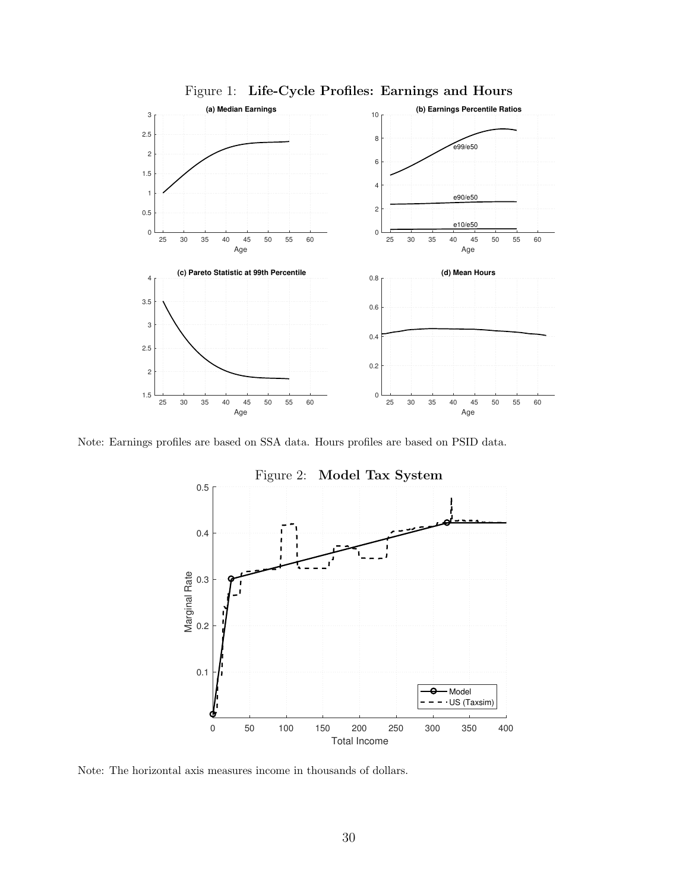Figure 1: **Life-Cycle Profiles: Earnings and Hours**

Note: Earnings profiles are based on SSA data. Hours profiles are based on PSID data.

Figure 2: **Model Tax System**

Note: The horizontal axis measures income in thousands of dollars.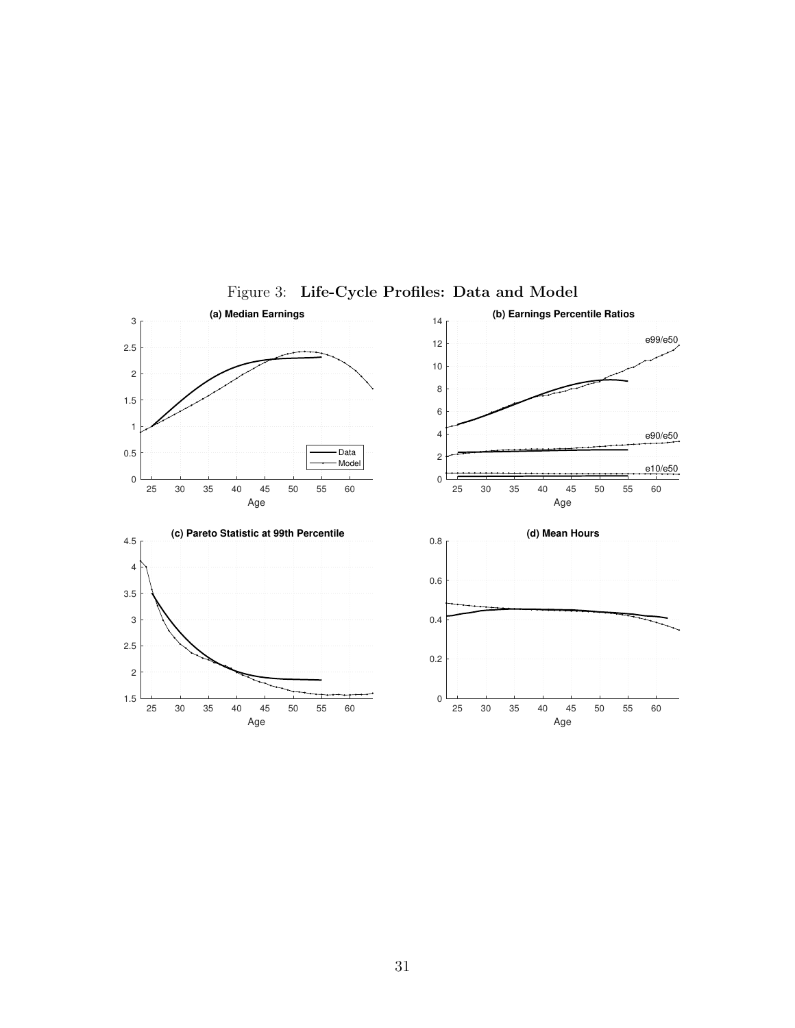Figure 3: **Life-Cycle Profiles: Data and Model**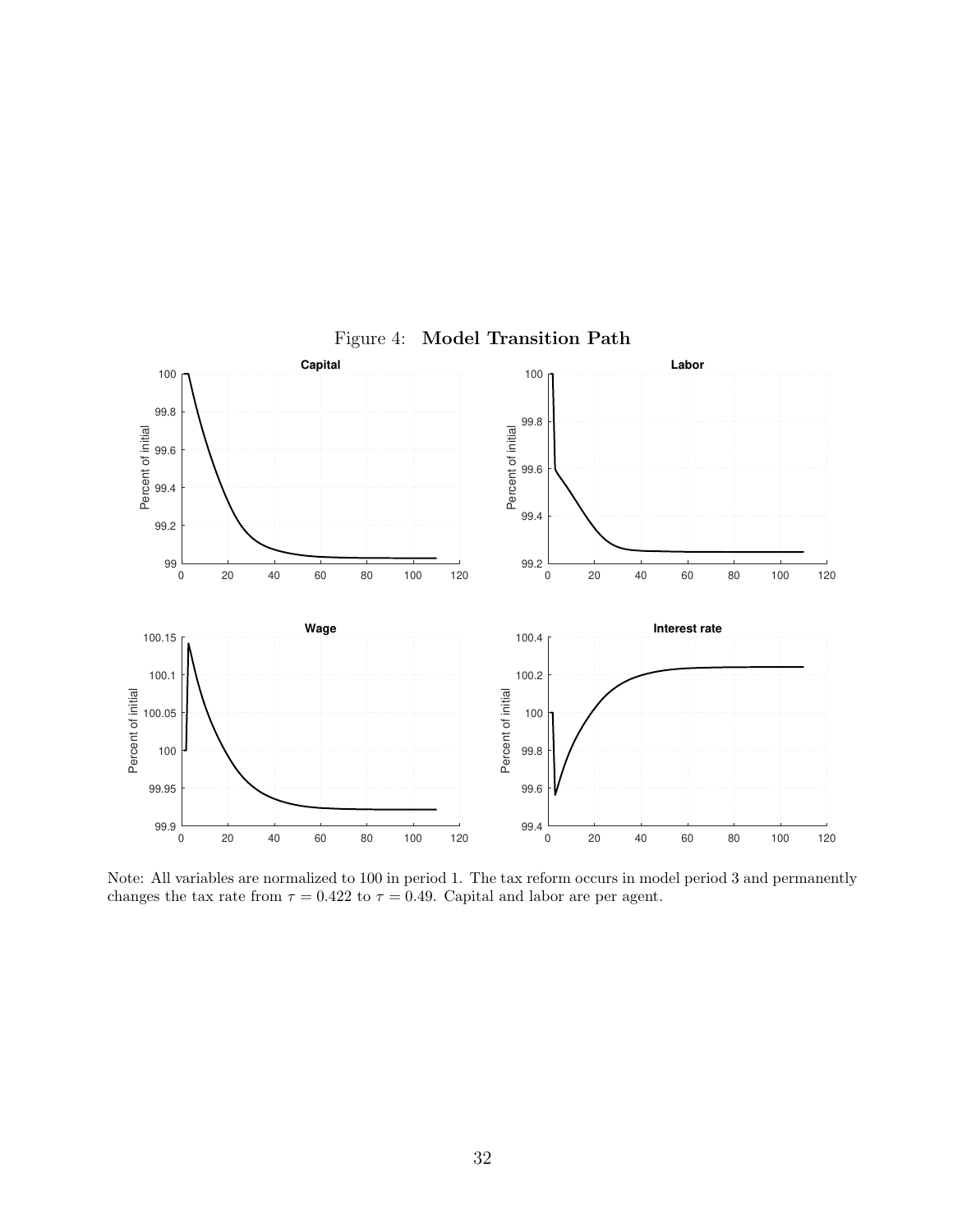Figure 4: **Model Transition Path**

Note: All variables are normalized to 100 in period 1. The tax reform occurs in model period 3 and permanently changes the tax rate from $\tau = 0.422$ to $\tau = 0.49$. Capital and labor are per agent.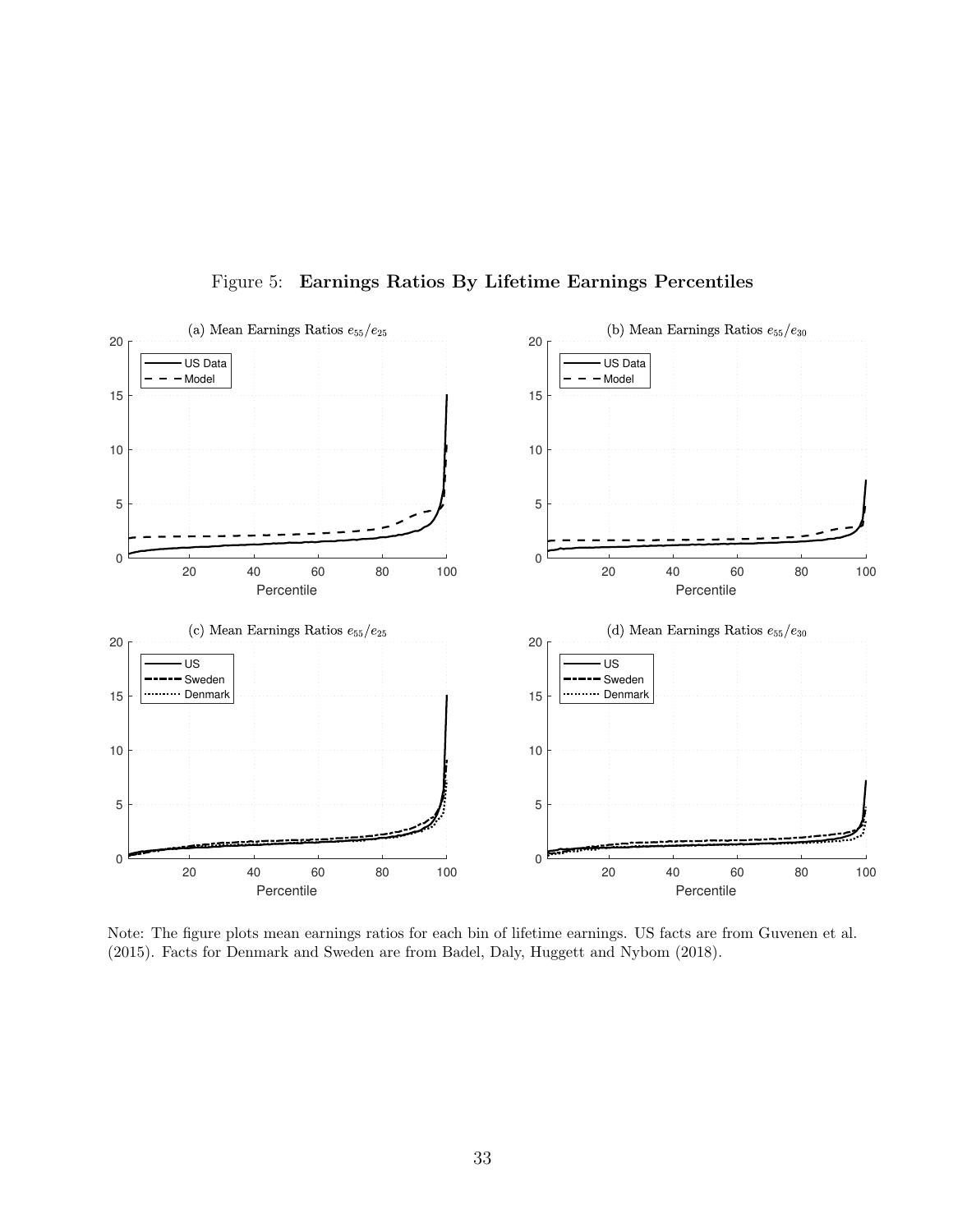Figure 5: **Earnings Ratios By Lifetime Earnings Percentiles**

(a) Mean Earnings Ratios $e_{55}/e_{25}$

(b) Mean Earnings Ratios $e_{55}/e_{30}$

(c) Mean Earnings Ratios $e_{55}/e_{25}$

(d) Mean Earnings Ratios $e_{55}/e_{30}$

Note: The figure plots mean earnings ratios for each bin of lifetime earnings. US facts are from Guvenen et al. (2015). Facts for Denmark and Sweden are from Badel, Daly, Huggett and Nybom (2018).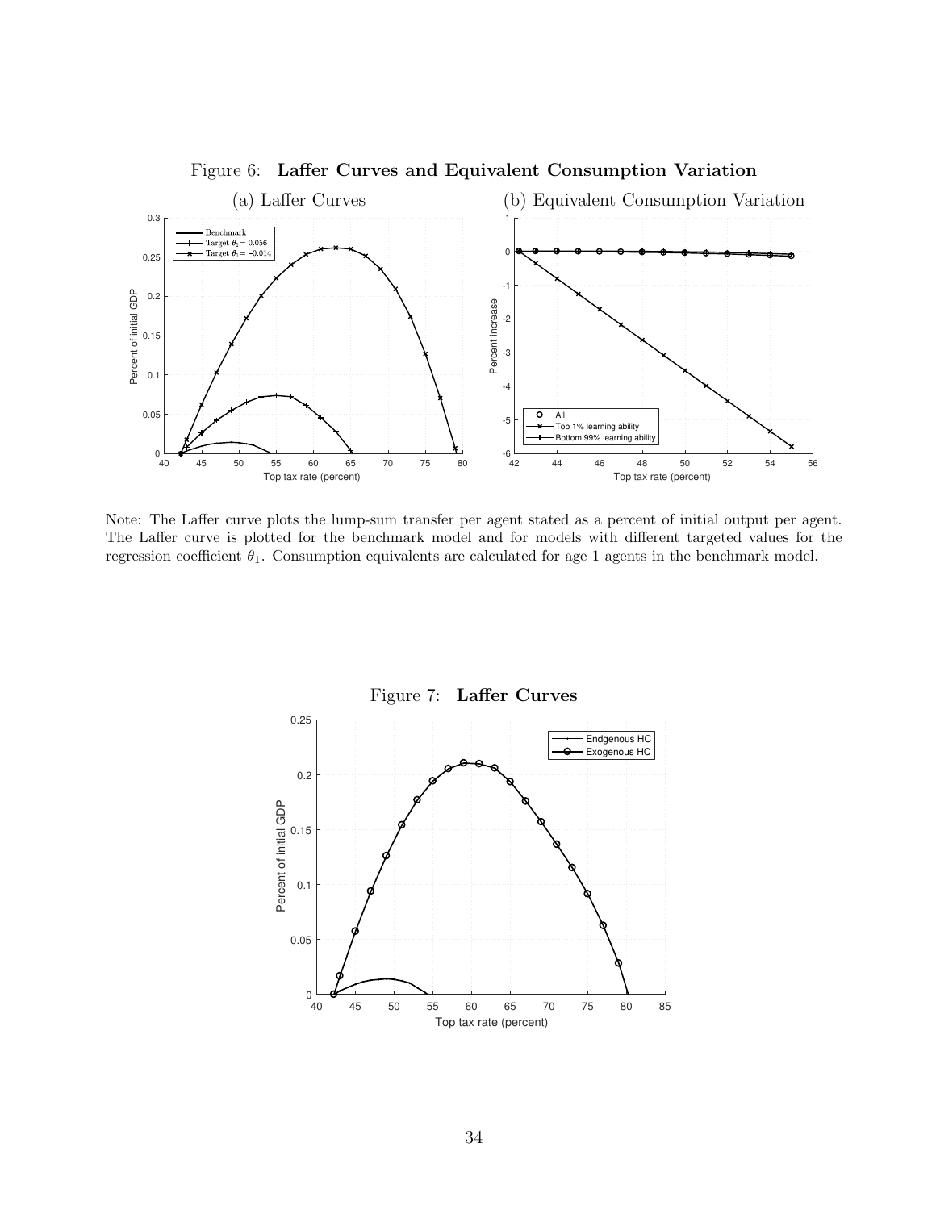Figure 6: **Laffer Curves and Equivalent Consumption Variation**

(a) Laffer Curves

(b) Equivalent Consumption Variation

Note: The Laffer curve plots the lump-sum transfer per agent stated as a percent of initial output per agent. The Laffer curve is plotted for the benchmark model and for models with different targeted values for the regression coefficient $\theta_1$. Consumption equivalents are calculated for age 1 agents in the benchmark model.

Figure 7: **Laffer Curves**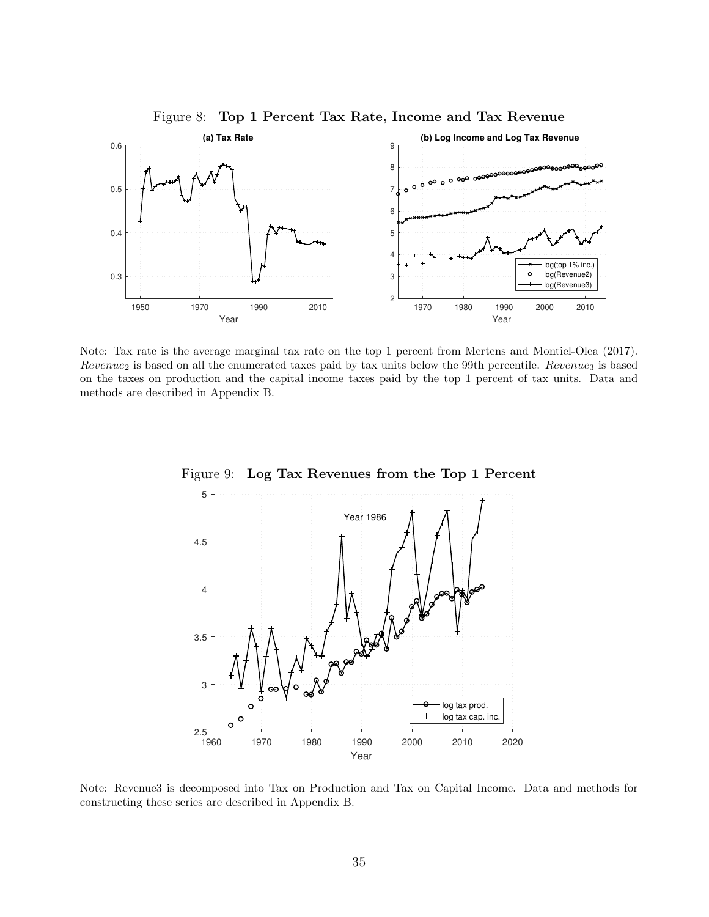Figure 8: **Top 1 Percent Tax Rate, Income and Tax Revenue**

Note: Tax rate is the average marginal tax rate on the top 1 percent from Mertens and Montiel-Olea (2017). $Revenue_2$ is based on all the enumerated taxes paid by tax units below the 99th percentile. $Revenue_3$ is based on the taxes on production and the capital income taxes paid by the top 1 percent of tax units. Data and methods are described in Appendix B.

Figure 9: **Log Tax Revenues from the Top 1 Percent**

Note: Revenue3 is decomposed into Tax on Production and Tax on Capital Income. Data and methods for constructing these series are described in Appendix B.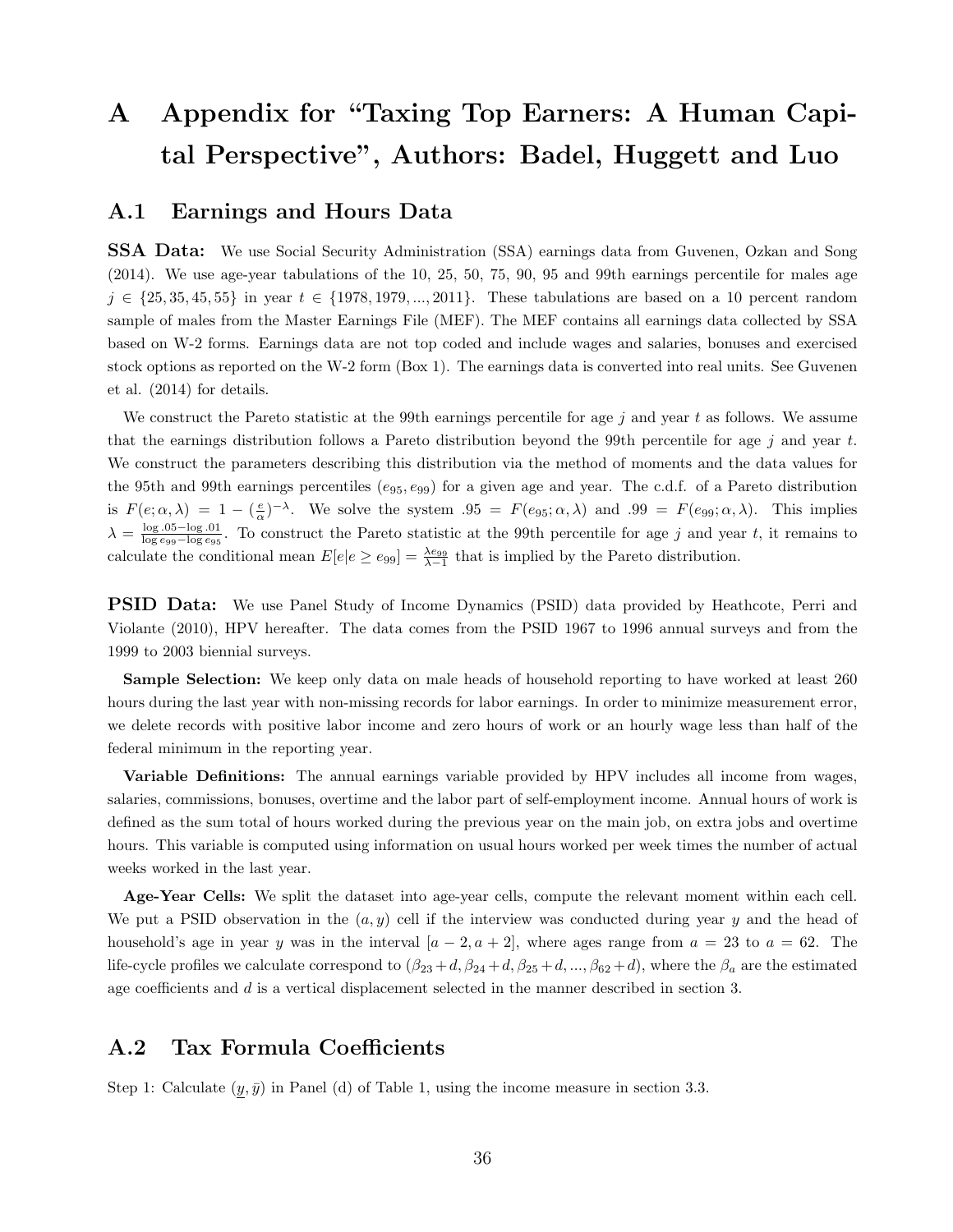# A Appendix for "Taxing Top Earners: A Human Capital Perspective", Authors: Badel, Huggett and Luo

## A.1 Earnings and Hours Data

**SSA Data:** We use Social Security Administration (SSA) earnings data from Guvenen, Ozkan and Song (2014). We use age-year tabulations of the 10, 25, 50, 75, 90, 95 and 99th earnings percentile for males age $j \in \{25, 35, 45, 55\}$ in year $t \in \{1978, 1979, ..., 2011\}$. These tabulations are based on a 10 percent random sample of males from the Master Earnings File (MEF). The MEF contains all earnings data collected by SSA based on W-2 forms. Earnings data are not top coded and include wages and salaries, bonuses and exercised stock options as reported on the W-2 form (Box 1). The earnings data is converted into real units. See Guvenen et al. (2014) for details.

We construct the Pareto statistic at the 99th earnings percentile for age $j$ and year $t$ as follows. We assume that the earnings distribution follows a Pareto distribution beyond the 99th percentile for age $j$ and year $t$. We construct the parameters describing this distribution via the method of moments and the data values for the 95th and 99th earnings percentiles $(e_{95}, e_{99})$ for a given age and year. The c.d.f. of a Pareto distribution is $F(e; \alpha, \lambda) = 1 - (\frac{e}{\alpha})^{-\lambda}$. We solve the system $.95 = F(e_{95}; \alpha, \lambda)$ and $.99 = F(e_{99}; \alpha, \lambda)$. This implies $\lambda = \frac{\log .05 - \log .01}{\log e_{99} - \log e_{95}}$. To construct the Pareto statistic at the 99th percentile for age $j$ and year $t$, it remains to calculate the conditional mean $E[e|e \geq e_{99}] = \frac{\lambda e_{99}}{\lambda - 1}$ that is implied by the Pareto distribution.

**PSID Data:** We use Panel Study of Income Dynamics (PSID) data provided by Heathcote, Perri and Violante (2010), HPV hereafter. The data comes from the PSID 1967 to 1996 annual surveys and from the 1999 to 2003 biennial surveys.

**Sample Selection:** We keep only data on male heads of household reporting to have worked at least 260 hours during the last year with non-missing records for labor earnings. In order to minimize measurement error, we delete records with positive labor income and zero hours of work or an hourly wage less than half of the federal minimum in the reporting year.

**Variable Definitions:** The annual earnings variable provided by HPV includes all income from wages, salaries, commissions, bonuses, overtime and the labor part of self-employment income. Annual hours of work is defined as the sum total of hours worked during the previous year on the main job, on extra jobs and overtime hours. This variable is computed using information on usual hours worked per week times the number of actual weeks worked in the last year.

**Age-Year Cells:** We split the dataset into age-year cells, compute the relevant moment within each cell. We put a PSID observation in the $(a, y)$ cell if the interview was conducted during year $y$ and the head of household's age in year $y$ was in the interval $[a-2, a+2]$, where ages range from $a = 23$ to $a = 62$. The life-cycle profiles we calculate correspond to $(\beta_{23} + d, \beta_{24} + d, \beta_{25} + d, ..., \beta_{62} + d)$, where the $\beta_a$ are the estimated age coefficients and $d$ is a vertical displacement selected in the manner described in section 3.

## A.2 Tax Formula Coefficients

Step 1: Calculate $(\underline{y}, \bar{y})$ in Panel (d) of Table 1, using the income measure in section 3.3.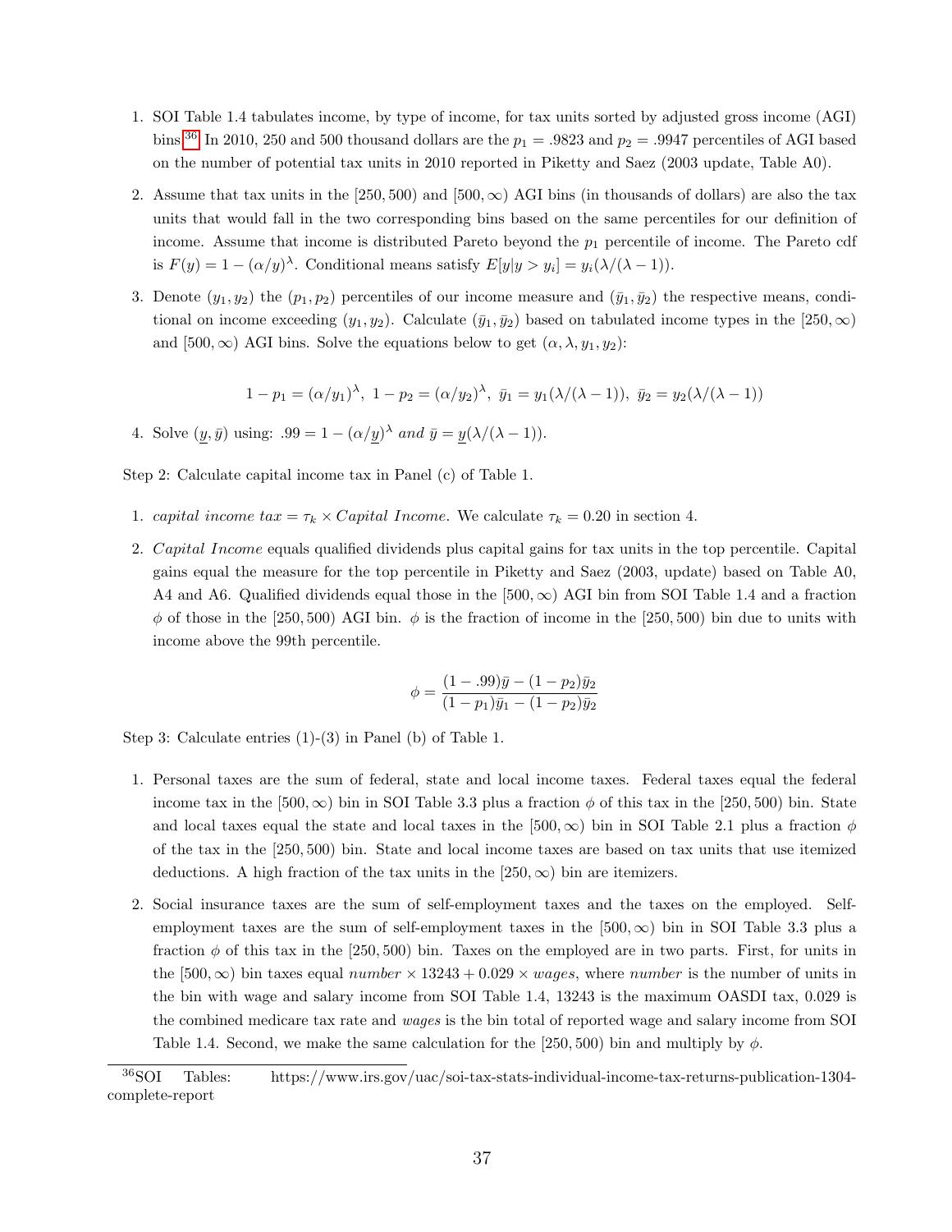1. SOI Table 1.4 tabulates income, by type of income, for tax units sorted by adjusted gross income (AGI) bins.[36] In 2010, 250 and 500 thousand dollars are the $p_1 = .9823$ and $p_2 = .9947$ percentiles of AGI based on the number of potential tax units in 2010 reported in Piketty and Saez (2003 update, Table A0).

2. Assume that tax units in the $[250, 500)$ and $[500, \infty)$ AGI bins (in thousands of dollars) are also the tax units that would fall in the two corresponding bins based on the same percentiles for our definition of income. Assume that income is distributed Pareto beyond the $p_1$ percentile of income. The Pareto cdf is $F(y) = 1 - (\alpha/y)^{\lambda}$. Conditional means satisfy $E[y|y > y_i] = y_i(\lambda/(\lambda - 1))$.

3. Denote $(y_1, y_2)$ the $(p_1, p_2)$ percentiles of our income measure and $(\bar{y}_1, \bar{y}_2)$ the respective means, conditional on income exceeding $(y_1, y_2)$. Calculate $(\bar{y}_1, \bar{y}_2)$ based on tabulated income types in the $[250, \infty)$ and $[500, \infty)$ AGI bins. Solve the equations below to get $(\alpha, \lambda, y_1, y_2)$:

$$1 - p_1 = (\alpha/y_1)^{\lambda},\ 1 - p_2 = (\alpha/y_2)^{\lambda},\ \bar{y}_1 = y_1(\lambda/(\lambda - 1)),\ \bar{y}_2 = y_2(\lambda/(\lambda - 1))$$

4. Solve $(\underline{y}, \bar{y})$ using: $.99 = 1 - (\alpha/\underline{y})^{\lambda}$ *and* $\bar{y} = \underline{y}(\lambda/(\lambda - 1))$.

Step 2: Calculate capital income tax in Panel (c) of Table 1.

1. *capital income tax* $= \tau_k \times$ *Capital Income*. We calculate $\tau_k = 0.20$ in section 4.

2. *Capital Income* equals qualified dividends plus capital gains for tax units in the top percentile. Capital gains equal the measure for the top percentile in Piketty and Saez (2003, update) based on Table A0, A4 and A6. Qualified dividends equal those in the $[500, \infty)$ AGI bin from SOI Table 1.4 and a fraction $\phi$ of those in the $[250, 500)$ AGI bin. $\phi$ is the fraction of income in the $[250, 500)$ bin due to units with income above the 99th percentile.

$$\phi = \frac{(1 - .99)\bar{y} - (1 - p_2)\bar{y}_2}{(1 - p_1)\bar{y}_1 - (1 - p_2)\bar{y}_2}$$

Step 3: Calculate entries (1)-(3) in Panel (b) of Table 1.

1. Personal taxes are the sum of federal, state and local income taxes. Federal taxes equal the federal income tax in the $[500, \infty)$ bin in SOI Table 3.3 plus a fraction $\phi$ of this tax in the $[250, 500)$ bin. State and local taxes equal the state and local taxes in the $[500, \infty)$ bin in SOI Table 2.1 plus a fraction $\phi$ of the tax in the $[250, 500)$ bin. State and local income taxes are based on tax units that use itemized deductions. A high fraction of the tax units in the $[250, \infty)$ bin are itemizers.

2. Social insurance taxes are the sum of self-employment taxes and the taxes on the employed. Self-employment taxes are the sum of self-employment taxes in the $[500, \infty)$ bin in SOI Table 3.3 plus a fraction $\phi$ of this tax in the $[250, 500)$ bin. Taxes on the employed are in two parts. First, for units in the $[500, \infty)$ bin taxes equal $number \times 13243 + 0.029 \times wages$, where *number* is the number of units in the bin with wage and salary income from SOI Table 1.4, 13243 is the maximum OASDI tax, 0.029 is the combined medicare tax rate and *wages* is the bin total of reported wage and salary income from SOI Table 1.4. Second, we make the same calculation for the $[250, 500)$ bin and multiply by $\phi$.

[36] SOI Tables: https://www.irs.gov/uac/soi-tax-stats-individual-income-tax-returns-publication-1304-complete-report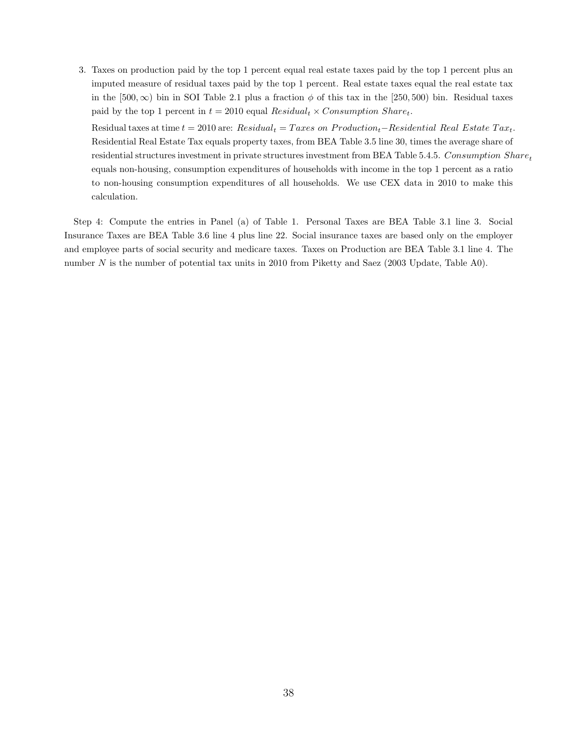3. Taxes on production paid by the top 1 percent equal real estate taxes paid by the top 1 percent plus an imputed measure of residual taxes paid by the top 1 percent. Real estate taxes equal the real estate tax in the $[500, \infty)$ bin in SOI Table 2.1 plus a fraction $\phi$ of this tax in the $[250, 500)$ bin. Residual taxes paid by the top 1 percent in $t = 2010$ equal $Residual_t \times Consumption\ Share_t$.

   Residual taxes at time $t = 2010$ are: $Residual_t = Taxes\ on\ Production_t - Residential\ Real\ Estate\ Tax_t$. Residential Real Estate Tax equals property taxes, from BEA Table 3.5 line 30, times the average share of residential structures investment in private structures investment from BEA Table 5.4.5. $Consumption\ Share_t$ equals non-housing, consumption expenditures of households with income in the top 1 percent as a ratio to non-housing consumption expenditures of all households. We use CEX data in 2010 to make this calculation.

Step 4: Compute the entries in Panel (a) of Table 1. Personal Taxes are BEA Table 3.1 line 3. Social Insurance Taxes are BEA Table 3.6 line 4 plus line 22. Social insurance taxes are based only on the employer and employee parts of social security and medicare taxes. Taxes on Production are BEA Table 3.1 line 4. The number $N$ is the number of potential tax units in 2010 from Piketty and Saez (2003 Update, Table A0).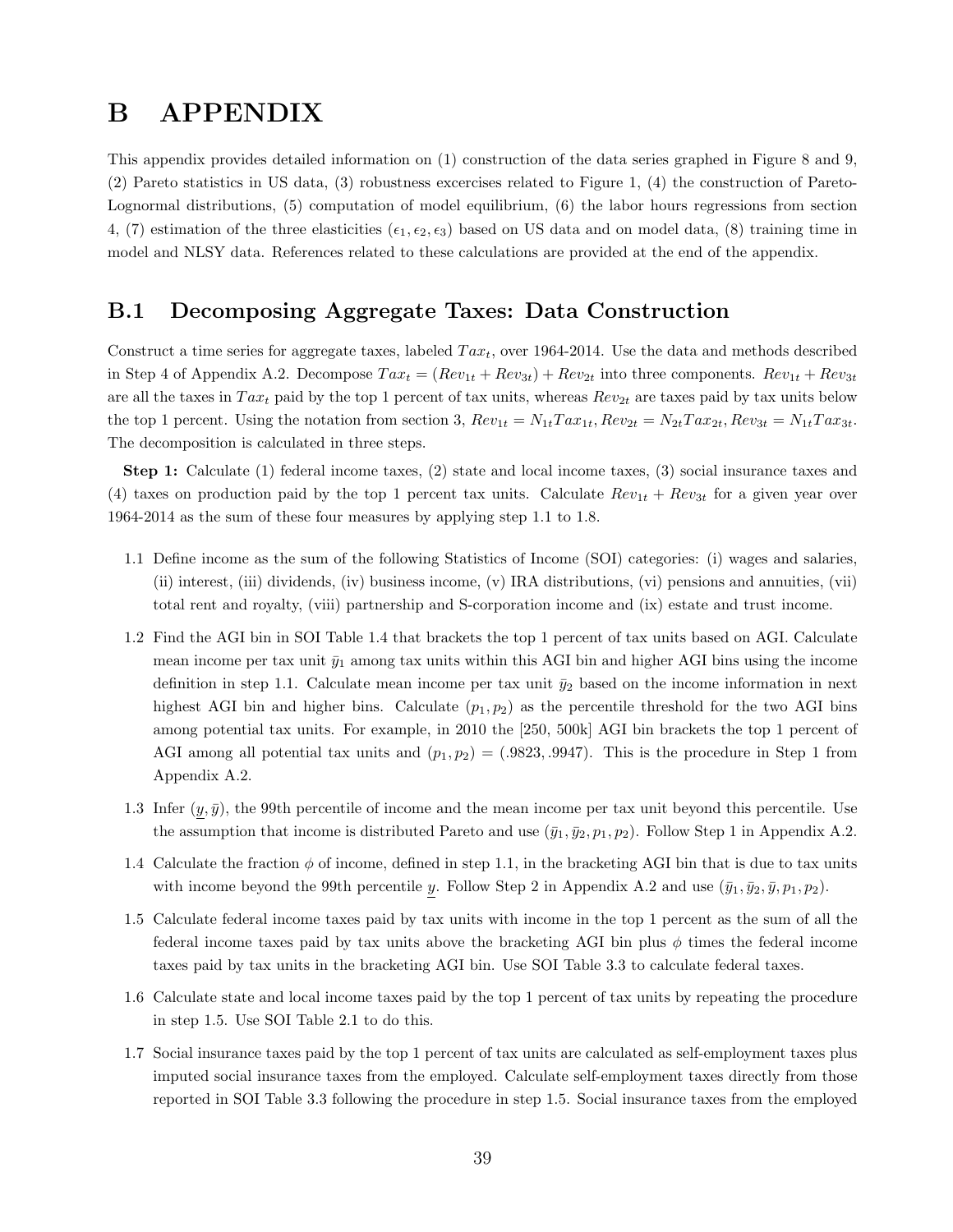# B APPENDIX

This appendix provides detailed information on (1) construction of the data series graphed in Figure 8 and 9, (2) Pareto statistics in US data, (3) robustness excercises related to Figure 1, (4) the construction of Pareto-Lognormal distributions, (5) computation of model equilibrium, (6) the labor hours regressions from section 4, (7) estimation of the three elasticities ($\epsilon_1, \epsilon_2, \epsilon_3$) based on US data and on model data, (8) training time in model and NLSY data. References related to these calculations are provided at the end of the appendix.

## B.1 Decomposing Aggregate Taxes: Data Construction

Construct a time series for aggregate taxes, labeled $Tax_t$, over 1964-2014. Use the data and methods described in Step 4 of Appendix A.2. Decompose $Tax_t = (Rev_{1t} + Rev_{3t}) + Rev_{2t}$ into three components. $Rev_{1t} + Rev_{3t}$ are all the taxes in $Tax_t$ paid by the top 1 percent of tax units, whereas $Rev_{2t}$ are taxes paid by tax units below the top 1 percent. Using the notation from section 3, $Rev_{1t} = N_{1t}Tax_{1t}, Rev_{2t} = N_{2t}Tax_{2t}, Rev_{3t} = N_{1t}Tax_{3t}$. The decomposition is calculated in three steps.

**Step 1:** Calculate (1) federal income taxes, (2) state and local income taxes, (3) social insurance taxes and (4) taxes on production paid by the top 1 percent tax units. Calculate $Rev_{1t} + Rev_{3t}$ for a given year over 1964-2014 as the sum of these four measures by applying step 1.1 to 1.8.

1.1 Define income as the sum of the following Statistics of Income (SOI) categories: (i) wages and salaries, (ii) interest, (iii) dividends, (iv) business income, (v) IRA distributions, (vi) pensions and annuities, (vii) total rent and royalty, (viii) partnership and S-corporation income and (ix) estate and trust income.

1.2 Find the AGI bin in SOI Table 1.4 that brackets the top 1 percent of tax units based on AGI. Calculate mean income per tax unit $\bar{y}_1$ among tax units within this AGI bin and higher AGI bins using the income definition in step 1.1. Calculate mean income per tax unit $\bar{y}_2$ based on the income information in next highest AGI bin and higher bins. Calculate $(p_1, p_2)$ as the percentile threshold for the two AGI bins among potential tax units. For example, in 2010 the [250, 500k] AGI bin brackets the top 1 percent of AGI among all potential tax units and $(p_1, p_2) = (.9823, .9947)$. This is the procedure in Step 1 from Appendix A.2.

1.3 Infer $(\underline{y}, \bar{y})$, the 99th percentile of income and the mean income per tax unit beyond this percentile. Use the assumption that income is distributed Pareto and use $(\bar{y}_1, \bar{y}_2, p_1, p_2)$. Follow Step 1 in Appendix A.2.

1.4 Calculate the fraction $\phi$ of income, defined in step 1.1, in the bracketing AGI bin that is due to tax units with income beyond the 99th percentile $\underline{y}$. Follow Step 2 in Appendix A.2 and use $(\bar{y}_1, \bar{y}_2, \bar{y}, p_1, p_2)$.

1.5 Calculate federal income taxes paid by tax units with income in the top 1 percent as the sum of all the federal income taxes paid by tax units above the bracketing AGI bin plus $\phi$ times the federal income taxes paid by tax units in the bracketing AGI bin. Use SOI Table 3.3 to calculate federal taxes.

1.6 Calculate state and local income taxes paid by the top 1 percent of tax units by repeating the procedure in step 1.5. Use SOI Table 2.1 to do this.

1.7 Social insurance taxes paid by the top 1 percent of tax units are calculated as self-employment taxes plus imputed social insurance taxes from the employed. Calculate self-employment taxes directly from those reported in SOI Table 3.3 following the procedure in step 1.5. Social insurance taxes from the employed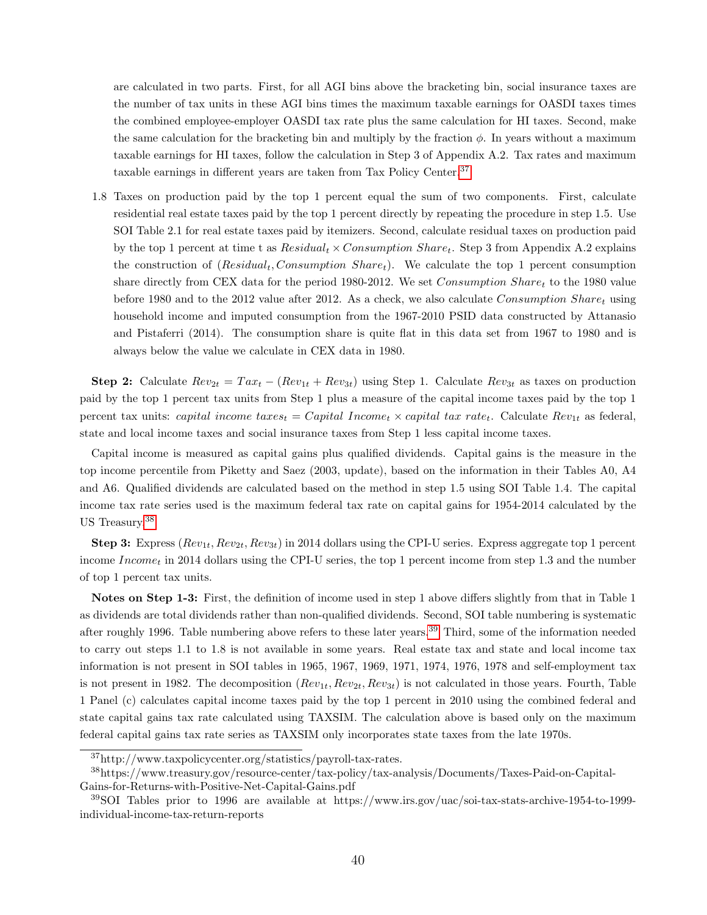are calculated in two parts. First, for all AGI bins above the bracketing bin, social insurance taxes are the number of tax units in these AGI bins times the maximum taxable earnings for OASDI taxes times the combined employee-employer OASDI tax rate plus the same calculation for HI taxes. Second, make the same calculation for the bracketing bin and multiply by the fraction $\phi$. In years without a maximum taxable earnings for HI taxes, follow the calculation in Step 3 of Appendix A.2. Tax rates and maximum taxable earnings in different years are taken from Tax Policy Center.[37]

1.8 Taxes on production paid by the top 1 percent equal the sum of two components. First, calculate residential real estate taxes paid by the top 1 percent directly by repeating the procedure in step 1.5. Use SOI Table 2.1 for real estate taxes paid by itemizers. Second, calculate residual taxes on production paid by the top 1 percent at time t as $Residual_t \times Consumption\ Share_t$. Step 3 from Appendix A.2 explains the construction of $(Residual_t, Consumption\ Share_t)$. We calculate the top 1 percent consumption share directly from CEX data for the period 1980-2012. We set $Consumption\ Share_t$ to the 1980 value before 1980 and to the 2012 value after 2012. As a check, we also calculate $Consumption\ Share_t$ using household income and imputed consumption from the 1967-2010 PSID data constructed by Attanasio and Pistaferri (2014). The consumption share is quite flat in this data set from 1967 to 1980 and is always below the value we calculate in CEX data in 1980.

**Step 2:** Calculate $Rev_{2t} = Tax_t - (Rev_{1t} + Rev_{3t})$ using Step 1. Calculate $Rev_{3t}$ as taxes on production paid by the top 1 percent tax units from Step 1 plus a measure of the capital income taxes paid by the top 1 percent tax units: $capital\ income\ taxes_t = Capital\ Income_t \times capital\ tax\ rate_t$. Calculate $Rev_{1t}$ as federal, state and local income taxes and social insurance taxes from Step 1 less capital income taxes.

Capital income is measured as capital gains plus qualified dividends. Capital gains is the measure in the top income percentile from Piketty and Saez (2003, update), based on the information in their Tables A0, A4 and A6. Qualified dividends are calculated based on the method in step 1.5 using SOI Table 1.4. The capital income tax rate series used is the maximum federal tax rate on capital gains for 1954-2014 calculated by the US Treasury.[38]

**Step 3:** Express $(Rev_{1t}, Rev_{2t}, Rev_{3t})$ in 2014 dollars using the CPI-U series. Express aggregate top 1 percent income $Income_t$ in 2014 dollars using the CPI-U series, the top 1 percent income from step 1.3 and the number of top 1 percent tax units.

**Notes on Step 1-3:** First, the definition of income used in step 1 above differs slightly from that in Table 1 as dividends are total dividends rather than non-qualified dividends. Second, SOI table numbering is systematic after roughly 1996. Table numbering above refers to these later years.[39] Third, some of the information needed to carry out steps 1.1 to 1.8 is not available in some years. Real estate tax and state and local income tax information is not present in SOI tables in 1965, 1967, 1969, 1971, 1974, 1976, 1978 and self-employment tax is not present in 1982. The decomposition $(Rev_{1t}, Rev_{2t}, Rev_{3t})$ is not calculated in those years. Fourth, Table 1 Panel (c) calculates capital income taxes paid by the top 1 percent in 2010 using the combined federal and state capital gains tax rate calculated using TAXSIM. The calculation above is based only on the maximum federal capital gains tax rate series as TAXSIM only incorporates state taxes from the late 1970s.

---

[37] http://www.taxpolicycenter.org/statistics/payroll-tax-rates.

[38] https://www.treasury.gov/resource-center/tax-policy/tax-analysis/Documents/Taxes-Paid-on-Capital-Gains-for-Returns-with-Positive-Net-Capital-Gains.pdf

[39] SOI Tables prior to 1996 are available at https://www.irs.gov/uac/soi-tax-stats-archive-1954-to-1999-individual-income-tax-return-reports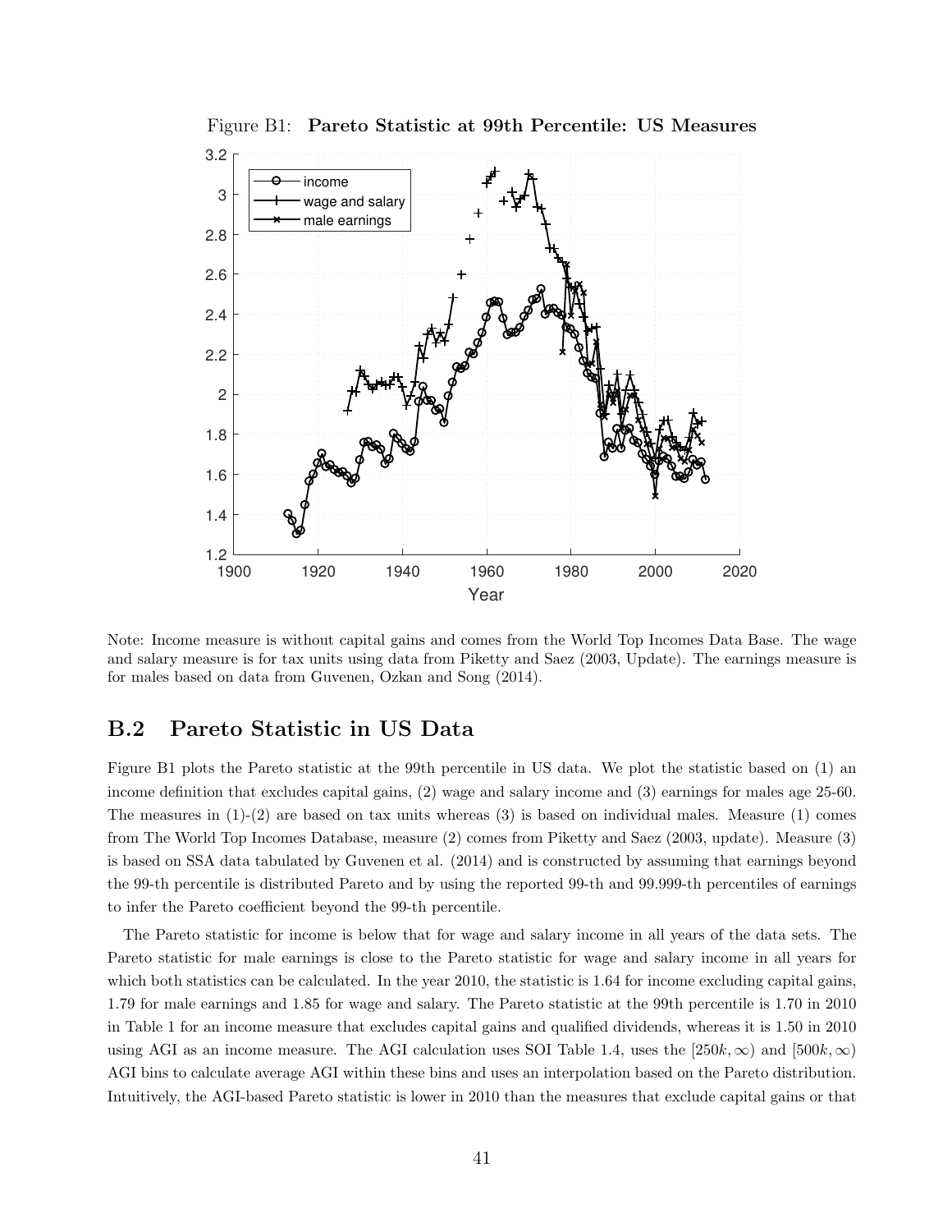Figure B1: **Pareto Statistic at 99th Percentile: US Measures**

Note: Income measure is without capital gains and comes from the World Top Incomes Data Base. The wage and salary measure is for tax units using data from Piketty and Saez (2003, Update). The earnings measure is for males based on data from Guvenen, Ozkan and Song (2014).

## B.2 Pareto Statistic in US Data

Figure B1 plots the Pareto statistic at the 99th percentile in US data. We plot the statistic based on (1) an income definition that excludes capital gains, (2) wage and salary income and (3) earnings for males age 25-60. The measures in (1)-(2) are based on tax units whereas (3) is based on individual males. Measure (1) comes from The World Top Incomes Database, measure (2) comes from Piketty and Saez (2003, update). Measure (3) is based on SSA data tabulated by Guvenen et al. (2014) and is constructed by assuming that earnings beyond the 99-th percentile is distributed Pareto and by using the reported 99-th and 99.999-th percentiles of earnings to infer the Pareto coefficient beyond the 99-th percentile.

The Pareto statistic for income is below that for wage and salary income in all years of the data sets. The Pareto statistic for male earnings is close to the Pareto statistic for wage and salary income in all years for which both statistics can be calculated. In the year 2010, the statistic is 1.64 for income excluding capital gains, 1.79 for male earnings and 1.85 for wage and salary. The Pareto statistic at the 99th percentile is 1.70 in 2010 in Table 1 for an income measure that excludes capital gains and qualified dividends, whereas it is 1.50 in 2010 using AGI as an income measure. The AGI calculation uses SOI Table 1.4, uses the $[250k, \infty)$ and $[500k, \infty)$ AGI bins to calculate average AGI within these bins and uses an interpolation based on the Pareto distribution. Intuitively, the AGI-based Pareto statistic is lower in 2010 than the measures that exclude capital gains or that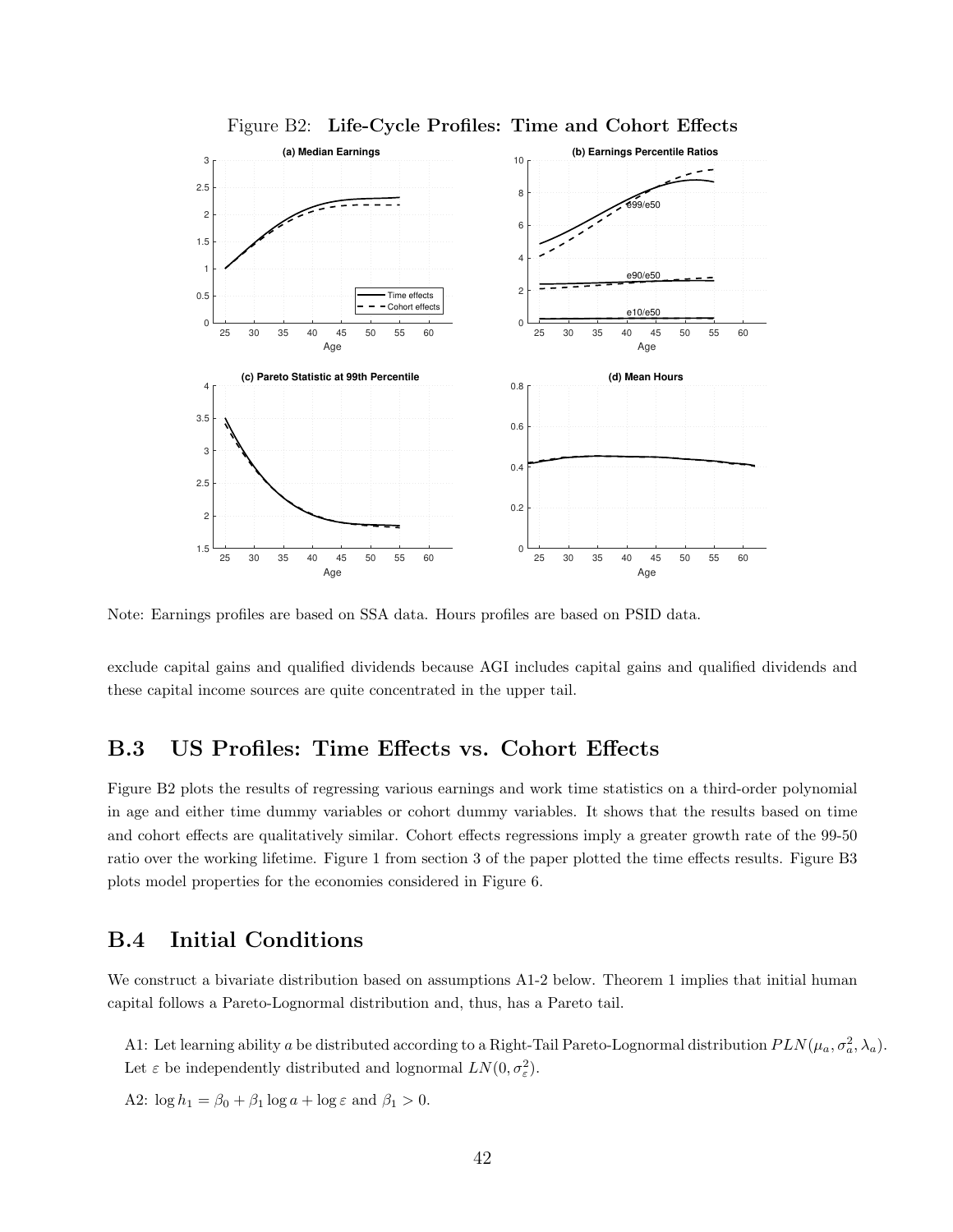Figure B2: **Life-Cycle Profiles: Time and Cohort Effects**

Note: Earnings profiles are based on SSA data. Hours profiles are based on PSID data.

exclude capital gains and qualified dividends because AGI includes capital gains and qualified dividends and these capital income sources are quite concentrated in the upper tail.

## B.3 US Profiles: Time Effects vs. Cohort Effects

Figure B2 plots the results of regressing various earnings and work time statistics on a third-order polynomial in age and either time dummy variables or cohort dummy variables. It shows that the results based on time and cohort effects are qualitatively similar. Cohort effects regressions imply a greater growth rate of the 99-50 ratio over the working lifetime. Figure 1 from section 3 of the paper plotted the time effects results. Figure B3 plots model properties for the economies considered in Figure 6.

## B.4 Initial Conditions

We construct a bivariate distribution based on assumptions A1-2 below. Theorem 1 implies that initial human capital follows a Pareto-Lognormal distribution and, thus, has a Pareto tail.

A1: Let learning ability $a$ be distributed according to a Right-Tail Pareto-Lognormal distribution $PLN(\mu_a, \sigma_a^2, \lambda_a)$. Let $\varepsilon$ be independently distributed and lognormal $LN(0, \sigma_\varepsilon^2)$.

A2: $\log h_1 = \beta_0 + \beta_1 \log a + \log \varepsilon$ and $\beta_1 > 0$.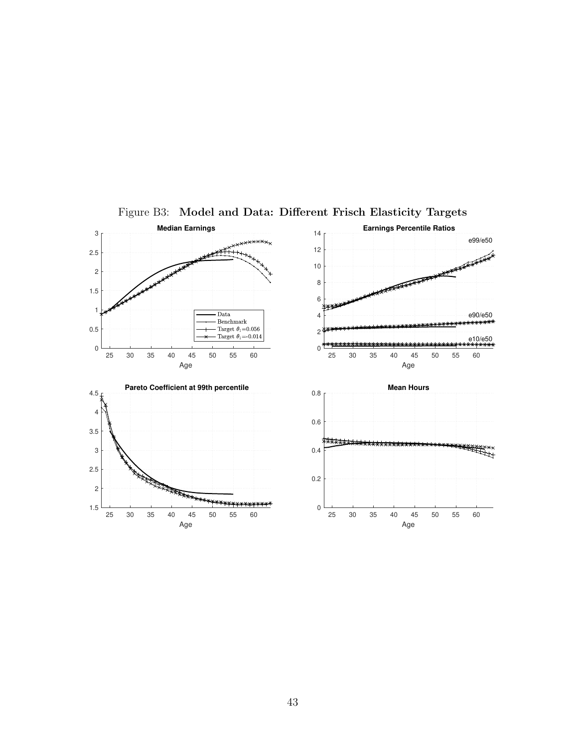Figure B3: **Model and Data: Different Frisch Elasticity Targets**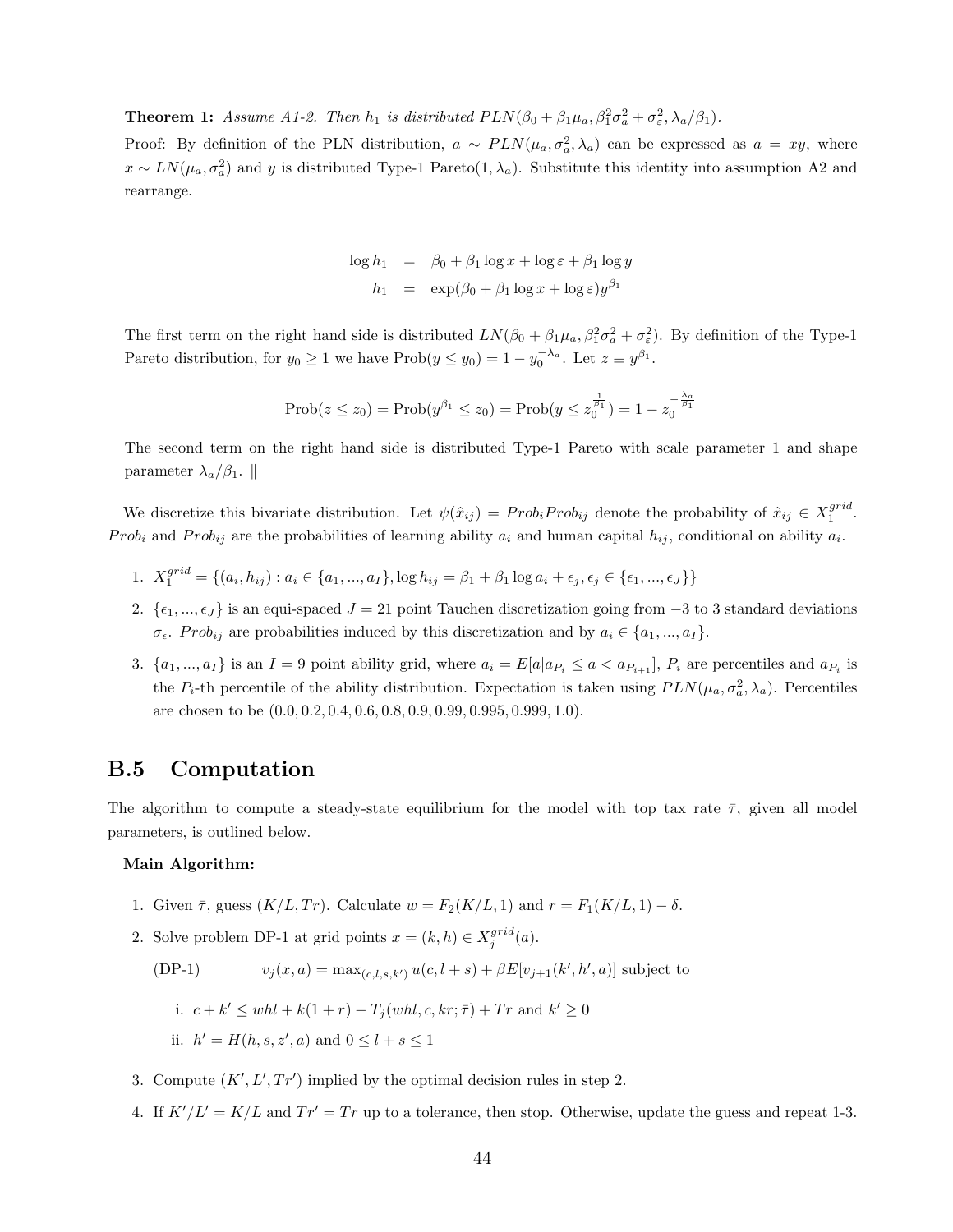**Theorem 1:** *Assume A1-2. Then $h_1$ is distributed $PLN(\beta_0 + \beta_1\mu_a, \beta_1^2\sigma_a^2 + \sigma_\varepsilon^2, \lambda_a/\beta_1)$.*

Proof: By definition of the PLN distribution, $a \sim PLN(\mu_a, \sigma_a^2, \lambda_a)$ can be expressed as $a = xy$, where $x \sim LN(\mu_a, \sigma_a^2)$ and $y$ is distributed Type-1 Pareto$(1, \lambda_a)$. Substitute this identity into assumption A2 and rearrange.

$$
\begin{aligned}
\log h_1 &= \beta_0 + \beta_1 \log x + \log \varepsilon + \beta_1 \log y \\
h_1 &= \exp(\beta_0 + \beta_1 \log x + \log \varepsilon) y^{\beta_1}
\end{aligned}
$$

The first term on the right hand side is distributed $LN(\beta_0 + \beta_1\mu_a, \beta_1^2\sigma_a^2 + \sigma_\varepsilon^2)$. By definition of the Type-1 Pareto distribution, for $y_0 \geq 1$ we have $\text{Prob}(y \leq y_0) = 1 - y_0^{-\lambda_a}$. Let $z \equiv y^{\beta_1}$.

$$
\text{Prob}(z \leq z_0) = \text{Prob}(y^{\beta_1} \leq z_0) = \text{Prob}(y \leq z_0^{\frac{1}{\beta_1}}) = 1 - z_0^{-\frac{\lambda_a}{\beta_1}}
$$

The second term on the right hand side is distributed Type-1 Pareto with scale parameter 1 and shape parameter $\lambda_a/\beta_1$. ‖

We discretize this bivariate distribution. Let $\psi(\hat{x}_{ij}) = Prob_i Prob_{ij}$ denote the probability of $\hat{x}_{ij} \in X_1^{grid}$. $Prob_i$ and $Prob_{ij}$ are the probabilities of learning ability $a_i$ and human capital $h_{ij}$, conditional on ability $a_i$.

1. $X_1^{grid} = \{(a_i, h_{ij}) : a_i \in \{a_1, ..., a_I\}, \log h_{ij} = \beta_1 + \beta_1 \log a_i + \epsilon_j, \epsilon_j \in \{\epsilon_1, ..., \epsilon_J\}\}$
2. $\{\epsilon_1, ..., \epsilon_J\}$ is an equi-spaced $J = 21$ point Tauchen discretization going from $-3$ to 3 standard deviations $\sigma_\epsilon$. $Prob_{ij}$ are probabilities induced by this discretization and by $a_i \in \{a_1, ..., a_I\}$.
3. $\{a_1, ..., a_I\}$ is an $I = 9$ point ability grid, where $a_i = E[a | a_{P_i} \leq a < a_{P_{i+1}}]$, $P_i$ are percentiles and $a_{P_i}$ is the $P_i$-th percentile of the ability distribution. Expectation is taken using $PLN(\mu_a, \sigma_a^2, \lambda_a)$. Percentiles are chosen to be $(0.0, 0.2, 0.4, 0.6, 0.8, 0.9, 0.99, 0.995, 0.999, 1.0)$.

## B.5 Computation

The algorithm to compute a steady-state equilibrium for the model with top tax rate $\bar{\tau}$, given all model parameters, is outlined below.

**Main Algorithm:**

1. Given $\bar{\tau}$, guess $(K/L, Tr)$. Calculate $w = F_2(K/L, 1)$ and $r = F_1(K/L, 1) - \delta$.
2. Solve problem DP-1 at grid points $x = (k, h) \in X_j^{grid}(a)$.

   (DP-1) $\qquad v_j(x, a) = \max_{(c,l,s,k')} u(c, l + s) + \beta E[v_{j+1}(k', h', a)]$ subject to

   i. $c + k' \leq whl + k(1 + r) - T_j(whl, c, kr; \bar{\tau}) + Tr$ and $k' \geq 0$

   ii. $h' = H(h, s, z', a)$ and $0 \leq l + s \leq 1$

3. Compute $(K', L', Tr')$ implied by the optimal decision rules in step 2.
4. If $K'/L' = K/L$ and $Tr' = Tr$ up to a tolerance, then stop. Otherwise, update the guess and repeat 1-3.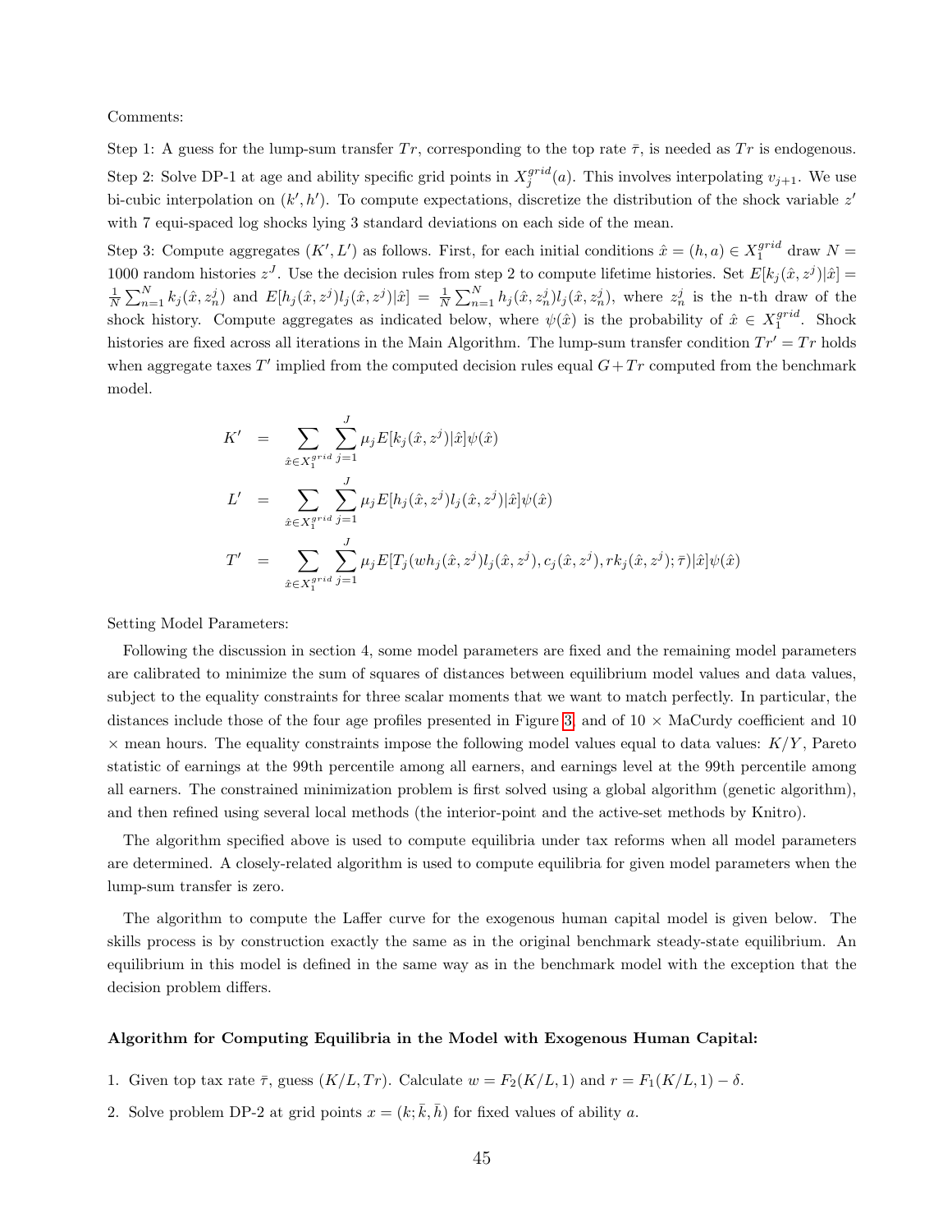Comments:

Step 1: A guess for the lump-sum transfer $Tr$, corresponding to the top rate $\bar{\tau}$, is needed as $Tr$ is endogenous.

Step 2: Solve DP-1 at age and ability specific grid points in $X_j^{grid}(a)$. This involves interpolating $v_{j+1}$. We use bi-cubic interpolation on $(k', h')$. To compute expectations, discretize the distribution of the shock variable $z'$ with 7 equi-spaced log shocks lying 3 standard deviations on each side of the mean.

Step 3: Compute aggregates $(K', L')$ as follows. First, for each initial conditions $\hat{x} = (h, a) \in X_1^{grid}$ draw $N = 1000$ random histories $z^J$. Use the decision rules from step 2 to compute lifetime histories. Set $E[k_j(\hat{x}, z^j)|\hat{x}] = \frac{1}{N}\sum_{n=1}^{N} k_j(\hat{x}, z_n^j)$ and $E[h_j(\hat{x}, z^j)l_j(\hat{x}, z^j)|\hat{x}] = \frac{1}{N}\sum_{n=1}^{N} h_j(\hat{x}, z_n^j)l_j(\hat{x}, z_n^j)$, where $z_n^j$ is the n-th draw of the shock history. Compute aggregates as indicated below, where $\psi(\hat{x})$ is the probability of $\hat{x} \in X_1^{grid}$. Shock histories are fixed across all iterations in the Main Algorithm. The lump-sum transfer condition $Tr' = Tr$ holds when aggregate taxes $T'$ implied from the computed decision rules equal $G + Tr$ computed from the benchmark model.

$$
\begin{aligned}
K' &= \sum_{\hat{x} \in X_1^{grid}} \sum_{j=1}^{J} \mu_j E[k_j(\hat{x}, z^j)|\hat{x}]\psi(\hat{x}) \\
L' &= \sum_{\hat{x} \in X_1^{grid}} \sum_{j=1}^{J} \mu_j E[h_j(\hat{x}, z^j)l_j(\hat{x}, z^j)|\hat{x}]\psi(\hat{x}) \\
T' &= \sum_{\hat{x} \in X_1^{grid}} \sum_{j=1}^{J} \mu_j E[T_j(wh_j(\hat{x}, z^j)l_j(\hat{x}, z^j), c_j(\hat{x}, z^j), rk_j(\hat{x}, z^j); \bar{\tau})|\hat{x}]\psi(\hat{x})
\end{aligned}
$$

Setting Model Parameters:

Following the discussion in section 4, some model parameters are fixed and the remaining model parameters are calibrated to minimize the sum of squares of distances between equilibrium model values and data values, subject to the equality constraints for three scalar moments that we want to match perfectly. In particular, the distances include those of the four age profiles presented in Figure 3, and of 10 × MaCurdy coefficient and 10 × mean hours. The equality constraints impose the following model values equal to data values: $K/Y$, Pareto statistic of earnings at the 99th percentile among all earners, and earnings level at the 99th percentile among all earners. The constrained minimization problem is first solved using a global algorithm (genetic algorithm), and then refined using several local methods (the interior-point and the active-set methods by Knitro).

The algorithm specified above is used to compute equilibria under tax reforms when all model parameters are determined. A closely-related algorithm is used to compute equilibria for given model parameters when the lump-sum transfer is zero.

The algorithm to compute the Laffer curve for the exogenous human capital model is given below. The skills process is by construction exactly the same as in the original benchmark steady-state equilibrium. An equilibrium in this model is defined in the same way as in the benchmark model with the exception that the decision problem differs.

**Algorithm for Computing Equilibria in the Model with Exogenous Human Capital:**

1. Given top tax rate $\bar{\tau}$, guess $(K/L, Tr)$. Calculate $w = F_2(K/L, 1)$ and $r = F_1(K/L, 1) - \delta$.
2. Solve problem DP-2 at grid points $x = (k; \bar{k}, \bar{h})$ for fixed values of ability $a$.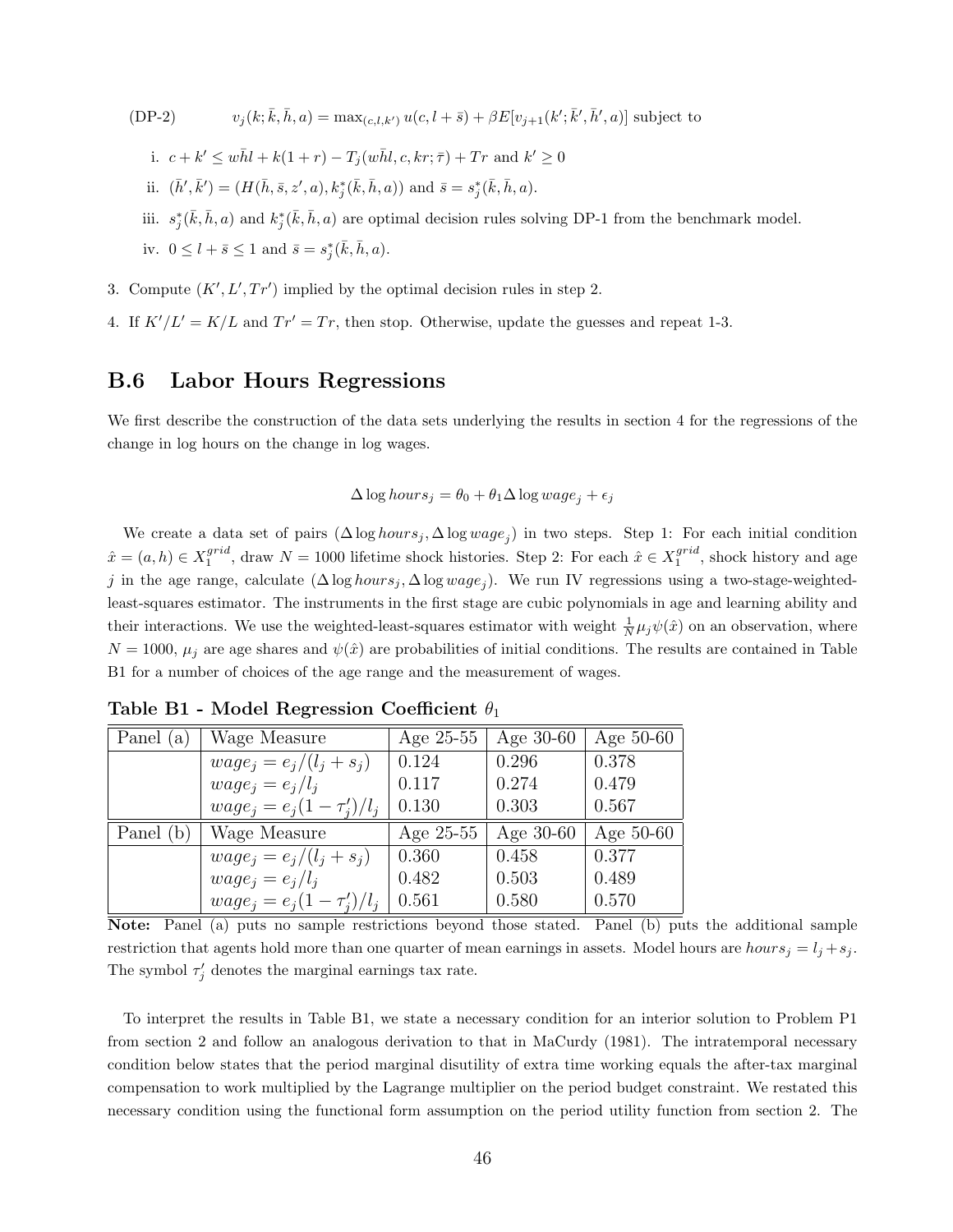(DP-2) $\quad v_j(k;\bar{k},\bar{h},a) = \max_{(c,l,k')} u(c, l+\bar{s}) + \beta E[v_{j+1}(k';\bar{k}',\bar{h}',a)]$ subject to

i. $c + k' \leq w\bar{h}l + k(1+r) - T_j(w\bar{h}l, c, kr; \bar{\tau}) + Tr$ and $k' \geq 0$

ii. $(\bar{h}', \bar{k}') = (H(\bar{h}, \bar{s}, z', a), k_j^*(\bar{k}, \bar{h}, a))$ and $\bar{s} = s_j^*(\bar{k}, \bar{h}, a)$.

iii. $s_j^*(\bar{k}, \bar{h}, a)$ and $k_j^*(\bar{k}, \bar{h}, a)$ are optimal decision rules solving DP-1 from the benchmark model.

iv. $0 \leq l + \bar{s} \leq 1$ and $\bar{s} = s_j^*(\bar{k}, \bar{h}, a)$.

3. Compute $(K', L', Tr')$ implied by the optimal decision rules in step 2.

4. If $K'/L' = K/L$ and $Tr' = Tr$, then stop. Otherwise, update the guesses and repeat 1-3.

## B.6 Labor Hours Regressions

We first describe the construction of the data sets underlying the results in section 4 for the regressions of the change in log hours on the change in log wages.

$$\Delta \log hours_j = \theta_0 + \theta_1 \Delta \log wage_j + \epsilon_j$$

We create a data set of pairs $(\Delta \log hours_j, \Delta \log wage_j)$ in two steps. Step 1: For each initial condition $\hat{x} = (a, h) \in X_1^{grid}$, draw $N = 1000$ lifetime shock histories. Step 2: For each $\hat{x} \in X_1^{grid}$, shock history and age $j$ in the age range, calculate $(\Delta \log hours_j, \Delta \log wage_j)$. We run IV regressions using a two-stage-weighted-least-squares estimator. The instruments in the first stage are cubic polynomials in age and learning ability and their interactions. We use the weighted-least-squares estimator with weight $\frac{1}{N}\mu_j \psi(\hat{x})$ on an observation, where $N = 1000$, $\mu_j$ are age shares and $\psi(\hat{x})$ are probabilities of initial conditions. The results are contained in Table B1 for a number of choices of the age range and the measurement of wages.

**Table B1 - Model Regression Coefficient $\theta_1$**

| Panel (a) | Wage Measure | Age 25-55 | Age 30-60 | Age 50-60 |
|---|---|---|---|---|
| | $wage_j = e_j/(l_j + s_j)$ | 0.124 | 0.296 | 0.378 |
| | $wage_j = e_j/l_j$ | 0.117 | 0.274 | 0.479 |
| | $wage_j = e_j(1 - \tau_j')/l_j$ | 0.130 | 0.303 | 0.567 |
| **Panel (b)** | **Wage Measure** | **Age 25-55** | **Age 30-60** | **Age 50-60** |
| | $wage_j = e_j/(l_j + s_j)$ | 0.360 | 0.458 | 0.377 |
| | $wage_j = e_j/l_j$ | 0.482 | 0.503 | 0.489 |
| | $wage_j = e_j(1 - \tau_j')/l_j$ | 0.561 | 0.580 | 0.570 |

**Note:** Panel (a) puts no sample restrictions beyond those stated. Panel (b) puts the additional sample restriction that agents hold more than one quarter of mean earnings in assets. Model hours are $hours_j = l_j + s_j$. The symbol $\tau_j'$ denotes the marginal earnings tax rate.

To interpret the results in Table B1, we state a necessary condition for an interior solution to Problem P1 from section 2 and follow an analogous derivation to that in MaCurdy (1981). The intratemporal necessary condition below states that the period marginal disutility of extra time working equals the after-tax marginal compensation to work multiplied by the Lagrange multiplier on the period budget constraint. We restated this necessary condition using the functional form assumption on the period utility function from section 2. The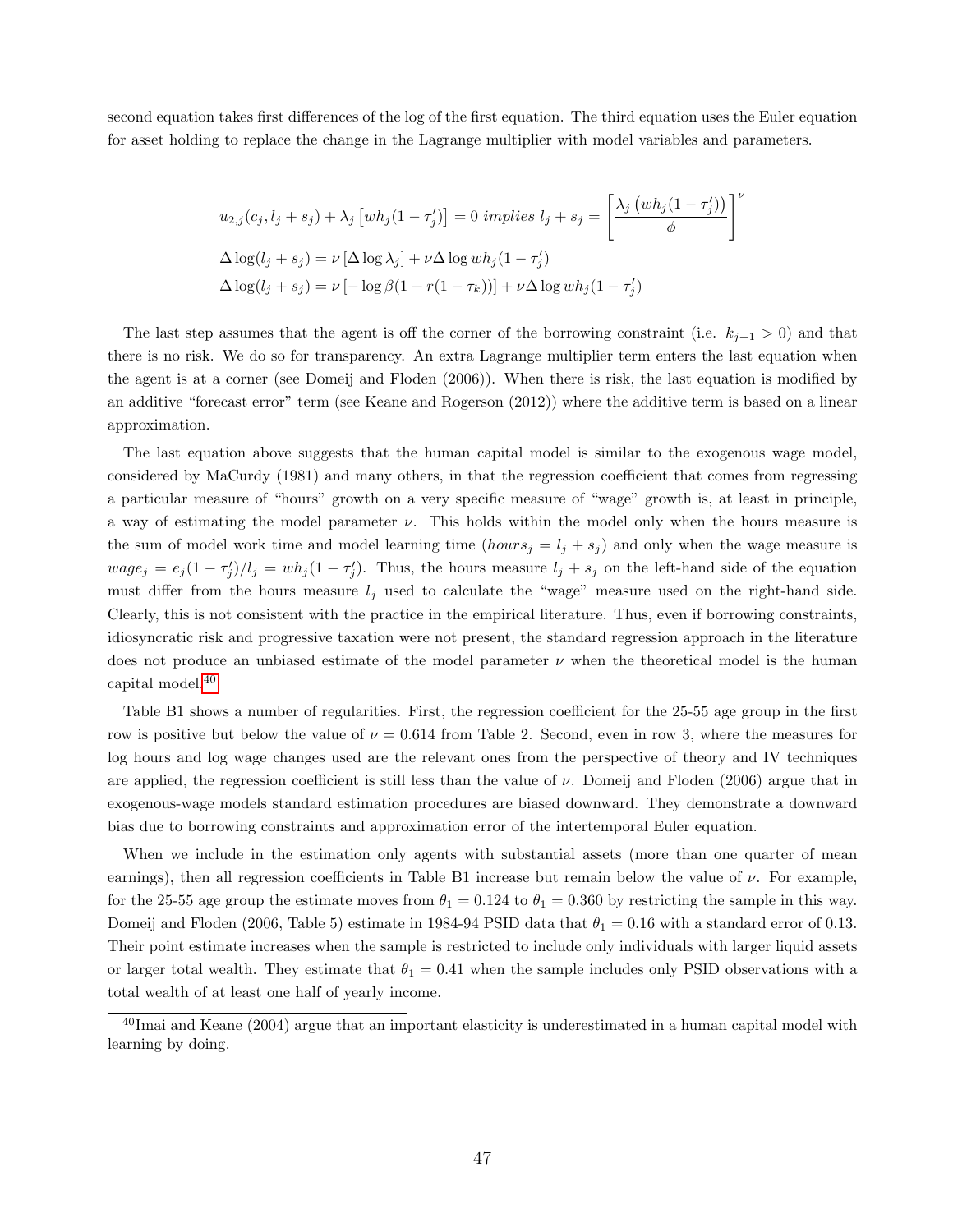second equation takes first differences of the log of the first equation. The third equation uses the Euler equation for asset holding to replace the change in the Lagrange multiplier with model variables and parameters.

$$
u_{2,j}(c_j, l_j + s_j) + \lambda_j \left[wh_j(1-\tau_j')\right] = 0 \textit{ implies } l_j + s_j = \left[\frac{\lambda_j \left(wh_j(1-\tau_j')\right)}{\phi}\right]^{\nu}
$$

$$
\Delta \log(l_j + s_j) = \nu \left[\Delta \log \lambda_j\right] + \nu \Delta \log wh_j(1-\tau_j')
$$

$$
\Delta \log(l_j + s_j) = \nu \left[-\log \beta(1 + r(1-\tau_k))\right] + \nu \Delta \log wh_j(1-\tau_j')
$$

The last step assumes that the agent is off the corner of the borrowing constraint (i.e. $k_{j+1} > 0$) and that there is no risk. We do so for transparency. An extra Lagrange multiplier term enters the last equation when the agent is at a corner (see Domeij and Floden (2006)). When there is risk, the last equation is modified by an additive "forecast error" term (see Keane and Rogerson (2012)) where the additive term is based on a linear approximation.

The last equation above suggests that the human capital model is similar to the exogenous wage model, considered by MaCurdy (1981) and many others, in that the regression coefficient that comes from regressing a particular measure of "hours" growth on a very specific measure of "wage" growth is, at least in principle, a way of estimating the model parameter $\nu$. This holds within the model only when the hours measure is the sum of model work time and model learning time ($hours_j = l_j + s_j$) and only when the wage measure is $wage_j = e_j(1-\tau_j')/l_j = wh_j(1-\tau_j')$. Thus, the hours measure $l_j + s_j$ on the left-hand side of the equation must differ from the hours measure $l_j$ used to calculate the "wage" measure used on the right-hand side. Clearly, this is not consistent with the practice in the empirical literature. Thus, even if borrowing constraints, idiosyncratic risk and progressive taxation were not present, the standard regression approach in the literature does not produce an unbiased estimate of the model parameter $\nu$ when the theoretical model is the human capital model.[40]

Table B1 shows a number of regularities. First, the regression coefficient for the 25-55 age group in the first row is positive but below the value of $\nu = 0.614$ from Table 2. Second, even in row 3, where the measures for log hours and log wage changes used are the relevant ones from the perspective of theory and IV techniques are applied, the regression coefficient is still less than the value of $\nu$. Domeij and Floden (2006) argue that in exogenous-wage models standard estimation procedures are biased downward. They demonstrate a downward bias due to borrowing constraints and approximation error of the intertemporal Euler equation.

When we include in the estimation only agents with substantial assets (more than one quarter of mean earnings), then all regression coefficients in Table B1 increase but remain below the value of $\nu$. For example, for the 25-55 age group the estimate moves from $\theta_1 = 0.124$ to $\theta_1 = 0.360$ by restricting the sample in this way. Domeij and Floden (2006, Table 5) estimate in 1984-94 PSID data that $\theta_1 = 0.16$ with a standard error of 0.13. Their point estimate increases when the sample is restricted to include only individuals with larger liquid assets or larger total wealth. They estimate that $\theta_1 = 0.41$ when the sample includes only PSID observations with a total wealth of at least one half of yearly income.

[40] Imai and Keane (2004) argue that an important elasticity is underestimated in a human capital model with learning by doing.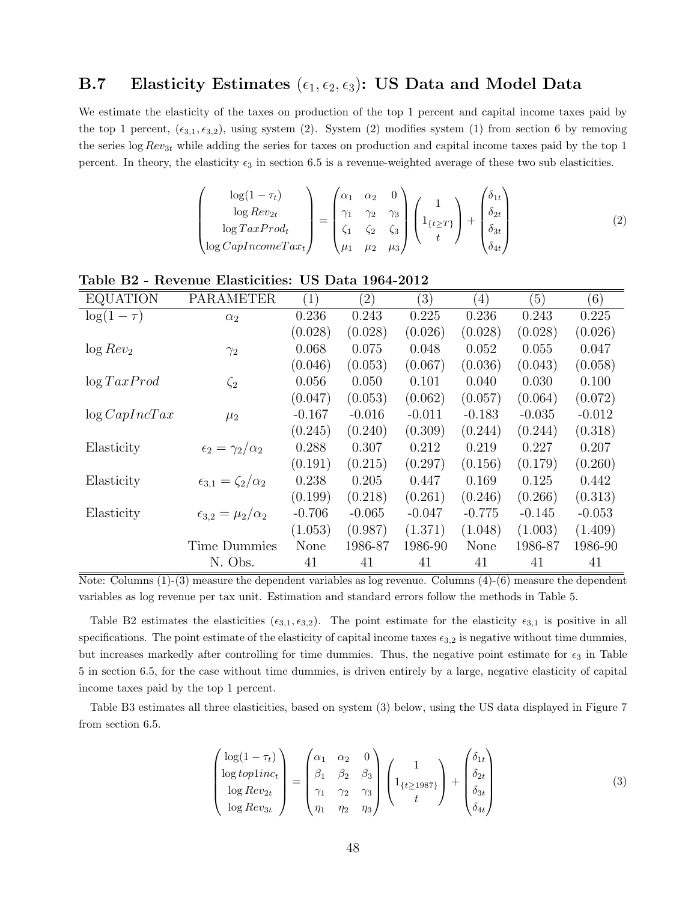### B.7 Elasticity Estimates $(\epsilon_1, \epsilon_2, \epsilon_3)$: US Data and Model Data

We estimate the elasticity of the taxes on production of the top 1 percent and capital income taxes paid by the top 1 percent, $(\epsilon_{3,1}, \epsilon_{3,2})$, using system (2). System (2) modifies system (1) from section 6 by removing the series $\log Rev_{3t}$ while adding the series for taxes on production and capital income taxes paid by the top 1 percent. In theory, the elasticity $\epsilon_3$ in section 6.5 is a revenue-weighted average of these two sub elasticities.

$$
\begin{pmatrix} \log(1-\tau_t) \\ \log Rev_{2t} \\ \log TaxProd_t \\ \log CapIncomeTax_t \end{pmatrix} = \begin{pmatrix} \alpha_1 & \alpha_2 & 0 \\ \gamma_1 & \gamma_2 & \gamma_3 \\ \zeta_1 & \zeta_2 & \zeta_3 \\ \mu_1 & \mu_2 & \mu_3 \end{pmatrix} \begin{pmatrix} 1 \\ 1_{\{t \geq T\}} \\ t \end{pmatrix} + \begin{pmatrix} \delta_{1t} \\ \delta_{2t} \\ \delta_{3t} \\ \delta_{4t} \end{pmatrix} \tag{2}
$$

**Table B2 - Revenue Elasticities: US Data 1964-2012**

| EQUATION | PARAMETER | (1) | (2) | (3) | (4) | (5) | (6) |
|---|---|---|---|---|---|---|---|
| $\log(1-\tau)$ | $\alpha_2$ | 0.236 | 0.243 | 0.225 | 0.236 | 0.243 | 0.225 |
| | | (0.028) | (0.028) | (0.026) | (0.028) | (0.028) | (0.026) |
| $\log Rev_2$ | $\gamma_2$ | 0.068 | 0.075 | 0.048 | 0.052 | 0.055 | 0.047 |
| | | (0.046) | (0.053) | (0.067) | (0.036) | (0.043) | (0.058) |
| $\log TaxProd$ | $\zeta_2$ | 0.056 | 0.050 | 0.101 | 0.040 | 0.030 | 0.100 |
| | | (0.047) | (0.053) | (0.062) | (0.057) | (0.064) | (0.072) |
| $\log CapIncTax$ | $\mu_2$ | -0.167 | -0.016 | -0.011 | -0.183 | -0.035 | -0.012 |
| | | (0.245) | (0.240) | (0.309) | (0.244) | (0.244) | (0.318) |
| Elasticity | $\epsilon_2 = \gamma_2/\alpha_2$ | 0.288 | 0.307 | 0.212 | 0.219 | 0.227 | 0.207 |
| | | (0.191) | (0.215) | (0.297) | (0.156) | (0.179) | (0.260) |
| Elasticity | $\epsilon_{3,1} = \zeta_2/\alpha_2$ | 0.238 | 0.205 | 0.447 | 0.169 | 0.125 | 0.442 |
| | | (0.199) | (0.218) | (0.261) | (0.246) | (0.266) | (0.313) |
| Elasticity | $\epsilon_{3,2} = \mu_2/\alpha_2$ | -0.706 | -0.065 | -0.047 | -0.775 | -0.145 | -0.053 |
| | | (1.053) | (0.987) | (1.371) | (1.048) | (1.003) | (1.409) |
| | Time Dummies | None | 1986-87 | 1986-90 | None | 1986-87 | 1986-90 |
| | N. Obs. | 41 | 41 | 41 | 41 | 41 | 41 |

Note: Columns (1)-(3) measure the dependent variables as log revenue. Columns (4)-(6) measure the dependent variables as log revenue per tax unit. Estimation and standard errors follow the methods in Table 5.

Table B2 estimates the elasticities $(\epsilon_{3,1}, \epsilon_{3,2})$. The point estimate for the elasticity $\epsilon_{3,1}$ is positive in all specifications. The point estimate of the elasticity of capital income taxes $\epsilon_{3,2}$ is negative without time dummies, but increases markedly after controlling for time dummies. Thus, the negative point estimate for $\epsilon_3$ in Table 5 in section 6.5, for the case without time dummies, is driven entirely by a large, negative elasticity of capital income taxes paid by the top 1 percent.

Table B3 estimates all three elasticities, based on system (3) below, using the US data displayed in Figure 7 from section 6.5.

$$
\begin{pmatrix} \log(1-\tau_t) \\ \log top1inc_t \\ \log Rev_{2t} \\ \log Rev_{3t} \end{pmatrix} = \begin{pmatrix} \alpha_1 & \alpha_2 & 0 \\ \beta_1 & \beta_2 & \beta_3 \\ \gamma_1 & \gamma_2 & \gamma_3 \\ \eta_1 & \eta_2 & \eta_3 \end{pmatrix} \begin{pmatrix} 1 \\ 1_{\{t \geq 1987\}} \\ t \end{pmatrix} + \begin{pmatrix} \delta_{1t} \\ \delta_{2t} \\ \delta_{3t} \\ \delta_{4t} \end{pmatrix} \tag{3}
$$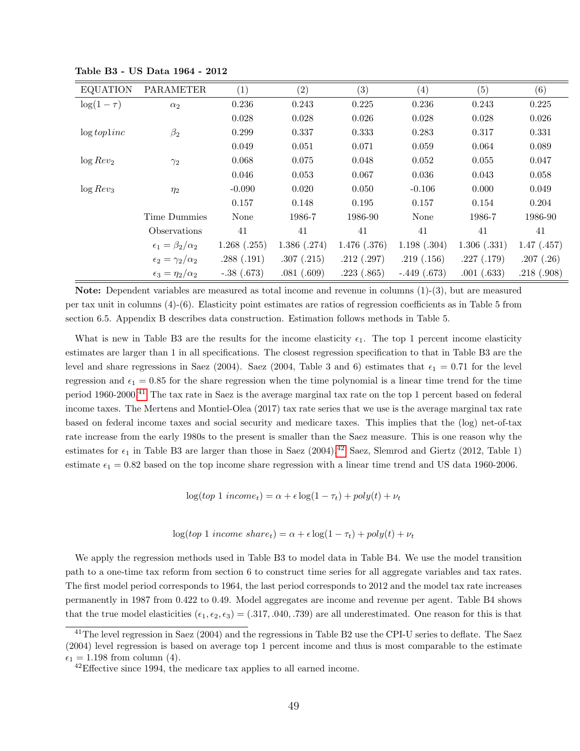**Table B3 - US Data 1964 - 2012**

| EQUATION | PARAMETER | (1) | (2) | (3) | (4) | (5) | (6) |
|---|---|---|---|---|---|---|---|
| $\log(1-\tau)$ | $\alpha_2$ | 0.236 | 0.243 | 0.225 | 0.236 | 0.243 | 0.225 |
| | | 0.028 | 0.028 | 0.026 | 0.028 | 0.028 | 0.026 |
| $\log top1inc$ | $\beta_2$ | 0.299 | 0.337 | 0.333 | 0.283 | 0.317 | 0.331 |
| | | 0.049 | 0.051 | 0.071 | 0.059 | 0.064 | 0.089 |
| $\log Rev_2$ | $\gamma_2$ | 0.068 | 0.075 | 0.048 | 0.052 | 0.055 | 0.047 |
| | | 0.046 | 0.053 | 0.067 | 0.036 | 0.043 | 0.058 |
| $\log Rev_3$ | $\eta_2$ | -0.090 | 0.020 | 0.050 | -0.106 | 0.000 | 0.049 |
| | | 0.157 | 0.148 | 0.195 | 0.157 | 0.154 | 0.204 |
| | Time Dummies | None | 1986-7 | 1986-90 | None | 1986-7 | 1986-90 |
| | Observations | 41 | 41 | 41 | 41 | 41 | 41 |
| | $\epsilon_1 = \beta_2/\alpha_2$ | 1.268 (.255) | 1.386 (.274) | 1.476 (.376) | 1.198 (.304) | 1.306 (.331) | 1.47 (.457) |
| | $\epsilon_2 = \gamma_2/\alpha_2$ | .288 (.191) | .307 (.215) | .212 (.297) | .219 (.156) | .227 (.179) | .207 (.26) |
| | $\epsilon_3 = \eta_2/\alpha_2$ | -.38 (.673) | .081 (.609) | .223 (.865) | -.449 (.673) | .001 (.633) | .218 (.908) |

**Note:** Dependent variables are measured as total income and revenue in columns (1)-(3), but are measured per tax unit in columns (4)-(6). Elasticity point estimates are ratios of regression coefficients as in Table 5 from section 6.5. Appendix B describes data construction. Estimation follows methods in Table 5.

What is new in Table B3 are the results for the income elasticity $\epsilon_1$. The top 1 percent income elasticity estimates are larger than 1 in all specifications. The closest regression specification to that in Table B3 are the level and share regressions in Saez (2004). Saez (2004, Table 3 and 6) estimates that $\epsilon_1 = 0.71$ for the level regression and $\epsilon_1 = 0.85$ for the share regression when the time polynomial is a linear time trend for the time period 1960-2000.[41] The tax rate in Saez is the average marginal tax rate on the top 1 percent based on federal income taxes. The Mertens and Montiel-Olea (2017) tax rate series that we use is the average marginal tax rate based on federal income taxes and social security and medicare taxes. This implies that the (log) net-of-tax rate increase from the early 1980s to the present is smaller than the Saez measure. This is one reason why the estimates for $\epsilon_1$ in Table B3 are larger than those in Saez (2004).[42] Saez, Slemrod and Giertz (2012, Table 1) estimate $\epsilon_1 = 0.82$ based on the top income share regression with a linear time trend and US data 1960-2006.

$$\log(top\ 1\ income_t) = \alpha + \epsilon \log(1-\tau_t) + poly(t) + \nu_t$$

$$\log(top\ 1\ income\ share_t) = \alpha + \epsilon \log(1-\tau_t) + poly(t) + \nu_t$$

We apply the regression methods used in Table B3 to model data in Table B4. We use the model transition path to a one-time tax reform from section 6 to construct time series for all aggregate variables and tax rates. The first model period corresponds to 1964, the last period corresponds to 2012 and the model tax rate increases permanently in 1987 from 0.422 to 0.49. Model aggregates are income and revenue per agent. Table B4 shows that the true model elasticities $(\epsilon_1, \epsilon_2, \epsilon_3) = (.317, .040, .739)$ are all underestimated. One reason for this is that

[41] The level regression in Saez (2004) and the regressions in Table B2 use the CPI-U series to deflate. The Saez (2004) level regression is based on average top 1 percent income and thus is most comparable to the estimate $\epsilon_1 = 1.198$ from column (4).

[42] Effective since 1994, the medicare tax applies to all earned income.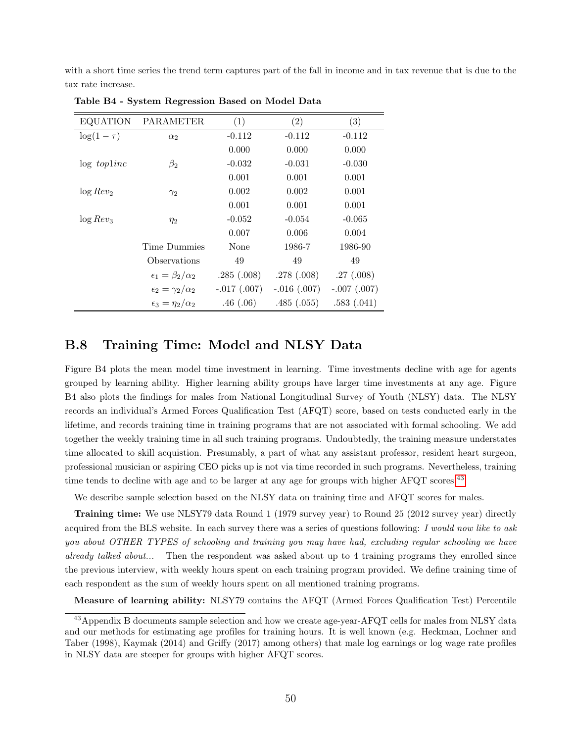with a short time series the trend term captures part of the fall in income and in tax revenue that is due to the tax rate increase.

**Table B4 - System Regression Based on Model Data**

| EQUATION | PARAMETER | (1) | (2) | (3) |
|---|---|---|---|---|
| $\log(1-\tau)$ | $\alpha_2$ | -0.112 | -0.112 | -0.112 |
| | | 0.000 | 0.000 | 0.000 |
| $\log$ *top1inc* | $\beta_2$ | -0.032 | -0.031 | -0.030 |
| | | 0.001 | 0.001 | 0.001 |
| $\log Rev_2$ | $\gamma_2$ | 0.002 | 0.002 | 0.001 |
| | | 0.001 | 0.001 | 0.001 |
| $\log Rev_3$ | $\eta_2$ | -0.052 | -0.054 | -0.065 |
| | | 0.007 | 0.006 | 0.004 |
| | Time Dummies | None | 1986-7 | 1986-90 |
| | Observations | 49 | 49 | 49 |
| | $\epsilon_1 = \beta_2/\alpha_2$ | .285 (.008) | .278 (.008) | .27 (.008) |
| | $\epsilon_2 = \gamma_2/\alpha_2$ | -.017 (.007) | -.016 (.007) | -.007 (.007) |
| | $\epsilon_3 = \eta_2/\alpha_2$ | .46 (.06) | .485 (.055) | .583 (.041) |

## B.8 Training Time: Model and NLSY Data

Figure B4 plots the mean model time investment in learning. Time investments decline with age for agents grouped by learning ability. Higher learning ability groups have larger time investments at any age. Figure B4 also plots the findings for males from National Longitudinal Survey of Youth (NLSY) data. The NLSY records an individual's Armed Forces Qualification Test (AFQT) score, based on tests conducted early in the lifetime, and records training time in training programs that are not associated with formal schooling. We add together the weekly training time in all such training programs. Undoubtedly, the training measure understates time allocated to skill acquistion. Presumably, a part of what any assistant professor, resident heart surgeon, professional musician or aspiring CEO picks up is not via time recorded in such programs. Nevertheless, training time tends to decline with age and to be larger at any age for groups with higher AFQT scores.[43]

We describe sample selection based on the NLSY data on training time and AFQT scores for males.

**Training time:** We use NLSY79 data Round 1 (1979 survey year) to Round 25 (2012 survey year) directly acquired from the BLS website. In each survey there was a series of questions following: *I would now like to ask you about OTHER TYPES of schooling and training you may have had, excluding regular schooling we have already talked about...* Then the respondent was asked about up to 4 training programs they enrolled since the previous interview, with weekly hours spent on each training program provided. We define training time of each respondent as the sum of weekly hours spent on all mentioned training programs.

**Measure of learning ability:** NLSY79 contains the AFQT (Armed Forces Qualification Test) Percentile

[43] Appendix B documents sample selection and how we create age-year-AFQT cells for males from NLSY data and our methods for estimating age profiles for training hours. It is well known (e.g. Heckman, Lochner and Taber (1998), Kaymak (2014) and Griffy (2017) among others) that male log earnings or log wage rate profiles in NLSY data are steeper for groups with higher AFQT scores.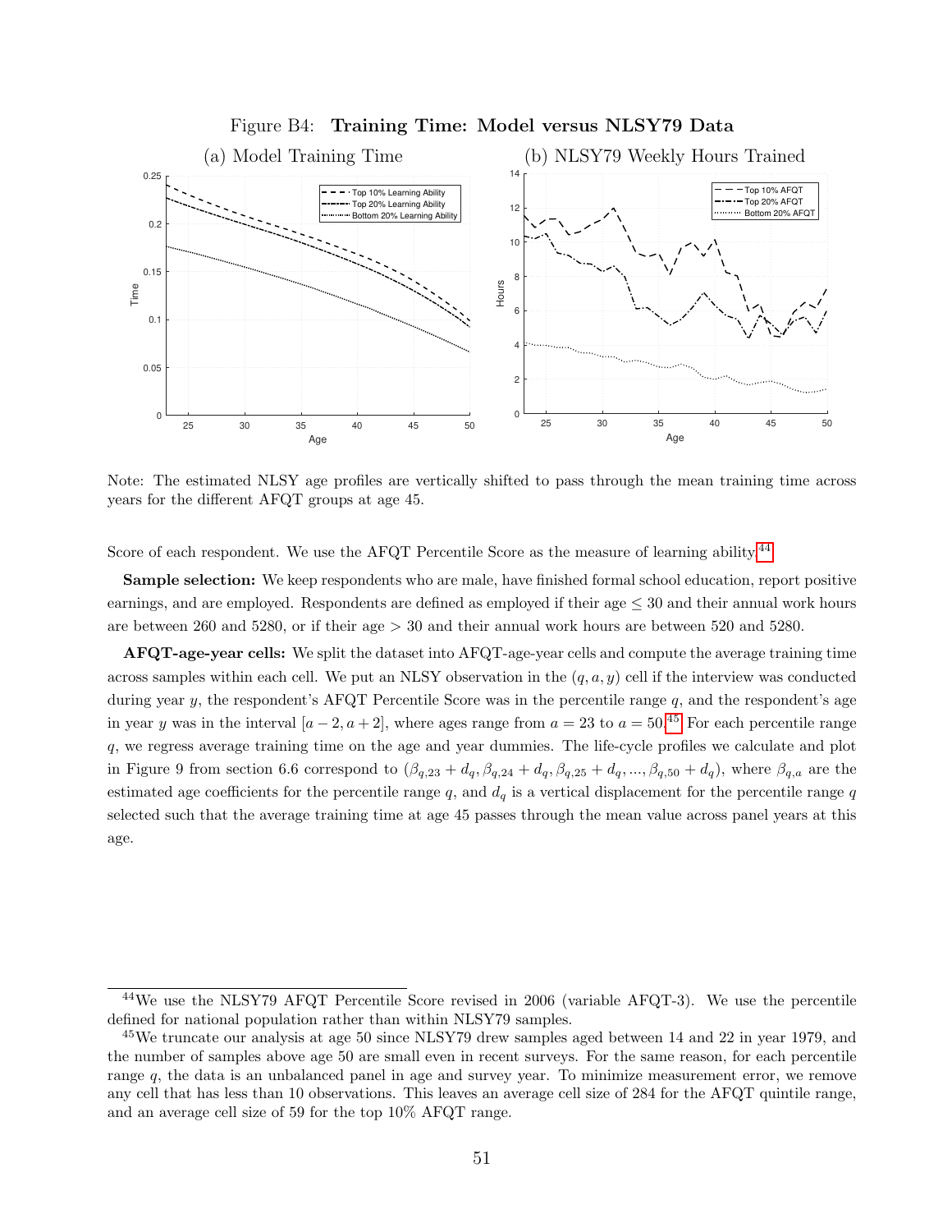Figure B4: **Training Time: Model versus NLSY79 Data**

(a) Model Training Time

(b) NLSY79 Weekly Hours Trained

Note: The estimated NLSY age profiles are vertically shifted to pass through the mean training time across years for the different AFQT groups at age 45.

Score of each respondent. We use the AFQT Percentile Score as the measure of learning ability.[44]

**Sample selection:** We keep respondents who are male, have finished formal school education, report positive earnings, and are employed. Respondents are defined as employed if their age $\leq 30$ and their annual work hours are between 260 and 5280, or if their age $> 30$ and their annual work hours are between 520 and 5280.

**AFQT-age-year cells:** We split the dataset into AFQT-age-year cells and compute the average training time across samples within each cell. We put an NLSY observation in the $(q, a, y)$ cell if the interview was conducted during year $y$, the respondent's AFQT Percentile Score was in the percentile range $q$, and the respondent's age in year $y$ was in the interval $[a-2, a+2]$, where ages range from $a = 23$ to $a = 50$.[45] For each percentile range $q$, we regress average training time on the age and year dummies. The life-cycle profiles we calculate and plot in Figure 9 from section 6.6 correspond to $(\beta_{q,23} + d_q, \beta_{q,24} + d_q, \beta_{q,25} + d_q, ..., \beta_{q,50} + d_q)$, where $\beta_{q,a}$ are the estimated age coefficients for the percentile range $q$, and $d_q$ is a vertical displacement for the percentile range $q$ selected such that the average training time at age 45 passes through the mean value across panel years at this age.

---

[44] We use the NLSY79 AFQT Percentile Score revised in 2006 (variable AFQT-3). We use the percentile defined for national population rather than within NLSY79 samples.

[45] We truncate our analysis at age 50 since NLSY79 drew samples aged between 14 and 22 in year 1979, and the number of samples above age 50 are small even in recent surveys. For the same reason, for each percentile range $q$, the data is an unbalanced panel in age and survey year. To minimize measurement error, we remove any cell that has less than 10 observations. This leaves an average cell size of 284 for the AFQT quintile range, and an average cell size of 59 for the top 10% AFQT range.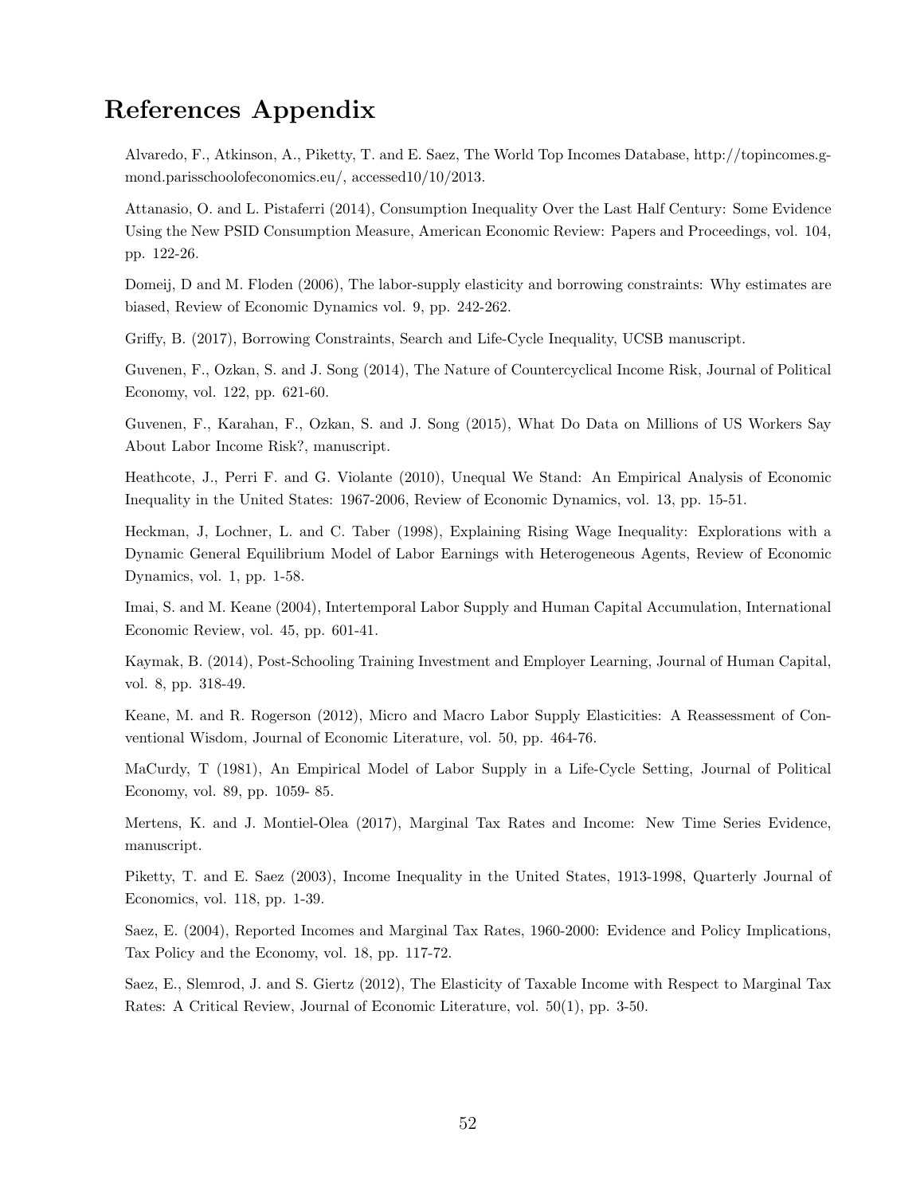# References Appendix

Alvaredo, F., Atkinson, A., Piketty, T. and E. Saez, The World Top Incomes Database, http://topincomes.g-mond.parisschoolofeconomics.eu/, accessed10/10/2013.

Attanasio, O. and L. Pistaferri (2014), Consumption Inequality Over the Last Half Century: Some Evidence Using the New PSID Consumption Measure, American Economic Review: Papers and Proceedings, vol. 104, pp. 122-26.

Domeij, D and M. Floden (2006), The labor-supply elasticity and borrowing constraints: Why estimates are biased, Review of Economic Dynamics vol. 9, pp. 242-262.

Griffy, B. (2017), Borrowing Constraints, Search and Life-Cycle Inequality, UCSB manuscript.

Guvenen, F., Ozkan, S. and J. Song (2014), The Nature of Countercyclical Income Risk, Journal of Political Economy, vol. 122, pp. 621-60.

Guvenen, F., Karahan, F., Ozkan, S. and J. Song (2015), What Do Data on Millions of US Workers Say About Labor Income Risk?, manuscript.

Heathcote, J., Perri F. and G. Violante (2010), Unequal We Stand: An Empirical Analysis of Economic Inequality in the United States: 1967-2006, Review of Economic Dynamics, vol. 13, pp. 15-51.

Heckman, J, Lochner, L. and C. Taber (1998), Explaining Rising Wage Inequality: Explorations with a Dynamic General Equilibrium Model of Labor Earnings with Heterogeneous Agents, Review of Economic Dynamics, vol. 1, pp. 1-58.

Imai, S. and M. Keane (2004), Intertemporal Labor Supply and Human Capital Accumulation, International Economic Review, vol. 45, pp. 601-41.

Kaymak, B. (2014), Post-Schooling Training Investment and Employer Learning, Journal of Human Capital, vol. 8, pp. 318-49.

Keane, M. and R. Rogerson (2012), Micro and Macro Labor Supply Elasticities: A Reassessment of Conventional Wisdom, Journal of Economic Literature, vol. 50, pp. 464-76.

MaCurdy, T (1981), An Empirical Model of Labor Supply in a Life-Cycle Setting, Journal of Political Economy, vol. 89, pp. 1059- 85.

Mertens, K. and J. Montiel-Olea (2017), Marginal Tax Rates and Income: New Time Series Evidence, manuscript.

Piketty, T. and E. Saez (2003), Income Inequality in the United States, 1913-1998, Quarterly Journal of Economics, vol. 118, pp. 1-39.

Saez, E. (2004), Reported Incomes and Marginal Tax Rates, 1960-2000: Evidence and Policy Implications, Tax Policy and the Economy, vol. 18, pp. 117-72.

Saez, E., Slemrod, J. and S. Giertz (2012), The Elasticity of Taxable Income with Respect to Marginal Tax Rates: A Critical Review, Journal of Economic Literature, vol. 50(1), pp. 3-50.